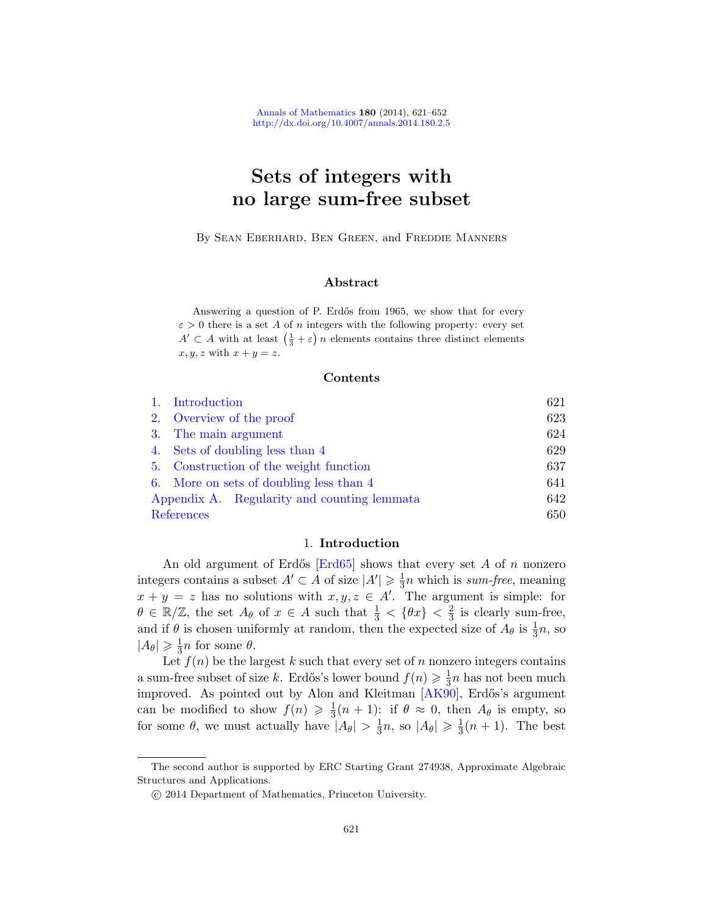# Sets of integers with no large sum-free subset

By Sean Eberhard, Ben Green, and Freddie Manners

## Abstract

Answering a question of P. Erdős from 1965, we show that for every $\varepsilon > 0$ there is a set $A$ of $n$ integers with the following property: every set $A' \subset A$ with at least $\left(\frac{1}{3} + \varepsilon\right) n$ elements contains three distinct elements $x, y, z$ with $x + y = z$.

## Contents

| | |
|---|---|
| 1. Introduction | 621 |
| 2. Overview of the proof | 623 |
| 3. The main argument | 624 |
| 4. Sets of doubling less than 4 | 629 |
| 5. Construction of the weight function | 637 |
| 6. More on sets of doubling less than 4 | 641 |
| Appendix A. Regularity and counting lemmata | 642 |
| References | 650 |

## 1. Introduction

An old argument of Erdős [Erd65] shows that every set $A$ of $n$ nonzero integers contains a subset $A' \subset A$ of size $|A'| \geqslant \frac{1}{3}n$ which is *sum-free*, meaning $x + y = z$ has no solutions with $x, y, z \in A'$. The argument is simple: for $\theta \in \mathbb{R}/\mathbb{Z}$, the set $A_\theta$ of $x \in A$ such that $\frac{1}{3} < \{\theta x\} < \frac{2}{3}$ is clearly sum-free, and if $\theta$ is chosen uniformly at random, then the expected size of $A_\theta$ is $\frac{1}{3}n$, so $|A_\theta| \geqslant \frac{1}{3}n$ for some $\theta$.

Let $f(n)$ be the largest $k$ such that every set of $n$ nonzero integers contains a sum-free subset of size $k$. Erdős's lower bound $f(n) \geqslant \frac{1}{3}n$ has not been much improved. As pointed out by Alon and Kleitman [AK90], Erdős's argument can be modified to show $f(n) \geqslant \frac{1}{3}(n+1)$: if $\theta \approx 0$, then $A_\theta$ is empty, so for some $\theta$, we must actually have $|A_\theta| > \frac{1}{3}n$, so $|A_\theta| \geqslant \frac{1}{3}(n+1)$. The best

The second author is supported by ERC Starting Grant 274938, Approximate Algebraic Structures and Applications.

© 2014 Department of Mathematics, Princeton University.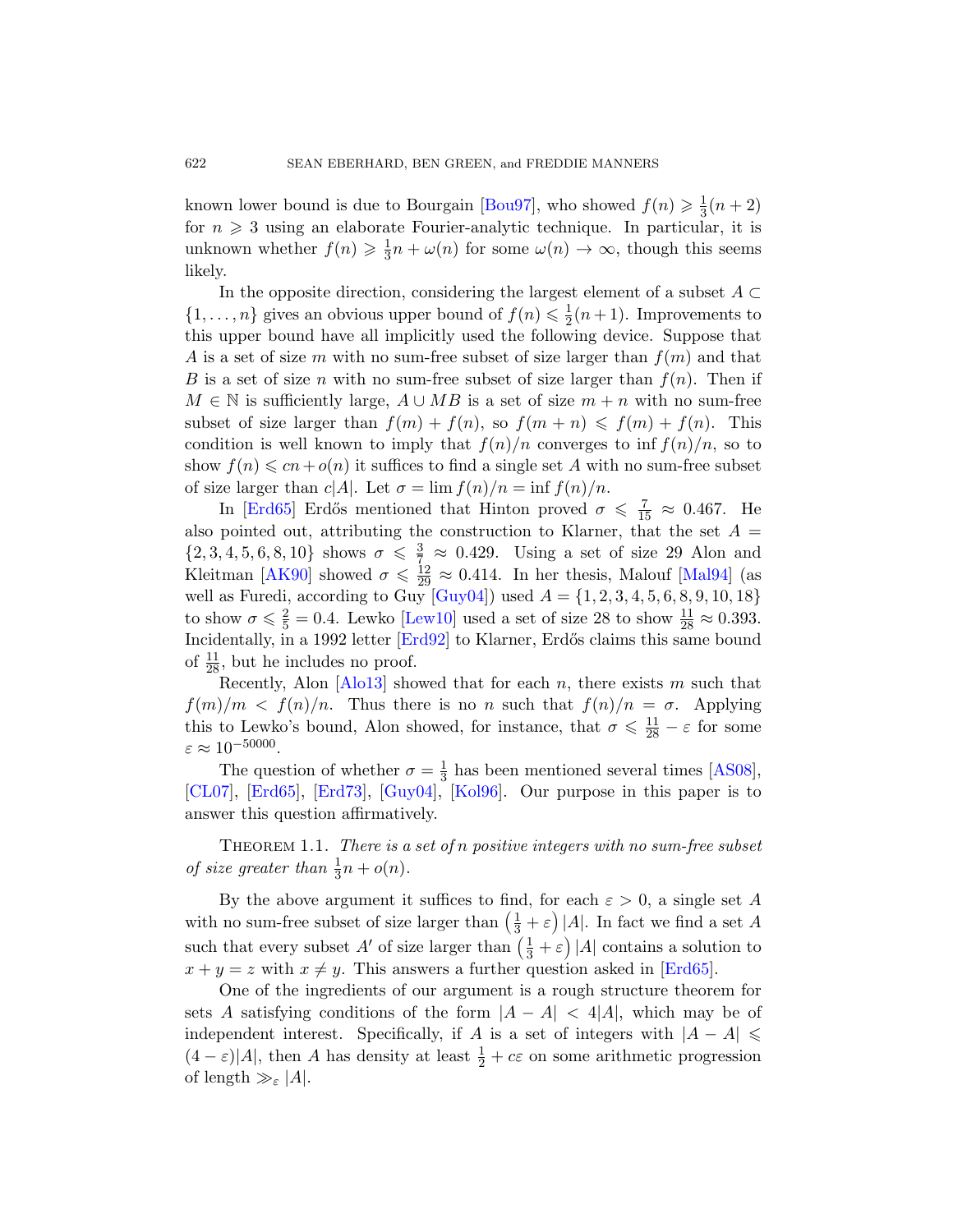known lower bound is due to Bourgain [Bou97], who showed $f(n) \geqslant \frac{1}{3}(n+2)$ for $n \geqslant 3$ using an elaborate Fourier-analytic technique. In particular, it is unknown whether $f(n) \geqslant \frac{1}{3}n + \omega(n)$ for some $\omega(n) \to \infty$, though this seems likely.

In the opposite direction, considering the largest element of a subset $A \subset \{1, \ldots, n\}$ gives an obvious upper bound of $f(n) \leqslant \frac{1}{2}(n+1)$. Improvements to this upper bound have all implicitly used the following device. Suppose that $A$ is a set of size $m$ with no sum-free subset of size larger than $f(m)$ and that $B$ is a set of size $n$ with no sum-free subset of size larger than $f(n)$. Then if $M \in \mathbb{N}$ is sufficiently large, $A \cup MB$ is a set of size $m+n$ with no sum-free subset of size larger than $f(m) + f(n)$, so $f(m+n) \leqslant f(m) + f(n)$. This condition is well known to imply that $f(n)/n$ converges to $\inf f(n)/n$, so to show $f(n) \leqslant cn + o(n)$ it suffices to find a single set $A$ with no sum-free subset of size larger than $c|A|$. Let $\sigma = \lim f(n)/n = \inf f(n)/n$.

In [Erd65] Erdős mentioned that Hinton proved $\sigma \leqslant \frac{7}{15} \approx 0.467$. He also pointed out, attributing the construction to Klarner, that the set $A = \{2, 3, 4, 5, 6, 8, 10\}$ shows $\sigma \leqslant \frac{3}{7} \approx 0.429$. Using a set of size 29 Alon and Kleitman [AK90] showed $\sigma \leqslant \frac{12}{29} \approx 0.414$. In her thesis, Malouf [Mal94] (as well as Furedi, according to Guy [Guy04]) used $A = \{1, 2, 3, 4, 5, 6, 8, 9, 10, 18\}$ to show $\sigma \leqslant \frac{2}{5} = 0.4$. Lewko [Lew10] used a set of size 28 to show $\frac{11}{28} \approx 0.393$. Incidentally, in a 1992 letter [Erd92] to Klarner, Erdős claims this same bound of $\frac{11}{28}$, but he includes no proof.

Recently, Alon [Alo13] showed that for each $n$, there exists $m$ such that $f(m)/m < f(n)/n$. Thus there is no $n$ such that $f(n)/n = \sigma$. Applying this to Lewko's bound, Alon showed, for instance, that $\sigma \leqslant \frac{11}{28} - \varepsilon$ for some $\varepsilon \approx 10^{-50000}$.

The question of whether $\sigma = \frac{1}{3}$ has been mentioned several times [AS08], [CL07], [Erd65], [Erd73], [Guy04], [Kol96]. Our purpose in this paper is to answer this question affirmatively.

Theorem 1.1. *There is a set of $n$ positive integers with no sum-free subset of size greater than $\frac{1}{3}n + o(n)$.*

By the above argument it suffices to find, for each $\varepsilon > 0$, a single set $A$ with no sum-free subset of size larger than $\left(\frac{1}{3} + \varepsilon\right)|A|$. In fact we find a set $A$ such that every subset $A'$ of size larger than $\left(\frac{1}{3} + \varepsilon\right)|A|$ contains a solution to $x + y = z$ with $x \neq y$. This answers a further question asked in [Erd65].

One of the ingredients of our argument is a rough structure theorem for sets $A$ satisfying conditions of the form $|A - A| < 4|A|$, which may be of independent interest. Specifically, if $A$ is a set of integers with $|A - A| \leqslant (4 - \varepsilon)|A|$, then $A$ has density at least $\frac{1}{2} + c\varepsilon$ on some arithmetic progression of length $\gg_\varepsilon |A|$.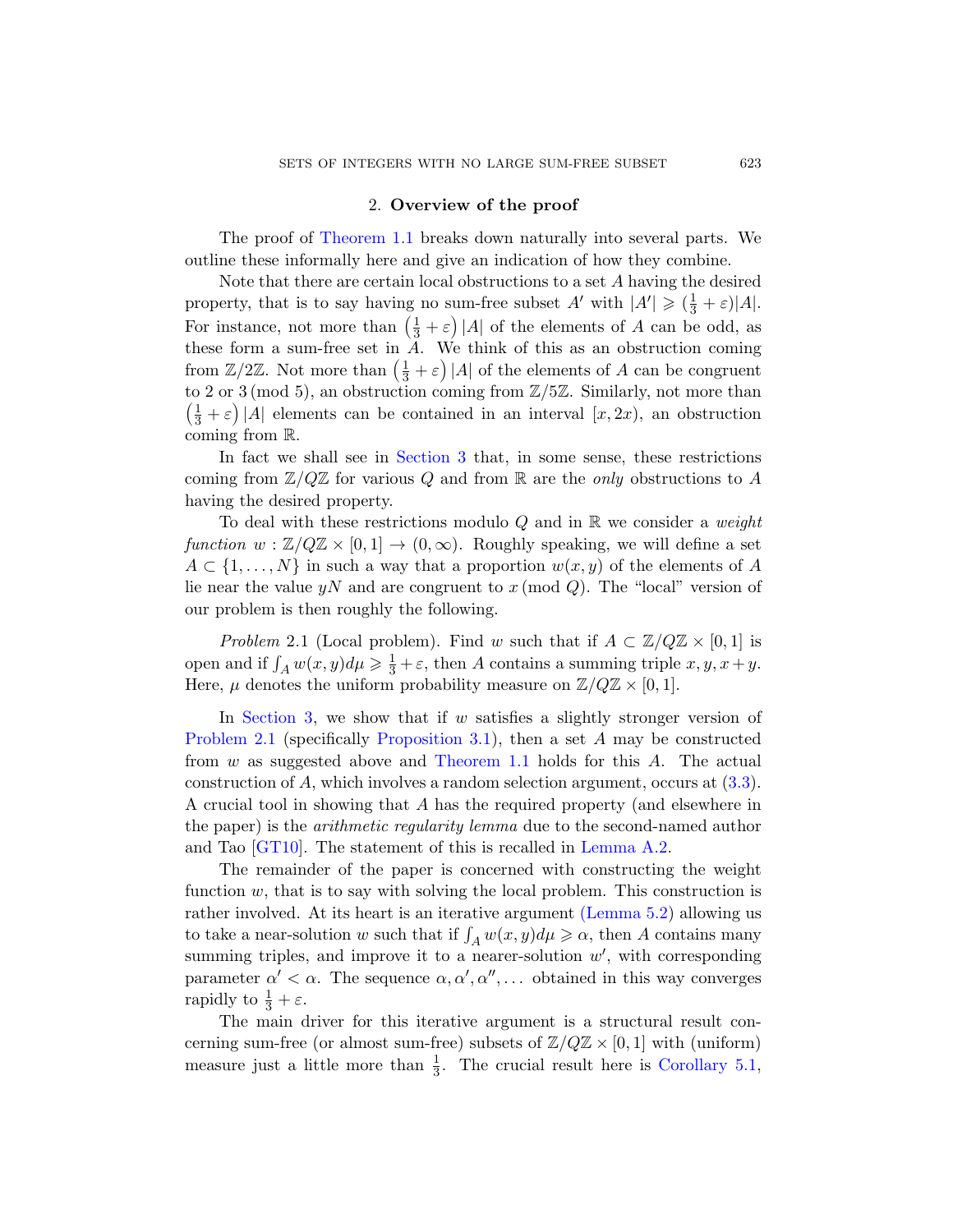## 2. **Overview of the proof**

The proof of Theorem 1.1 breaks down naturally into several parts. We outline these informally here and give an indication of how they combine.

Note that there are certain local obstructions to a set $A$ having the desired property, that is to say having no sum-free subset $A'$ with $|A'| \geqslant (\frac{1}{3} + \varepsilon)|A|$. For instance, not more than $\left(\frac{1}{3} + \varepsilon\right)|A|$ of the elements of $A$ can be odd, as these form a sum-free set in $A$. We think of this as an obstruction coming from $\mathbb{Z}/2\mathbb{Z}$. Not more than $\left(\frac{1}{3} + \varepsilon\right)|A|$ of the elements of $A$ can be congruent to 2 or 3 (mod 5), an obstruction coming from $\mathbb{Z}/5\mathbb{Z}$. Similarly, not more than $\left(\frac{1}{3} + \varepsilon\right)|A|$ elements can be contained in an interval $[x, 2x)$, an obstruction coming from $\mathbb{R}$.

In fact we shall see in Section 3 that, in some sense, these restrictions coming from $\mathbb{Z}/Q\mathbb{Z}$ for various $Q$ and from $\mathbb{R}$ are the *only* obstructions to $A$ having the desired property.

To deal with these restrictions modulo $Q$ and in $\mathbb{R}$ we consider a *weight function* $w : \mathbb{Z}/Q\mathbb{Z} \times [0, 1] \to (0, \infty)$. Roughly speaking, we will define a set $A \subset \{1, \ldots, N\}$ in such a way that a proportion $w(x, y)$ of the elements of $A$ lie near the value $yN$ and are congruent to $x$ (mod $Q$). The "local" version of our problem is then roughly the following.

*Problem* 2.1 (Local problem). Find $w$ such that if $A \subset \mathbb{Z}/Q\mathbb{Z} \times [0, 1]$ is open and if $\int_A w(x, y) d\mu \geqslant \frac{1}{3} + \varepsilon$, then $A$ contains a summing triple $x, y, x + y$. Here, $\mu$ denotes the uniform probability measure on $\mathbb{Z}/Q\mathbb{Z} \times [0, 1]$.

In Section 3, we show that if $w$ satisfies a slightly stronger version of Problem 2.1 (specifically Proposition 3.1), then a set $A$ may be constructed from $w$ as suggested above and Theorem 1.1 holds for this $A$. The actual construction of $A$, which involves a random selection argument, occurs at (3.3). A crucial tool in showing that $A$ has the required property (and elsewhere in the paper) is the *arithmetic regularity lemma* due to the second-named author and Tao [GT10]. The statement of this is recalled in Lemma A.2.

The remainder of the paper is concerned with constructing the weight function $w$, that is to say with solving the local problem. This construction is rather involved. At its heart is an iterative argument (Lemma 5.2) allowing us to take a near-solution $w$ such that if $\int_A w(x, y) d\mu \geqslant \alpha$, then $A$ contains many summing triples, and improve it to a nearer-solution $w'$, with corresponding parameter $\alpha' < \alpha$. The sequence $\alpha, \alpha', \alpha'', \ldots$ obtained in this way converges rapidly to $\frac{1}{3} + \varepsilon$.

The main driver for this iterative argument is a structural result concerning sum-free (or almost sum-free) subsets of $\mathbb{Z}/Q\mathbb{Z} \times [0, 1]$ with (uniform) measure just a little more than $\frac{1}{3}$. The crucial result here is Corollary 5.1,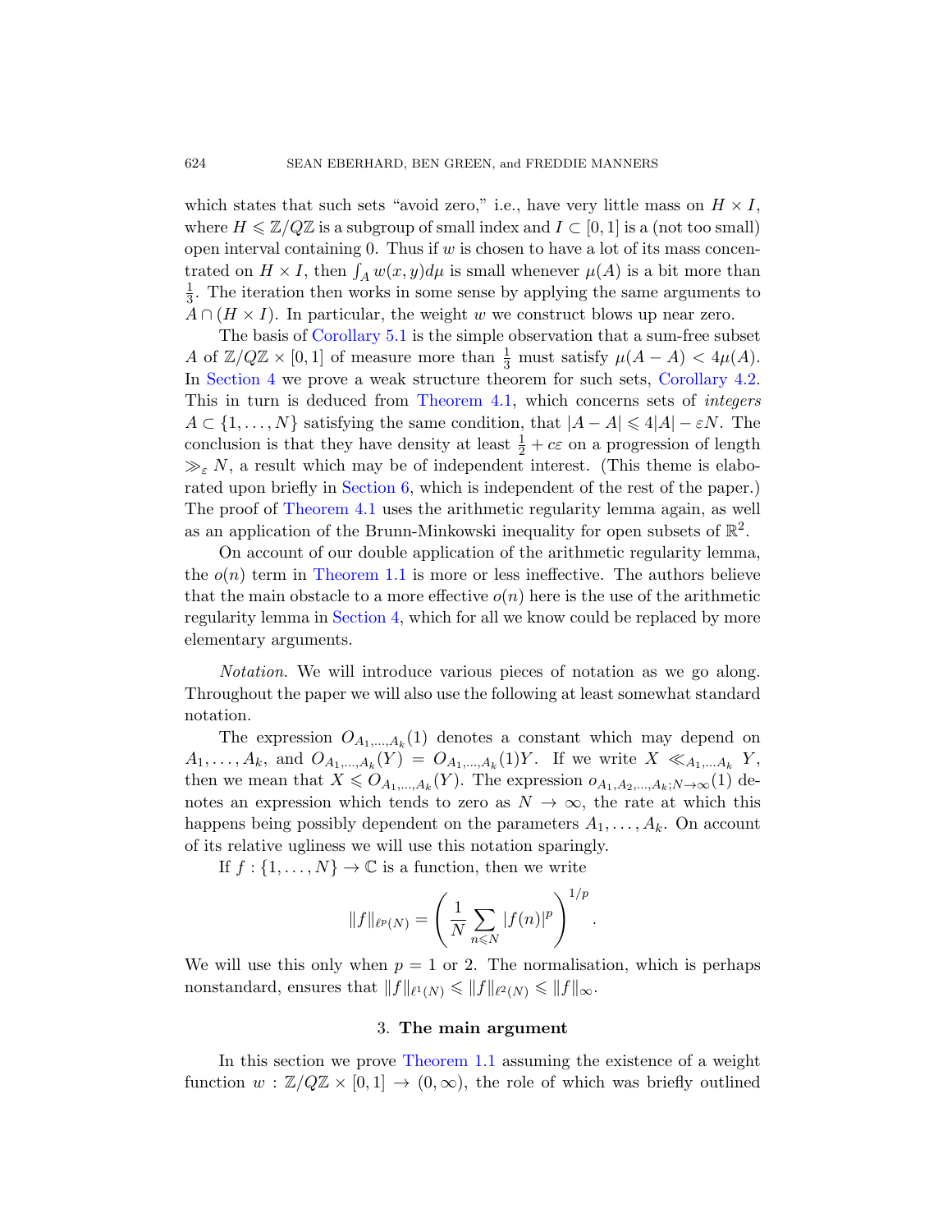which states that such sets "avoid zero," i.e., have very little mass on $H \times I$, where $H \leqslant \mathbb{Z}/Q\mathbb{Z}$ is a subgroup of small index and $I \subset [0,1]$ is a (not too small) open interval containing 0. Thus if $w$ is chosen to have a lot of its mass concentrated on $H \times I$, then $\int_A w(x,y) d\mu$ is small whenever $\mu(A)$ is a bit more than $\frac{1}{3}$. The iteration then works in some sense by applying the same arguments to $A \cap (H \times I)$. In particular, the weight $w$ we construct blows up near zero.

The basis of Corollary 5.1 is the simple observation that a sum-free subset $A$ of $\mathbb{Z}/Q\mathbb{Z} \times [0,1]$ of measure more than $\frac{1}{3}$ must satisfy $\mu(A - A) < 4\mu(A)$. In Section 4 we prove a weak structure theorem for such sets, Corollary 4.2. This in turn is deduced from Theorem 4.1, which concerns sets of *integers* $A \subset \{1, \dots, N\}$ satisfying the same condition, that $|A - A| \leqslant 4|A| - \varepsilon N$. The conclusion is that they have density at least $\frac{1}{2} + c\varepsilon$ on a progression of length $\gg_\varepsilon N$, a result which may be of independent interest. (This theme is elaborated upon briefly in Section 6, which is independent of the rest of the paper.) The proof of Theorem 4.1 uses the arithmetic regularity lemma again, as well as an application of the Brunn-Minkowski inequality for open subsets of $\mathbb{R}^2$.

On account of our double application of the arithmetic regularity lemma, the $o(n)$ term in Theorem 1.1 is more or less ineffective. The authors believe that the main obstacle to a more effective $o(n)$ here is the use of the arithmetic regularity lemma in Section 4, which for all we know could be replaced by more elementary arguments.

*Notation.* We will introduce various pieces of notation as we go along. Throughout the paper we will also use the following at least somewhat standard notation.

The expression $O_{A_1,\dots,A_k}(1)$ denotes a constant which may depend on $A_1, \dots, A_k$, and $O_{A_1,\dots,A_k}(Y) = O_{A_1,\dots,A_k}(1)Y$. If we write $X \ll_{A_1,\dots A_k} Y$, then we mean that $X \leqslant O_{A_1,\dots,A_k}(Y)$. The expression $o_{A_1,A_2,\dots,A_k;N\to\infty}(1)$ denotes an expression which tends to zero as $N \to \infty$, the rate at which this happens being possibly dependent on the parameters $A_1, \dots, A_k$. On account of its relative ugliness we will use this notation sparingly.

If $f : \{1, \dots, N\} \to \mathbb{C}$ is a function, then we write

$$\|f\|_{\ell^p(N)} = \left( \frac{1}{N} \sum_{n \leqslant N} |f(n)|^p \right)^{1/p}.$$

We will use this only when $p = 1$ or 2. The normalisation, which is perhaps nonstandard, ensures that $\|f\|_{\ell^1(N)} \leqslant \|f\|_{\ell^2(N)} \leqslant \|f\|_\infty$.

## 3. The main argument

In this section we prove Theorem 1.1 assuming the existence of a weight function $w : \mathbb{Z}/Q\mathbb{Z} \times [0,1] \to (0,\infty)$, the role of which was briefly outlined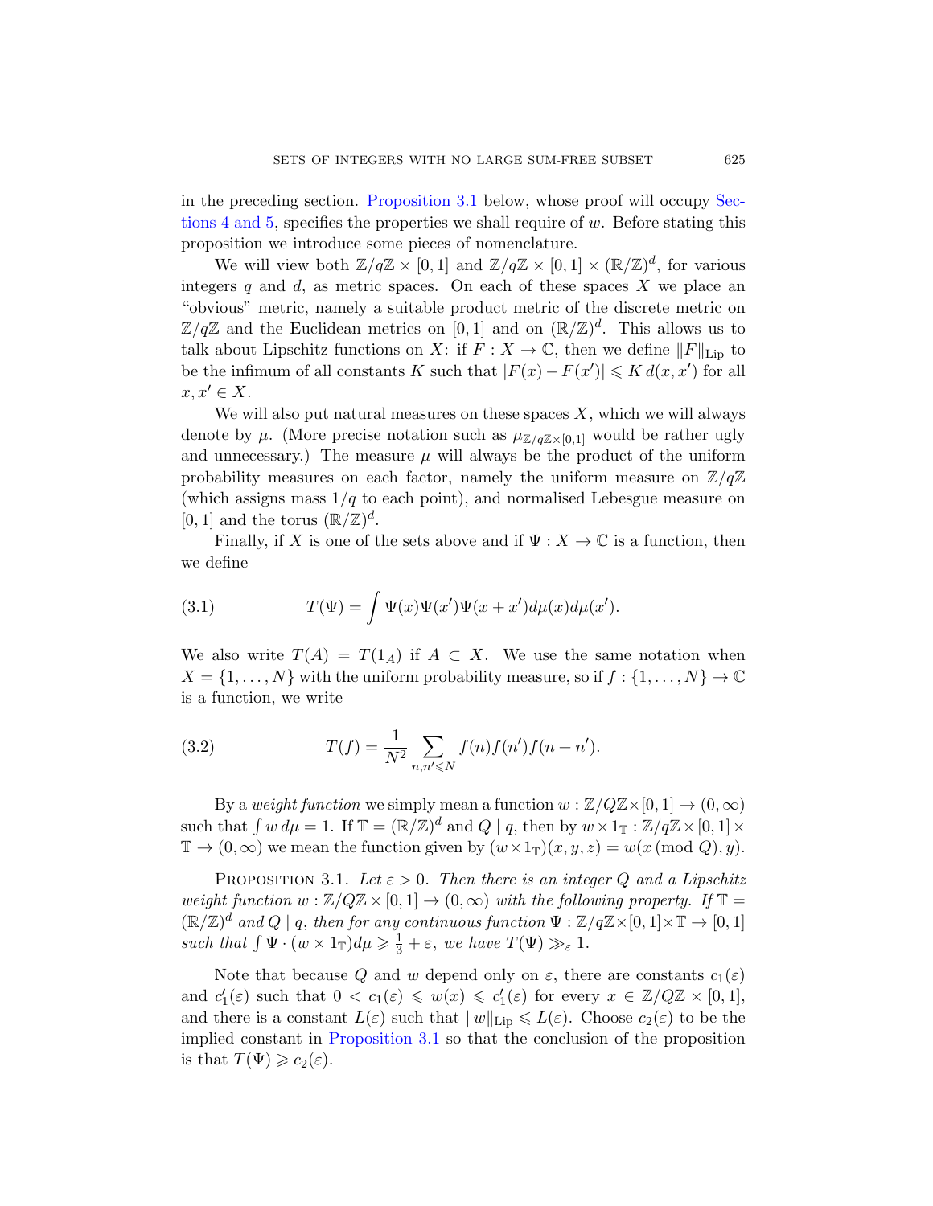in the preceding section. Proposition 3.1 below, whose proof will occupy Sections 4 and 5, specifies the properties we shall require of $w$. Before stating this proposition we introduce some pieces of nomenclature.

We will view both $\mathbb{Z}/q\mathbb{Z} \times [0,1]$ and $\mathbb{Z}/q\mathbb{Z} \times [0,1] \times (\mathbb{R}/\mathbb{Z})^d$, for various integers $q$ and $d$, as metric spaces. On each of these spaces $X$ we place an "obvious" metric, namely a suitable product metric of the discrete metric on $\mathbb{Z}/q\mathbb{Z}$ and the Euclidean metrics on $[0,1]$ and on $(\mathbb{R}/\mathbb{Z})^d$. This allows us to talk about Lipschitz functions on $X$: if $F : X \to \mathbb{C}$, then we define $\|F\|_{\mathrm{Lip}}$ to be the infimum of all constants $K$ such that $|F(x) - F(x')| \leqslant K\, d(x,x')$ for all $x, x' \in X$.

We will also put natural measures on these spaces $X$, which we will always denote by $\mu$. (More precise notation such as $\mu_{\mathbb{Z}/q\mathbb{Z}\times[0,1]}$ would be rather ugly and unnecessary.) The measure $\mu$ will always be the product of the uniform probability measures on each factor, namely the uniform measure on $\mathbb{Z}/q\mathbb{Z}$ (which assigns mass $1/q$ to each point), and normalised Lebesgue measure on $[0,1]$ and the torus $(\mathbb{R}/\mathbb{Z})^d$.

Finally, if $X$ is one of the sets above and if $\Psi : X \to \mathbb{C}$ is a function, then we define

$$T(\Psi) = \int \Psi(x)\Psi(x')\Psi(x+x')d\mu(x)d\mu(x'). \tag{3.1}$$

We also write $T(A) = T(1_A)$ if $A \subset X$. We use the same notation when $X = \{1, \ldots, N\}$ with the uniform probability measure, so if $f : \{1, \ldots, N\} \to \mathbb{C}$ is a function, we write

$$T(f) = \frac{1}{N^2} \sum_{n,n' \leqslant N} f(n)f(n')f(n+n'). \tag{3.2}$$

By a *weight function* we simply mean a function $w : \mathbb{Z}/Q\mathbb{Z}\times[0,1] \to (0,\infty)$ such that $\int w\, d\mu = 1$. If $\mathbb{T} = (\mathbb{R}/\mathbb{Z})^d$ and $Q \mid q$, then by $w \times 1_{\mathbb{T}} : \mathbb{Z}/q\mathbb{Z} \times [0,1] \times \mathbb{T} \to (0,\infty)$ we mean the function given by $(w \times 1_{\mathbb{T}})(x,y,z) = w(x \,(\mathrm{mod}\ Q), y)$.

Proposition 3.1. *Let $\varepsilon > 0$. Then there is an integer $Q$ and a Lipschitz weight function $w : \mathbb{Z}/Q\mathbb{Z} \times [0,1] \to (0,\infty)$ with the following property. If $\mathbb{T} = (\mathbb{R}/\mathbb{Z})^d$ and $Q \mid q$, then for any continuous function $\Psi : \mathbb{Z}/q\mathbb{Z}\times[0,1]\times\mathbb{T} \to [0,1]$ such that $\int \Psi \cdot (w \times 1_{\mathbb{T}})d\mu \geqslant \frac{1}{3} + \varepsilon$, we have $T(\Psi) \gg_\varepsilon 1$.*

Note that because $Q$ and $w$ depend only on $\varepsilon$, there are constants $c_1(\varepsilon)$ and $c_1'(\varepsilon)$ such that $0 < c_1(\varepsilon) \leqslant w(x) \leqslant c_1'(\varepsilon)$ for every $x \in \mathbb{Z}/Q\mathbb{Z} \times [0,1]$, and there is a constant $L(\varepsilon)$ such that $\|w\|_{\mathrm{Lip}} \leqslant L(\varepsilon)$. Choose $c_2(\varepsilon)$ to be the implied constant in Proposition 3.1 so that the conclusion of the proposition is that $T(\Psi) \geqslant c_2(\varepsilon)$.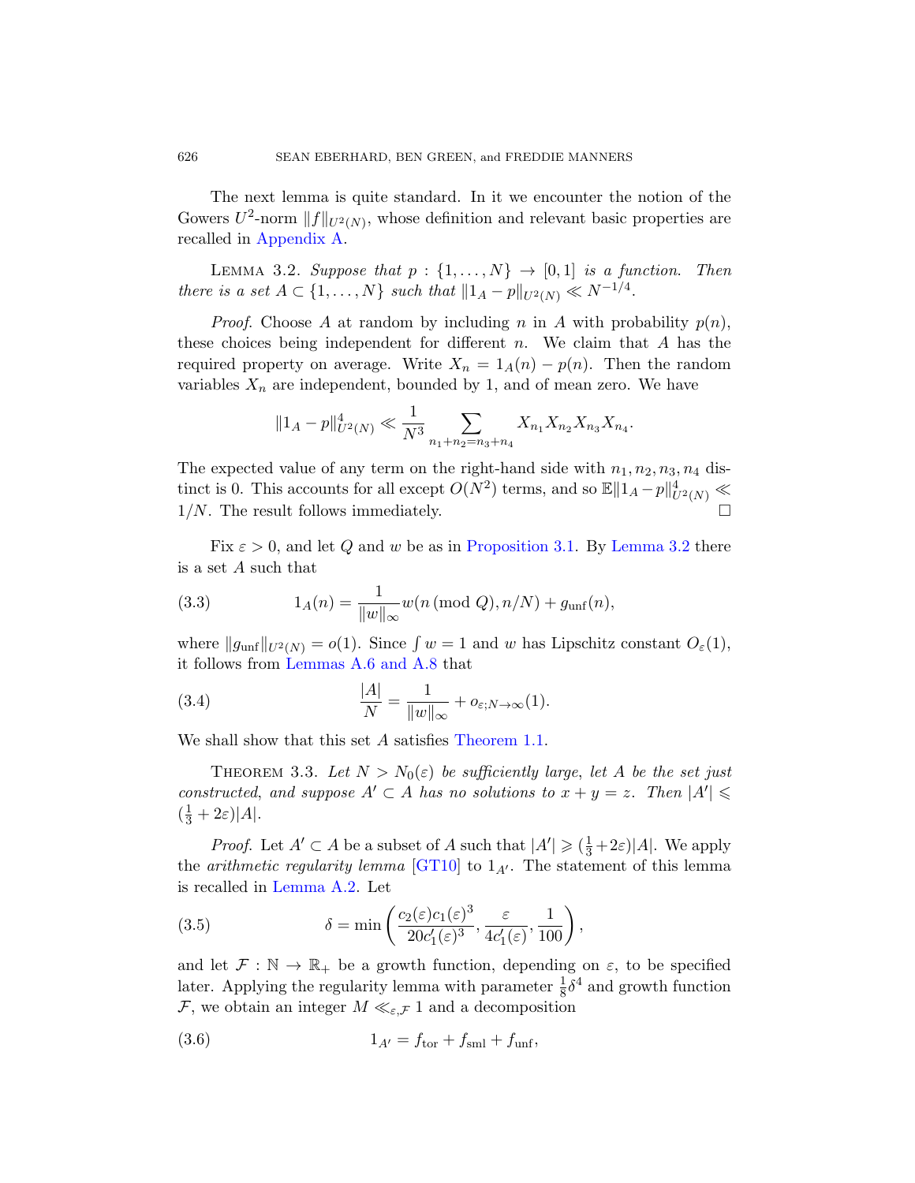The next lemma is quite standard. In it we encounter the notion of the Gowers $U^2$-norm $\|f\|_{U^2(N)}$, whose definition and relevant basic properties are recalled in Appendix A.

Lemma 3.2. *Suppose that $p : \{1, \dots, N\} \to [0, 1]$ is a function. Then there is a set $A \subset \{1, \dots, N\}$ such that $\|1_A - p\|_{U^2(N)} \ll N^{-1/4}$.*

*Proof.* Choose $A$ at random by including $n$ in $A$ with probability $p(n)$, these choices being independent for different $n$. We claim that $A$ has the required property on average. Write $X_n = 1_A(n) - p(n)$. Then the random variables $X_n$ are independent, bounded by 1, and of mean zero. We have

$$\|1_A - p\|^4_{U^2(N)} \ll \frac{1}{N^3} \sum_{n_1+n_2=n_3+n_4} X_{n_1} X_{n_2} X_{n_3} X_{n_4}.$$

The expected value of any term on the right-hand side with $n_1, n_2, n_3, n_4$ distinct is 0. This accounts for all except $O(N^2)$ terms, and so $\mathbb{E}\|1_A - p\|^4_{U^2(N)} \ll 1/N$. The result follows immediately. $\square$

Fix $\varepsilon > 0$, and let $Q$ and $w$ be as in Proposition 3.1. By Lemma 3.2 there is a set $A$ such that

$$1_A(n) = \frac{1}{\|w\|_\infty} w(n \,(\text{mod}\, Q), n/N) + g_{\text{unf}}(n), \tag{3.3}$$

where $\|g_{\text{unf}}\|_{U^2(N)} = o(1)$. Since $\int w = 1$ and $w$ has Lipschitz constant $O_\varepsilon(1)$, it follows from Lemmas A.6 and A.8 that

$$\frac{|A|}{N} = \frac{1}{\|w\|_\infty} + o_{\varepsilon; N\to\infty}(1). \tag{3.4}$$

We shall show that this set $A$ satisfies Theorem 1.1.

Theorem 3.3. *Let $N > N_0(\varepsilon)$ be sufficiently large, let $A$ be the set just constructed, and suppose $A' \subset A$ has no solutions to $x + y = z$. Then $|A'| \leqslant (\frac{1}{3} + 2\varepsilon)|A|$.*

*Proof.* Let $A' \subset A$ be a subset of $A$ such that $|A'| \geqslant (\frac{1}{3} + 2\varepsilon)|A|$. We apply the *arithmetic regularity lemma* [GT10] to $1_{A'}$. The statement of this lemma is recalled in Lemma A.2. Let

$$\delta = \min\left(\frac{c_2(\varepsilon)c_1(\varepsilon)^3}{20c_1'(\varepsilon)^3}, \frac{\varepsilon}{4c_1'(\varepsilon)}, \frac{1}{100}\right), \tag{3.5}$$

and let $\mathcal{F} : \mathbb{N} \to \mathbb{R}_+$ be a growth function, depending on $\varepsilon$, to be specified later. Applying the regularity lemma with parameter $\frac{1}{8}\delta^4$ and growth function $\mathcal{F}$, we obtain an integer $M \ll_{\varepsilon,\mathcal{F}} 1$ and a decomposition

$$1_{A'} = f_{\text{tor}} + f_{\text{sml}} + f_{\text{unf}}, \tag{3.6}$$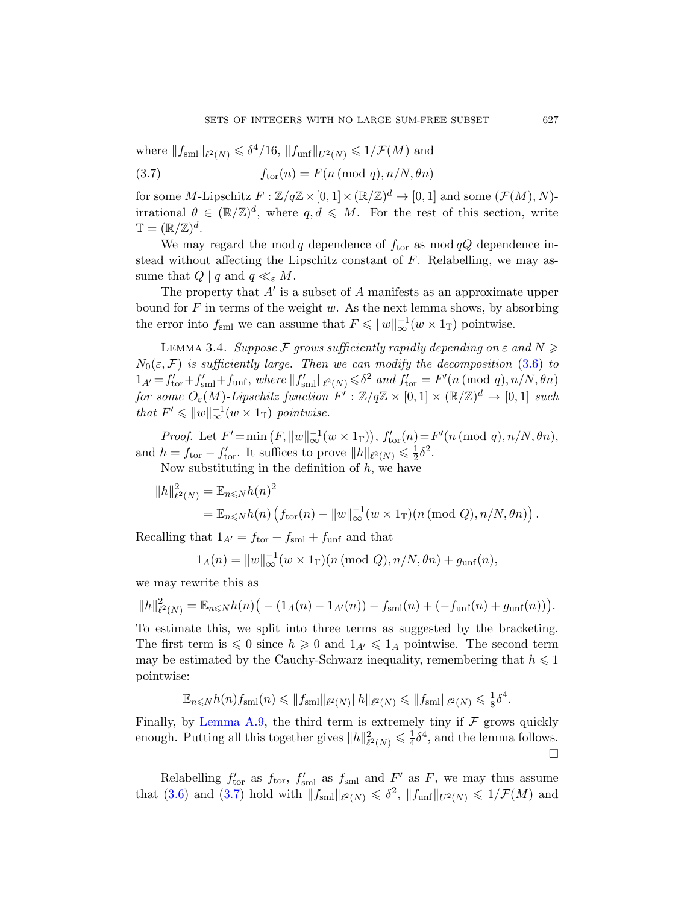where $\|f_{\mathrm{sml}}\|_{\ell^2(N)} \leqslant \delta^4/16$, $\|f_{\mathrm{unf}}\|_{U^2(N)} \leqslant 1/\mathcal{F}(M)$ and

$$f_{\mathrm{tor}}(n) = F(n \,(\mathrm{mod}\; q), n/N, \theta n) \tag{3.7}$$

for some $M$-Lipschitz $F : \mathbb{Z}/q\mathbb{Z} \times [0,1] \times (\mathbb{R}/\mathbb{Z})^d \to [0,1]$ and some $(\mathcal{F}(M), N)$-irrational $\theta \in (\mathbb{R}/\mathbb{Z})^d$, where $q, d \leqslant M$. For the rest of this section, write $\mathbb{T} = (\mathbb{R}/\mathbb{Z})^d$.

We may regard the mod $q$ dependence of $f_{\mathrm{tor}}$ as mod $qQ$ dependence instead without affecting the Lipschitz constant of $F$. Relabelling, we may assume that $Q \mid q$ and $q \ll_\varepsilon M$.

The property that $A'$ is a subset of $A$ manifests as an approximate upper bound for $F$ in terms of the weight $w$. As the next lemma shows, by absorbing the error into $f_{\mathrm{sml}}$ we can assume that $F \leqslant \|w\|_\infty^{-1}(w \times 1_{\mathbb{T}})$ pointwise.

Lemma 3.4. *Suppose $\mathcal{F}$ grows sufficiently rapidly depending on $\varepsilon$ and $N \geqslant N_0(\varepsilon, \mathcal{F})$ is sufficiently large. Then we can modify the decomposition (3.6) to $1_{A'} = f'_{\mathrm{tor}} + f'_{\mathrm{sml}} + f_{\mathrm{unf}}$, where $\|f'_{\mathrm{sml}}\|_{\ell^2(N)} \leqslant \delta^2$ and $f'_{\mathrm{tor}} = F'(n \,(\mathrm{mod}\; q), n/N, \theta n)$ for some $O_\varepsilon(M)$-Lipschitz function $F' : \mathbb{Z}/q\mathbb{Z} \times [0,1] \times (\mathbb{R}/\mathbb{Z})^d \to [0,1]$ such that $F' \leqslant \|w\|_\infty^{-1}(w \times 1_{\mathbb{T}})$ pointwise.*

*Proof.* Let $F' = \min\left(F, \|w\|_\infty^{-1}(w \times 1_{\mathbb{T}})\right)$, $f'_{\mathrm{tor}}(n) = F'(n \,(\mathrm{mod}\; q), n/N, \theta n)$, and $h = f_{\mathrm{tor}} - f'_{\mathrm{tor}}$. It suffices to prove $\|h\|_{\ell^2(N)} \leqslant \frac{1}{2}\delta^2$.

Now substituting in the definition of $h$, we have

$$\begin{aligned}
\|h\|^2_{\ell^2(N)} &= \mathbb{E}_{n \leqslant N} h(n)^2 \\
&= \mathbb{E}_{n \leqslant N} h(n) \left( f_{\mathrm{tor}}(n) - \|w\|_\infty^{-1}(w \times 1_{\mathbb{T}})(n \,(\mathrm{mod}\; Q), n/N, \theta n) \right).
\end{aligned}$$

Recalling that $1_{A'} = f_{\mathrm{tor}} + f_{\mathrm{sml}} + f_{\mathrm{unf}}$ and that

$$1_A(n) = \|w\|_\infty^{-1}(w \times 1_{\mathbb{T}})(n \,(\mathrm{mod}\; Q), n/N, \theta n) + g_{\mathrm{unf}}(n),$$

we may rewrite this as

$$\|h\|^2_{\ell^2(N)} = \mathbb{E}_{n \leqslant N} h(n) \Big( -(1_A(n) - 1_{A'}(n)) - f_{\mathrm{sml}}(n) + (-f_{\mathrm{unf}}(n) + g_{\mathrm{unf}}(n)) \Big).$$

To estimate this, we split into three terms as suggested by the bracketing. The first term is $\leqslant 0$ since $h \geqslant 0$ and $1_{A'} \leqslant 1_A$ pointwise. The second term may be estimated by the Cauchy-Schwarz inequality, remembering that $h \leqslant 1$ pointwise:

$$\mathbb{E}_{n \leqslant N} h(n) f_{\mathrm{sml}}(n) \leqslant \|f_{\mathrm{sml}}\|_{\ell^2(N)} \|h\|_{\ell^2(N)} \leqslant \|f_{\mathrm{sml}}\|_{\ell^2(N)} \leqslant \tfrac{1}{8}\delta^4.$$

Finally, by Lemma A.9, the third term is extremely tiny if $\mathcal{F}$ grows quickly enough. Putting all this together gives $\|h\|^2_{\ell^2(N)} \leqslant \frac{1}{4}\delta^4$, and the lemma follows. $\square$

Relabelling $f'_{\mathrm{tor}}$ as $f_{\mathrm{tor}}$, $f'_{\mathrm{sml}}$ as $f_{\mathrm{sml}}$ and $F'$ as $F$, we may thus assume that (3.6) and (3.7) hold with $\|f_{\mathrm{sml}}\|_{\ell^2(N)} \leqslant \delta^2$, $\|f_{\mathrm{unf}}\|_{U^2(N)} \leqslant 1/\mathcal{F}(M)$ and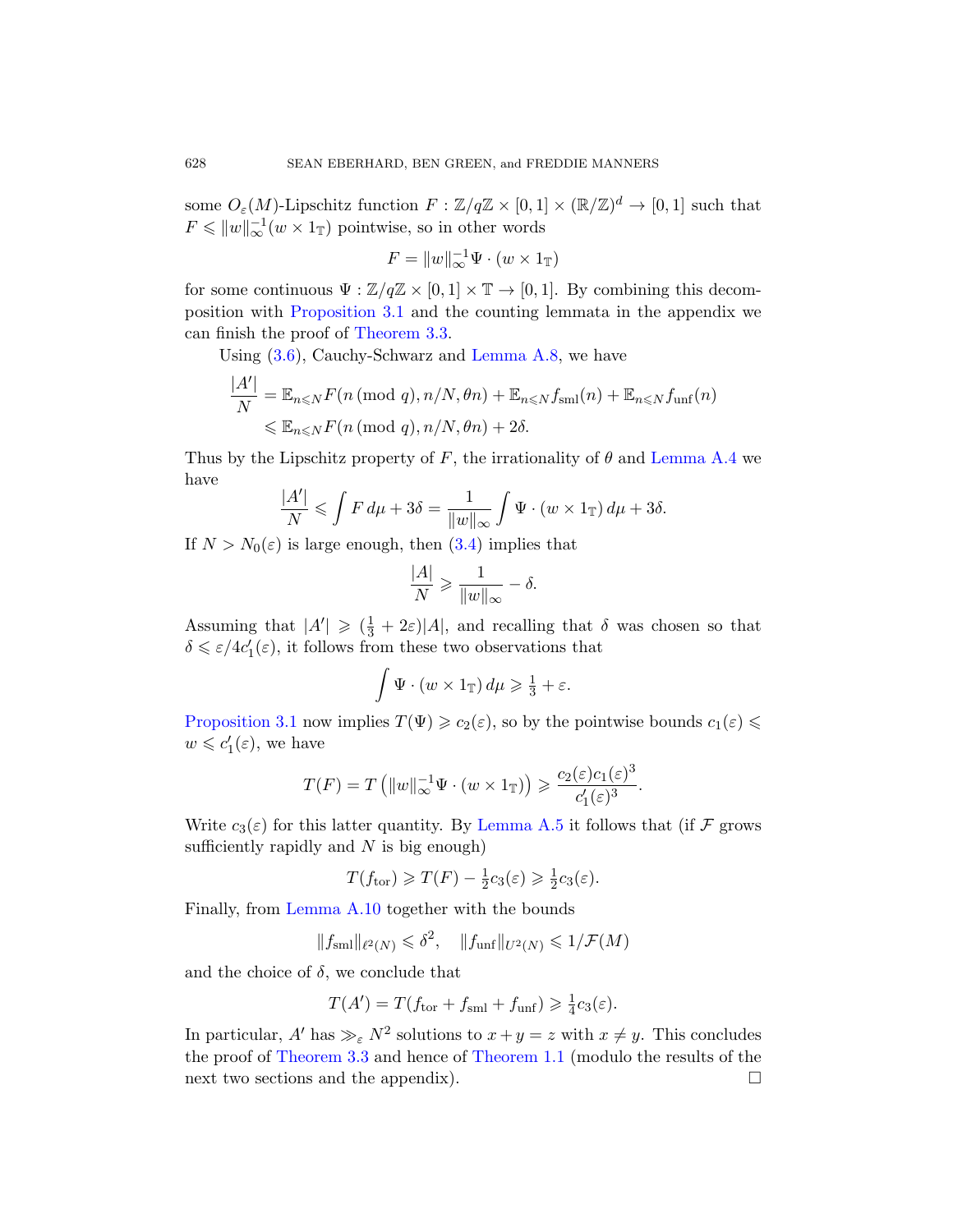some $O_\varepsilon(M)$-Lipschitz function $F : \mathbb{Z}/q\mathbb{Z} \times [0,1] \times (\mathbb{R}/\mathbb{Z})^d \to [0,1]$ such that $F \leqslant \|w\|_\infty^{-1}(w \times 1_{\mathbb{T}})$ pointwise, so in other words

$$F = \|w\|_\infty^{-1} \Psi \cdot (w \times 1_{\mathbb{T}})$$

for some continuous $\Psi : \mathbb{Z}/q\mathbb{Z} \times [0,1] \times \mathbb{T} \to [0,1]$. By combining this decomposition with Proposition 3.1 and the counting lemmata in the appendix we can finish the proof of Theorem 3.3.

Using (3.6), Cauchy-Schwarz and Lemma A.8, we have

$$\begin{aligned}
\frac{|A'|}{N} &= \mathbb{E}_{n \leqslant N} F(n \,(\mathrm{mod}\; q), n/N, \theta n) + \mathbb{E}_{n \leqslant N} f_{\mathrm{sml}}(n) + \mathbb{E}_{n \leqslant N} f_{\mathrm{unf}}(n) \\
&\leqslant \mathbb{E}_{n \leqslant N} F(n \,(\mathrm{mod}\; q), n/N, \theta n) + 2\delta.
\end{aligned}$$

Thus by the Lipschitz property of $F$, the irrationality of $\theta$ and Lemma A.4 we have

$$\frac{|A'|}{N} \leqslant \int F \, d\mu + 3\delta = \frac{1}{\|w\|_\infty} \int \Psi \cdot (w \times 1_{\mathbb{T}}) \, d\mu + 3\delta.$$

If $N > N_0(\varepsilon)$ is large enough, then (3.4) implies that

$$\frac{|A|}{N} \geqslant \frac{1}{\|w\|_\infty} - \delta.$$

Assuming that $|A'| \geqslant (\frac{1}{3} + 2\varepsilon)|A|$, and recalling that $\delta$ was chosen so that $\delta \leqslant \varepsilon / 4c_1'(\varepsilon)$, it follows from these two observations that

$$\int \Psi \cdot (w \times 1_{\mathbb{T}}) \, d\mu \geqslant \tfrac{1}{3} + \varepsilon.$$

Proposition 3.1 now implies $T(\Psi) \geqslant c_2(\varepsilon)$, so by the pointwise bounds $c_1(\varepsilon) \leqslant w \leqslant c_1'(\varepsilon)$, we have

$$T(F) = T\left(\|w\|_\infty^{-1} \Psi \cdot (w \times 1_{\mathbb{T}})\right) \geqslant \frac{c_2(\varepsilon) c_1(\varepsilon)^3}{c_1'(\varepsilon)^3}.$$

Write $c_3(\varepsilon)$ for this latter quantity. By Lemma A.5 it follows that (if $\mathcal{F}$ grows sufficiently rapidly and $N$ is big enough)

$$T(f_{\mathrm{tor}}) \geqslant T(F) - \tfrac{1}{2} c_3(\varepsilon) \geqslant \tfrac{1}{2} c_3(\varepsilon).$$

Finally, from Lemma A.10 together with the bounds

$$\|f_{\mathrm{sml}}\|_{\ell^2(N)} \leqslant \delta^2, \quad \|f_{\mathrm{unf}}\|_{U^2(N)} \leqslant 1/\mathcal{F}(M)$$

and the choice of $\delta$, we conclude that

$$T(A') = T(f_{\mathrm{tor}} + f_{\mathrm{sml}} + f_{\mathrm{unf}}) \geqslant \tfrac{1}{4} c_3(\varepsilon).$$

In particular, $A'$ has $\gg_\varepsilon N^2$ solutions to $x + y = z$ with $x \neq y$. This concludes the proof of Theorem 3.3 and hence of Theorem 1.1 (modulo the results of the next two sections and the appendix). $\square$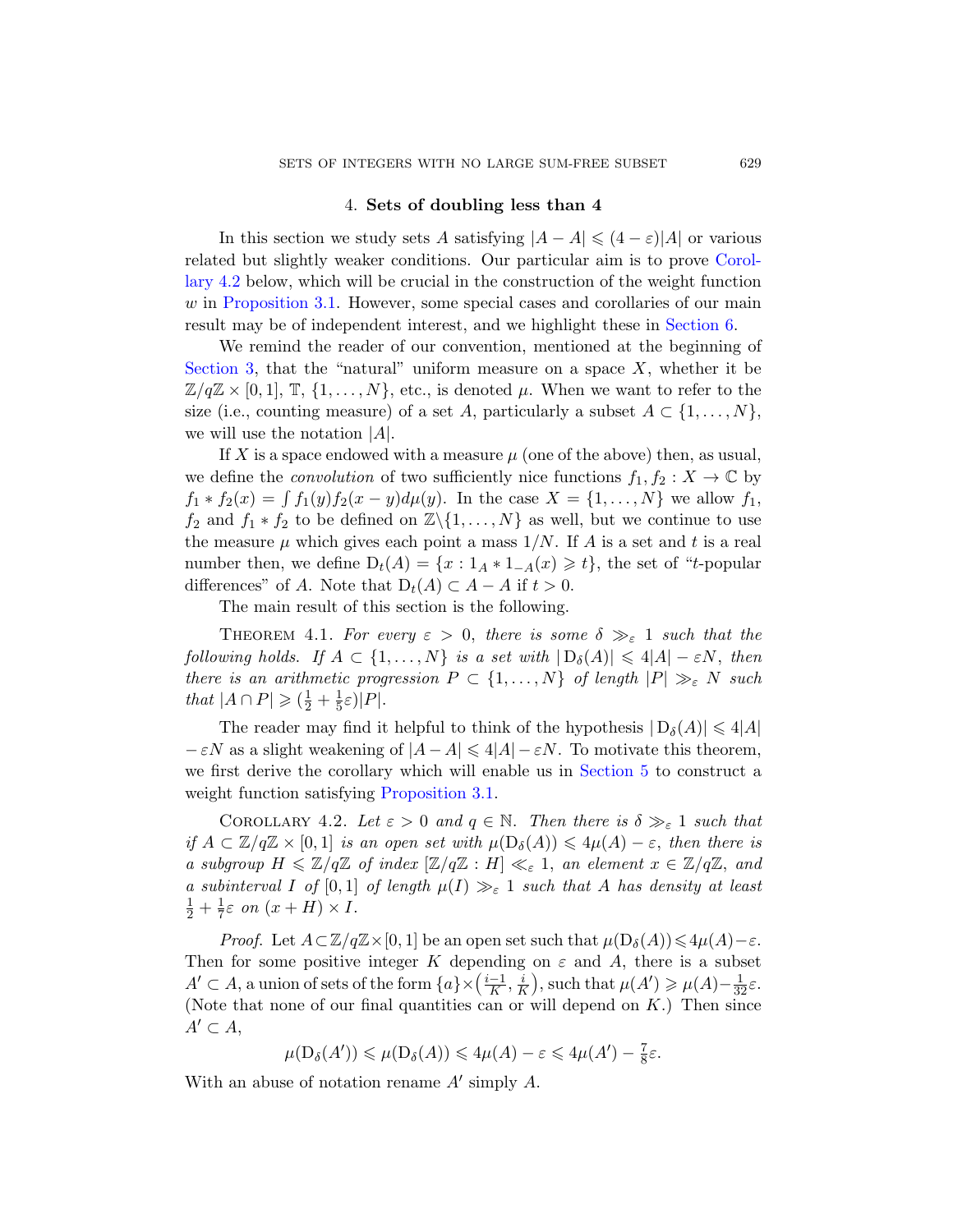## 4. Sets of doubling less than 4

In this section we study sets $A$ satisfying $|A - A| \leqslant (4 - \varepsilon)|A|$ or various related but slightly weaker conditions. Our particular aim is to prove Corollary 4.2 below, which will be crucial in the construction of the weight function $w$ in Proposition 3.1. However, some special cases and corollaries of our main result may be of independent interest, and we highlight these in Section 6.

We remind the reader of our convention, mentioned at the beginning of Section 3, that the "natural" uniform measure on a space $X$, whether it be $\mathbb{Z}/q\mathbb{Z} \times [0, 1]$, $\mathbb{T}$, $\{1, \ldots, N\}$, etc., is denoted $\mu$. When we want to refer to the size (i.e., counting measure) of a set $A$, particularly a subset $A \subset \{1, \ldots, N\}$, we will use the notation $|A|$.

If $X$ is a space endowed with a measure $\mu$ (one of the above) then, as usual, we define the *convolution* of two sufficiently nice functions $f_1, f_2 : X \to \mathbb{C}$ by $f_1 * f_2(x) = \int f_1(y) f_2(x - y) d\mu(y)$. In the case $X = \{1, \ldots, N\}$ we allow $f_1$, $f_2$ and $f_1 * f_2$ to be defined on $\mathbb{Z} \backslash \{1, \ldots, N\}$ as well, but we continue to use the measure $\mu$ which gives each point a mass $1/N$. If $A$ is a set and $t$ is a real number then, we define $\mathrm{D}_t(A) = \{x : 1_A * 1_{-A}(x) \geqslant t\}$, the set of "$t$-popular differences" of $A$. Note that $\mathrm{D}_t(A) \subset A - A$ if $t > 0$.

The main result of this section is the following.

Theorem 4.1. *For every $\varepsilon > 0$, there is some $\delta \gg_\varepsilon 1$ such that the following holds. If $A \subset \{1, \ldots, N\}$ is a set with $|\mathrm{D}_\delta(A)| \leqslant 4|A| - \varepsilon N$, then there is an arithmetic progression $P \subset \{1, \ldots, N\}$ of length $|P| \gg_\varepsilon N$ such that $|A \cap P| \geqslant (\frac{1}{2} + \frac{1}{5}\varepsilon)|P|$.*

The reader may find it helpful to think of the hypothesis $|\mathrm{D}_\delta(A)| \leqslant 4|A| - \varepsilon N$ as a slight weakening of $|A - A| \leqslant 4|A| - \varepsilon N$. To motivate this theorem, we first derive the corollary which will enable us in Section 5 to construct a weight function satisfying Proposition 3.1.

Corollary 4.2. *Let $\varepsilon > 0$ and $q \in \mathbb{N}$. Then there is $\delta \gg_\varepsilon 1$ such that if $A \subset \mathbb{Z}/q\mathbb{Z} \times [0, 1]$ is an open set with $\mu(\mathrm{D}_\delta(A)) \leqslant 4\mu(A) - \varepsilon$, then there is a subgroup $H \leqslant \mathbb{Z}/q\mathbb{Z}$ of index $[\mathbb{Z}/q\mathbb{Z} : H] \ll_\varepsilon 1$, an element $x \in \mathbb{Z}/q\mathbb{Z}$, and a subinterval $I$ of $[0, 1]$ of length $\mu(I) \gg_\varepsilon 1$ such that $A$ has density at least $\frac{1}{2} + \frac{1}{7}\varepsilon$ on $(x + H) \times I$.*

*Proof.* Let $A \subset \mathbb{Z}/q\mathbb{Z} \times [0, 1]$ be an open set such that $\mu(\mathrm{D}_\delta(A)) \leqslant 4\mu(A) - \varepsilon$. Then for some positive integer $K$ depending on $\varepsilon$ and $A$, there is a subset $A' \subset A$, a union of sets of the form $\{a\} \times \big(\frac{i-1}{K}, \frac{i}{K}\big)$, such that $\mu(A') \geqslant \mu(A) - \frac{1}{32}\varepsilon$. (Note that none of our final quantities can or will depend on $K$.) Then since $A' \subset A$,

$$\mu(\mathrm{D}_\delta(A')) \leqslant \mu(\mathrm{D}_\delta(A)) \leqslant 4\mu(A) - \varepsilon \leqslant 4\mu(A') - \tfrac{7}{8}\varepsilon.$$

With an abuse of notation rename $A'$ simply $A$.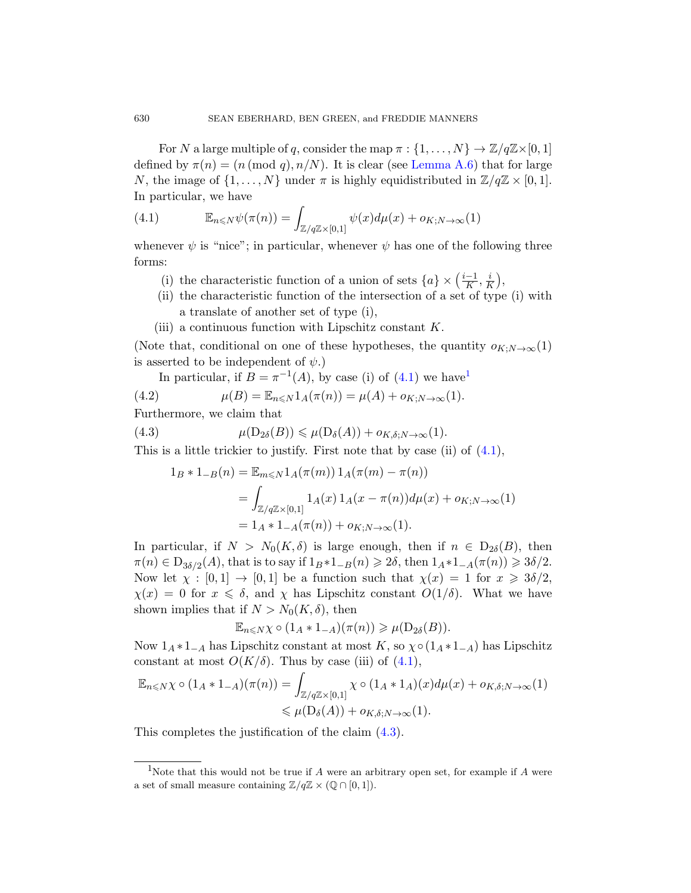For $N$ a large multiple of $q$, consider the map $\pi : \{1, \dots, N\} \to \mathbb{Z}/q\mathbb{Z} \times [0, 1]$ defined by $\pi(n) = (n \pmod q), n/N)$. It is clear (see Lemma A.6) that for large $N$, the image of $\{1, \dots, N\}$ under $\pi$ is highly equidistributed in $\mathbb{Z}/q\mathbb{Z} \times [0, 1]$. In particular, we have

$$\mathbb{E}_{n \leqslant N} \psi(\pi(n)) = \int_{\mathbb{Z}/q\mathbb{Z} \times [0,1]} \psi(x) d\mu(x) + o_{K;N\to\infty}(1) \tag{4.1}$$

whenever $\psi$ is "nice"; in particular, whenever $\psi$ has one of the following three forms:

(i) the characteristic function of a union of sets $\{a\} \times \left(\frac{i-1}{K}, \frac{i}{K}\right)$,

(ii) the characteristic function of the intersection of a set of type (i) with a translate of another set of type (i),

(iii) a continuous function with Lipschitz constant $K$.

(Note that, conditional on one of these hypotheses, the quantity $o_{K;N\to\infty}(1)$ is asserted to be independent of $\psi$.)

In particular, if $B = \pi^{-1}(A)$, by case (i) of (4.1) we have[1]

$$\mu(B) = \mathbb{E}_{n \leqslant N} 1_A(\pi(n)) = \mu(A) + o_{K;N\to\infty}(1). \tag{4.2}$$

Furthermore, we claim that

$$\mu(\mathrm{D}_{2\delta}(B)) \leqslant \mu(\mathrm{D}_{\delta}(A)) + o_{K,\delta;N\to\infty}(1). \tag{4.3}$$

This is a little trickier to justify. First note that by case (ii) of (4.1),

$$\begin{aligned} 1_B * 1_{-B}(n) &= \mathbb{E}_{m \leqslant N} 1_A(\pi(m))\, 1_A(\pi(m) - \pi(n)) \\ &= \int_{\mathbb{Z}/q\mathbb{Z} \times [0,1]} 1_A(x)\, 1_A(x - \pi(n)) d\mu(x) + o_{K;N\to\infty}(1) \\ &= 1_A * 1_{-A}(\pi(n)) + o_{K;N\to\infty}(1). \end{aligned}$$

In particular, if $N > N_0(K, \delta)$ is large enough, then if $n \in \mathrm{D}_{2\delta}(B)$, then $\pi(n) \in \mathrm{D}_{3\delta/2}(A)$, that is to say if $1_B * 1_{-B}(n) \geqslant 2\delta$, then $1_A * 1_{-A}(\pi(n)) \geqslant 3\delta/2$. Now let $\chi : [0, 1] \to [0, 1]$ be a function such that $\chi(x) = 1$ for $x \geqslant 3\delta/2$, $\chi(x) = 0$ for $x \leqslant \delta$, and $\chi$ has Lipschitz constant $O(1/\delta)$. What we have shown implies that if $N > N_0(K, \delta)$, then

$$\mathbb{E}_{n \leqslant N} \chi \circ (1_A * 1_{-A})(\pi(n)) \geqslant \mu(\mathrm{D}_{2\delta}(B)).$$

Now $1_A * 1_{-A}$ has Lipschitz constant at most $K$, so $\chi \circ (1_A * 1_{-A})$ has Lipschitz constant at most $O(K/\delta)$. Thus by case (iii) of (4.1),

$$\begin{aligned} \mathbb{E}_{n \leqslant N} \chi \circ (1_A * 1_{-A})(\pi(n)) &= \int_{\mathbb{Z}/q\mathbb{Z} \times [0,1]} \chi \circ (1_A * 1_A)(x) d\mu(x) + o_{K,\delta;N\to\infty}(1) \\ &\leqslant \mu(\mathrm{D}_{\delta}(A)) + o_{K,\delta;N\to\infty}(1). \end{aligned}$$

This completes the justification of the claim (4.3).

---

[1] Note that this would not be true if $A$ were an arbitrary open set, for example if $A$ were a set of small measure containing $\mathbb{Z}/q\mathbb{Z} \times (\mathbb{Q} \cap [0, 1])$.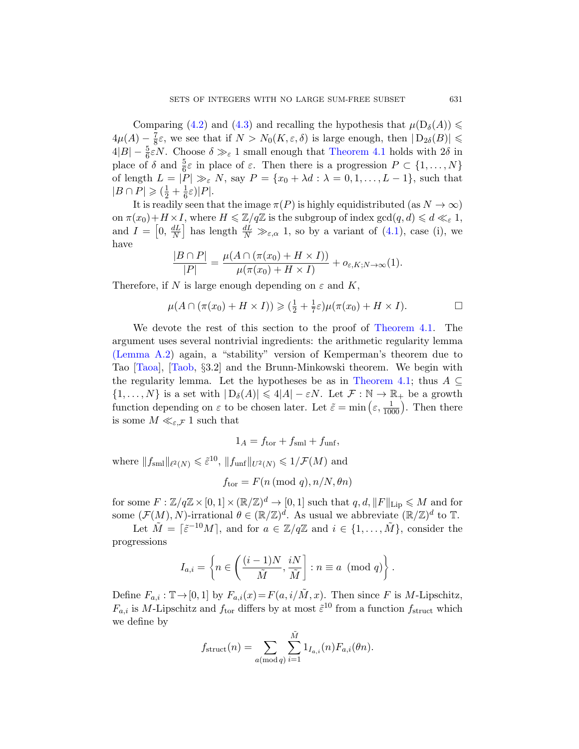Comparing (4.2) and (4.3) and recalling the hypothesis that $\mu(\mathrm{D}_\delta(A)) \leqslant 4\mu(A) - \frac{7}{8}\varepsilon$, we see that if $N > N_0(K, \varepsilon, \delta)$ is large enough, then $|\mathrm{D}_{2\delta}(B)| \leqslant 4|B| - \frac{5}{6}\varepsilon N$. Choose $\delta \gg_\varepsilon 1$ small enough that Theorem 4.1 holds with $2\delta$ in place of $\delta$ and $\frac{5}{6}\varepsilon$ in place of $\varepsilon$. Then there is a progression $P \subset \{1, \dots, N\}$ of length $L = |P| \gg_\varepsilon N$, say $P = \{x_0 + \lambda d : \lambda = 0, 1, \dots, L-1\}$, such that $|B \cap P| \geqslant (\frac{1}{2} + \frac{1}{6}\varepsilon)|P|$.

It is readily seen that the image $\pi(P)$ is highly equidistributed (as $N \to \infty$) on $\pi(x_0) + H \times I$, where $H \leqslant \mathbb{Z}/q\mathbb{Z}$ is the subgroup of index $\gcd(q, d) \leqslant d \ll_\varepsilon 1$, and $I = \left[0, \frac{dL}{N}\right]$ has length $\frac{dL}{N} \gg_{\varepsilon,\alpha} 1$, so by a variant of (4.1), case (i), we have

$$\frac{|B \cap P|}{|P|} = \frac{\mu(A \cap (\pi(x_0) + H \times I))}{\mu(\pi(x_0) + H \times I)} + o_{\varepsilon,K;N\to\infty}(1).$$

Therefore, if $N$ is large enough depending on $\varepsilon$ and $K$,

$$\mu(A \cap (\pi(x_0) + H \times I)) \geqslant (\tfrac{1}{2} + \tfrac{1}{7}\varepsilon)\mu(\pi(x_0) + H \times I). \qquad \square$$

We devote the rest of this section to the proof of Theorem 4.1. The argument uses several nontrivial ingredients: the arithmetic regularity lemma (Lemma A.2) again, a "stability" version of Kemperman's theorem due to Tao [Taoa], [Taob, §3.2] and the Brunn-Minkowski theorem. We begin with the regularity lemma. Let the hypotheses be as in Theorem 4.1; thus $A \subseteq \{1, \dots, N\}$ is a set with $|\mathrm{D}_\delta(A)| \leqslant 4|A| - \varepsilon N$. Let $\mathcal{F} : \mathbb{N} \to \mathbb{R}_+$ be a growth function depending on $\varepsilon$ to be chosen later. Let $\tilde{\varepsilon} = \min\left(\varepsilon, \frac{1}{1000}\right)$. Then there is some $M \ll_{\varepsilon,\mathcal{F}} 1$ such that

$$1_A = f_{\mathrm{tor}} + f_{\mathrm{sml}} + f_{\mathrm{unf}},$$

where $\|f_{\mathrm{sml}}\|_{\ell^2(N)} \leqslant \tilde{\varepsilon}^{10}$, $\|f_{\mathrm{unf}}\|_{U^2(N)} \leqslant 1/\mathcal{F}(M)$ and

$$f_{\mathrm{tor}} = F(n \,(\mathrm{mod}\ q), n/N, \theta n)$$

for some $F : \mathbb{Z}/q\mathbb{Z} \times [0,1] \times (\mathbb{R}/\mathbb{Z})^d \to [0,1]$ such that $q, d, \|F\|_{\mathrm{Lip}} \leqslant M$ and for some $(\mathcal{F}(M), N)$-irrational $\theta \in (\mathbb{R}/\mathbb{Z})^d$. As usual we abbreviate $(\mathbb{R}/\mathbb{Z})^d$ to $\mathbb{T}$.

Let $\tilde{M} = \lceil \tilde{\varepsilon}^{-10} M \rceil$, and for $a \in \mathbb{Z}/q\mathbb{Z}$ and $i \in \{1, \dots, \tilde{M}\}$, consider the progressions

$$I_{a,i} = \left\{ n \in \left( \frac{(i-1)N}{\tilde{M}}, \frac{iN}{\tilde{M}} \right] : n \equiv a \pmod q \right\}.$$

Define $F_{a,i} : \mathbb{T} \to [0,1]$ by $F_{a,i}(x) = F(a, i/\tilde{M}, x)$. Then since $F$ is $M$-Lipschitz, $F_{a,i}$ is $M$-Lipschitz and $f_{\mathrm{tor}}$ differs by at most $\tilde{\varepsilon}^{10}$ from a function $f_{\mathrm{struct}}$ which we define by

$$f_{\mathrm{struct}}(n) = \sum_{a \,(\mathrm{mod}\, q)} \sum_{i=1}^{\tilde{M}} 1_{I_{a,i}}(n) F_{a,i}(\theta n).$$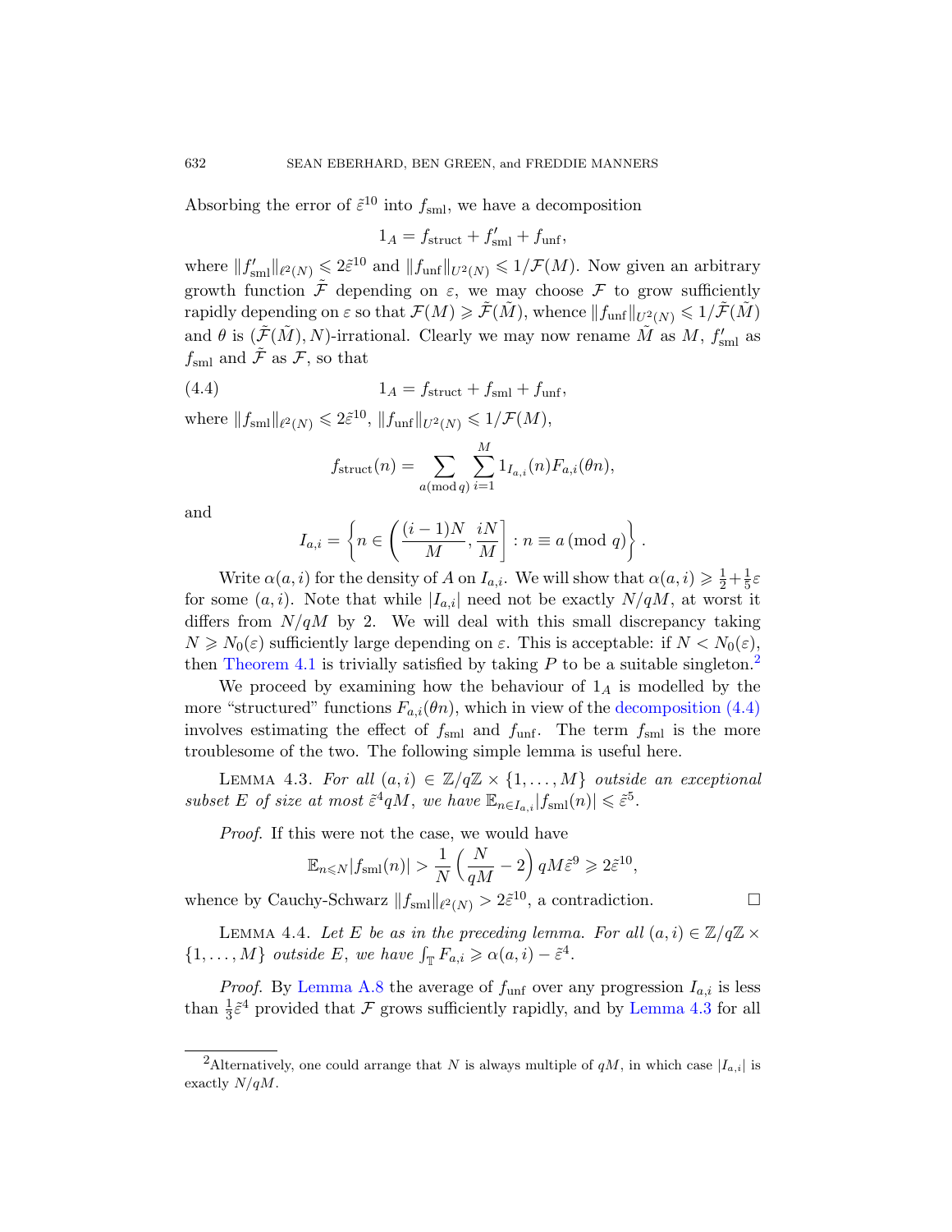Absorbing the error of $\tilde{\varepsilon}^{10}$ into $f_{\mathrm{sml}}$, we have a decomposition

$$1_A = f_{\mathrm{struct}} + f'_{\mathrm{sml}} + f_{\mathrm{unf}},$$

where $\|f'_{\mathrm{sml}}\|_{\ell^2(N)} \leqslant 2\tilde{\varepsilon}^{10}$ and $\|f_{\mathrm{unf}}\|_{U^2(N)} \leqslant 1/\mathcal{F}(M)$. Now given an arbitrary growth function $\tilde{\mathcal{F}}$ depending on $\varepsilon$, we may choose $\mathcal{F}$ to grow sufficiently rapidly depending on $\varepsilon$ so that $\mathcal{F}(M) \geqslant \tilde{\mathcal{F}}(\tilde{M})$, whence $\|f_{\mathrm{unf}}\|_{U^2(N)} \leqslant 1/\tilde{\mathcal{F}}(\tilde{M})$ and $\theta$ is $(\tilde{\mathcal{F}}(\tilde{M}), N)$-irrational. Clearly we may now rename $\tilde{M}$ as $M$, $f'_{\mathrm{sml}}$ as $f_{\mathrm{sml}}$ and $\tilde{\mathcal{F}}$ as $\mathcal{F}$, so that

$$1_A = f_{\mathrm{struct}} + f_{\mathrm{sml}} + f_{\mathrm{unf}}, \tag{4.4}$$

where $\|f_{\mathrm{sml}}\|_{\ell^2(N)} \leqslant 2\tilde{\varepsilon}^{10}$, $\|f_{\mathrm{unf}}\|_{U^2(N)} \leqslant 1/\mathcal{F}(M)$,

$$f_{\mathrm{struct}}(n) = \sum_{a \,(\mathrm{mod}\, q)} \sum_{i=1}^{M} 1_{I_{a,i}}(n) F_{a,i}(\theta n),$$

and

$$I_{a,i} = \left\{ n \in \left( \frac{(i-1)N}{M}, \frac{iN}{M} \right] : n \equiv a \,(\mathrm{mod}\ q) \right\}.$$

Write $\alpha(a,i)$ for the density of $A$ on $I_{a,i}$. We will show that $\alpha(a,i) \geqslant \frac{1}{2} + \frac{1}{5}\varepsilon$ for some $(a,i)$. Note that while $|I_{a,i}|$ need not be exactly $N/qM$, at worst it differs from $N/qM$ by 2. We will deal with this small discrepancy taking $N \geqslant N_0(\varepsilon)$ sufficiently large depending on $\varepsilon$. This is acceptable: if $N < N_0(\varepsilon)$, then Theorem 4.1 is trivially satisfied by taking $P$ to be a suitable singleton.[2]

We proceed by examining how the behaviour of $1_A$ is modelled by the more "structured" functions $F_{a,i}(\theta n)$, which in view of the decomposition (4.4) involves estimating the effect of $f_{\mathrm{sml}}$ and $f_{\mathrm{unf}}$. The term $f_{\mathrm{sml}}$ is the more troublesome of the two. The following simple lemma is useful here.

Lemma 4.3. *For all $(a,i) \in \mathbb{Z}/q\mathbb{Z} \times \{1, \ldots, M\}$ outside an exceptional subset $E$ of size at most $\tilde{\varepsilon}^4 qM$, we have $\mathbb{E}_{n \in I_{a,i}} |f_{\mathrm{sml}}(n)| \leqslant \tilde{\varepsilon}^5$.*

*Proof.* If this were not the case, we would have

$$\mathbb{E}_{n \leqslant N} |f_{\mathrm{sml}}(n)| > \frac{1}{N} \left( \frac{N}{qM} - 2 \right) qM \tilde{\varepsilon}^9 \geqslant 2\tilde{\varepsilon}^{10},$$

whence by Cauchy-Schwarz $\|f_{\mathrm{sml}}\|_{\ell^2(N)} > 2\tilde{\varepsilon}^{10}$, a contradiction. $\square$

Lemma 4.4. *Let $E$ be as in the preceding lemma. For all $(a,i) \in \mathbb{Z}/q\mathbb{Z} \times \{1, \ldots, M\}$ outside $E$, we have $\int_{\mathbb{T}} F_{a,i} \geqslant \alpha(a,i) - \tilde{\varepsilon}^4$.*

*Proof.* By Lemma A.8 the average of $f_{\mathrm{unf}}$ over any progression $I_{a,i}$ is less than $\frac{1}{3}\tilde{\varepsilon}^4$ provided that $\mathcal{F}$ grows sufficiently rapidly, and by Lemma 4.3 for all

[2] Alternatively, one could arrange that $N$ is always multiple of $qM$, in which case $|I_{a,i}|$ is exactly $N/qM$.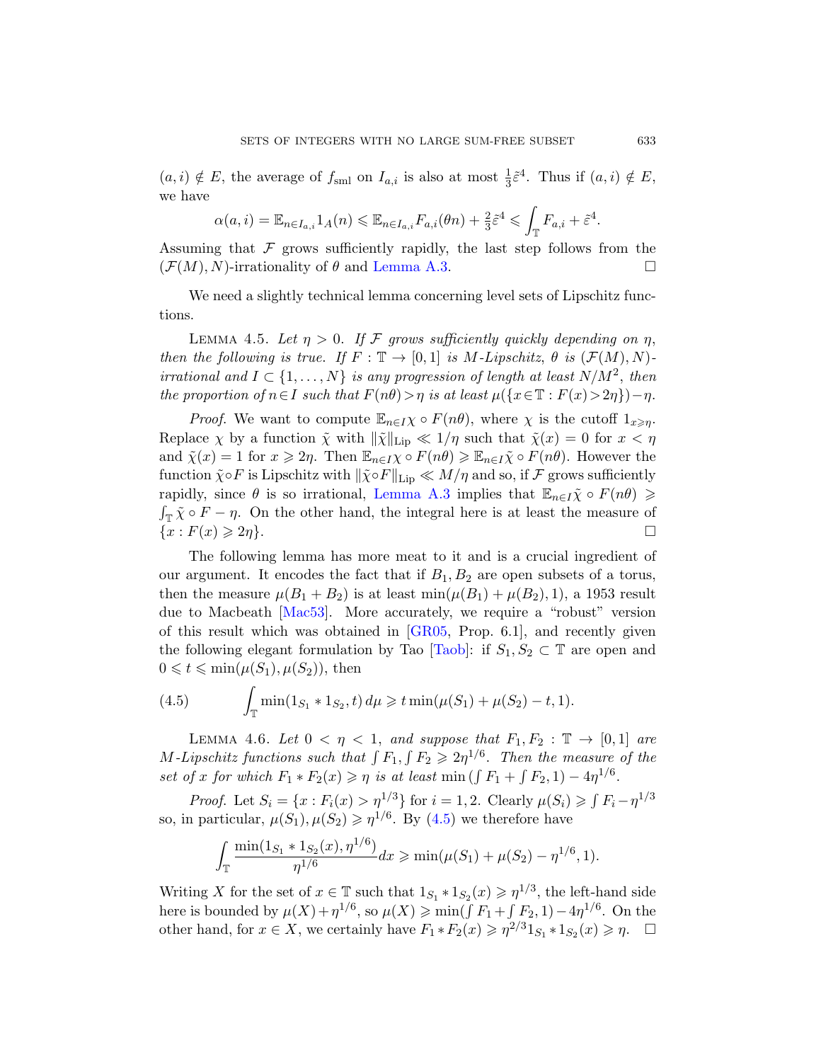$(a,i) \notin E$, the average of $f_{\rm sml}$ on $I_{a,i}$ is also at most $\frac{1}{3}\tilde{\varepsilon}^4$. Thus if $(a,i) \notin E$, we have

$$\alpha(a,i) = \mathbb{E}_{n \in I_{a,i}} 1_A(n) \leqslant \mathbb{E}_{n \in I_{a,i}} F_{a,i}(\theta n) + \tfrac{2}{3}\tilde{\varepsilon}^4 \leqslant \int_{\mathbb{T}} F_{a,i} + \tilde{\varepsilon}^4.$$

Assuming that $\mathcal{F}$ grows sufficiently rapidly, the last step follows from the $(\mathcal{F}(M), N)$-irrationality of $\theta$ and Lemma A.3. $\square$

We need a slightly technical lemma concerning level sets of Lipschitz functions.

Lemma 4.5. *Let $\eta > 0$. If $\mathcal{F}$ grows sufficiently quickly depending on $\eta$, then the following is true. If $F : \mathbb{T} \to [0,1]$ is $M$-Lipschitz, $\theta$ is $(\mathcal{F}(M), N)$-irrational and $I \subset \{1,\dots,N\}$ is any progression of length at least $N/M^2$, then the proportion of $n \in I$ such that $F(n\theta) > \eta$ is at least $\mu(\{x \in \mathbb{T} : F(x) > 2\eta\}) - \eta$.*

*Proof.* We want to compute $\mathbb{E}_{n \in I} \chi \circ F(n\theta)$, where $\chi$ is the cutoff $1_{x \geqslant \eta}$. Replace $\chi$ by a function $\tilde{\chi}$ with $\|\tilde{\chi}\|_{\rm Lip} \ll 1/\eta$ such that $\tilde{\chi}(x) = 0$ for $x < \eta$ and $\tilde{\chi}(x) = 1$ for $x \geqslant 2\eta$. Then $\mathbb{E}_{n \in I} \chi \circ F(n\theta) \geqslant \mathbb{E}_{n \in I} \tilde{\chi} \circ F(n\theta)$. However the function $\tilde{\chi} \circ F$ is Lipschitz with $\|\tilde{\chi} \circ F\|_{\rm Lip} \ll M/\eta$ and so, if $\mathcal{F}$ grows sufficiently rapidly, since $\theta$ is so irrational, Lemma A.3 implies that $\mathbb{E}_{n \in I} \tilde{\chi} \circ F(n\theta) \geqslant \int_{\mathbb{T}} \tilde{\chi} \circ F - \eta$. On the other hand, the integral here is at least the measure of $\{x : F(x) \geqslant 2\eta\}$. $\square$

The following lemma has more meat to it and is a crucial ingredient of our argument. It encodes the fact that if $B_1, B_2$ are open subsets of a torus, then the measure $\mu(B_1 + B_2)$ is at least $\min(\mu(B_1) + \mu(B_2), 1)$, a 1953 result due to Macbeath [Mac53]. More accurately, we require a "robust" version of this result which was obtained in [GR05, Prop. 6.1], and recently given the following elegant formulation by Tao [Taob]: if $S_1, S_2 \subset \mathbb{T}$ are open and $0 \leqslant t \leqslant \min(\mu(S_1), \mu(S_2))$, then

$$\int_{\mathbb{T}} \min(1_{S_1} * 1_{S_2}, t)\, d\mu \geqslant t \min(\mu(S_1) + \mu(S_2) - t, 1). \tag{4.5}$$

Lemma 4.6. *Let $0 < \eta < 1$, and suppose that $F_1, F_2 : \mathbb{T} \to [0,1]$ are $M$-Lipschitz functions such that $\int F_1, \int F_2 \geqslant 2\eta^{1/6}$. Then the measure of the set of $x$ for which $F_1 * F_2(x) \geqslant \eta$ is at least $\min(\int F_1 + \int F_2, 1) - 4\eta^{1/6}$.*

*Proof.* Let $S_i = \{x : F_i(x) > \eta^{1/3}\}$ for $i = 1, 2$. Clearly $\mu(S_i) \geqslant \int F_i - \eta^{1/3}$ so, in particular, $\mu(S_1), \mu(S_2) \geqslant \eta^{1/6}$. By (4.5) we therefore have

$$\int_{\mathbb{T}} \frac{\min(1_{S_1} * 1_{S_2}(x), \eta^{1/6})}{\eta^{1/6}} dx \geqslant \min(\mu(S_1) + \mu(S_2) - \eta^{1/6}, 1).$$

Writing $X$ for the set of $x \in \mathbb{T}$ such that $1_{S_1} * 1_{S_2}(x) \geqslant \eta^{1/3}$, the left-hand side here is bounded by $\mu(X) + \eta^{1/6}$, so $\mu(X) \geqslant \min(\int F_1 + \int F_2, 1) - 4\eta^{1/6}$. On the other hand, for $x \in X$, we certainly have $F_1 * F_2(x) \geqslant \eta^{2/3} 1_{S_1} * 1_{S_2}(x) \geqslant \eta$. $\square$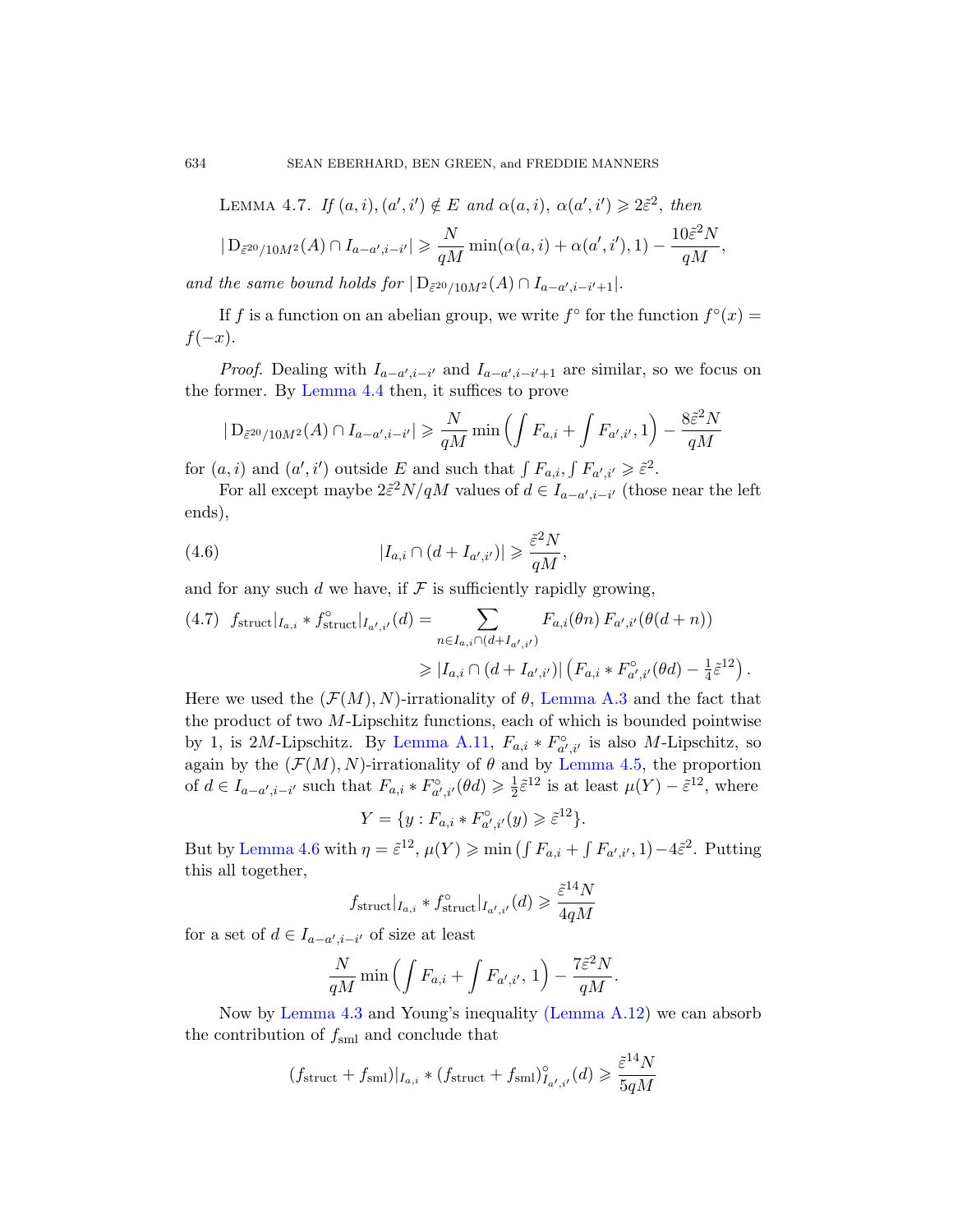LEMMA 4.7. *If $(a,i),(a',i') \notin E$ and $\alpha(a,i)$, $\alpha(a',i') \geqslant 2\tilde{\varepsilon}^2$, then*

$$|\,\mathrm{D}_{\tilde{\varepsilon}^{20}/10M^2}(A) \cap I_{a-a',i-i'}| \geqslant \frac{N}{qM}\min(\alpha(a,i)+\alpha(a',i'),1) - \frac{10\tilde{\varepsilon}^2 N}{qM},$$

*and the same bound holds for $|\,\mathrm{D}_{\tilde{\varepsilon}^{20}/10M^2}(A) \cap I_{a-a',i-i'+1}|$.*

If $f$ is a function on an abelian group, we write $f^\circ$ for the function $f^\circ(x) = f(-x)$.

*Proof.* Dealing with $I_{a-a',i-i'}$ and $I_{a-a',i-i'+1}$ are similar, so we focus on the former. By Lemma 4.4 then, it suffices to prove

$$|\,\mathrm{D}_{\tilde{\varepsilon}^{20}/10M^2}(A) \cap I_{a-a',i-i'}| \geqslant \frac{N}{qM}\min\Big(\int F_{a,i} + \int F_{a',i'}, 1\Big) - \frac{8\tilde{\varepsilon}^2 N}{qM}$$

for $(a,i)$ and $(a',i')$ outside $E$ and such that $\int F_{a,i}, \int F_{a',i'} \geqslant \tilde{\varepsilon}^2$.

For all except maybe $2\tilde{\varepsilon}^2 N/qM$ values of $d \in I_{a-a',i-i'}$ (those near the left ends),

$$|I_{a,i} \cap (d + I_{a',i'})| \geqslant \frac{\tilde{\varepsilon}^2 N}{qM}, \tag{4.6}$$

and for any such $d$ we have, if $\mathcal{F}$ is sufficiently rapidly growing,

$$\begin{aligned}
f_{\mathrm{struct}}|_{I_{a,i}} * f^\circ_{\mathrm{struct}}|_{I_{a',i'}}(d) &= \sum_{n \in I_{a,i}\cap(d+I_{a',i'})} F_{a,i}(\theta n)\, F_{a',i'}(\theta(d+n)) \\
&\geqslant |I_{a,i} \cap (d+I_{a',i'})| \left(F_{a,i} * F^\circ_{a',i'}(\theta d) - \tfrac{1}{4}\tilde{\varepsilon}^{12}\right).
\end{aligned} \tag{4.7}$$

Here we used the $(\mathcal{F}(M), N)$-irrationality of $\theta$, Lemma A.3 and the fact that the product of two $M$-Lipschitz functions, each of which is bounded pointwise by 1, is $2M$-Lipschitz. By Lemma A.11, $F_{a,i} * F^\circ_{a',i'}$ is also $M$-Lipschitz, so again by the $(\mathcal{F}(M), N)$-irrationality of $\theta$ and by Lemma 4.5, the proportion of $d \in I_{a-a',i-i'}$ such that $F_{a,i} * F^\circ_{a',i'}(\theta d) \geqslant \frac{1}{2}\tilde{\varepsilon}^{12}$ is at least $\mu(Y) - \tilde{\varepsilon}^{12}$, where

$$Y = \{y : F_{a,i} * F^\circ_{a',i'}(y) \geqslant \tilde{\varepsilon}^{12}\}.$$

But by Lemma 4.6 with $\eta = \tilde{\varepsilon}^{12}$, $\mu(Y) \geqslant \min\left(\int F_{a,i} + \int F_{a',i'}, 1\right) - 4\tilde{\varepsilon}^2$. Putting this all together,

$$f_{\mathrm{struct}}|_{I_{a,i}} * f^\circ_{\mathrm{struct}}|_{I_{a',i'}}(d) \geqslant \frac{\tilde{\varepsilon}^{14} N}{4qM}$$

for a set of $d \in I_{a-a',i-i'}$ of size at least

$$\frac{N}{qM}\min\Big(\int F_{a,i} + \int F_{a',i'},\, 1\Big) - \frac{7\tilde{\varepsilon}^2 N}{qM}.$$

Now by Lemma 4.3 and Young's inequality (Lemma A.12) we can absorb the contribution of $f_{\mathrm{sml}}$ and conclude that

$$(f_{\mathrm{struct}} + f_{\mathrm{sml}})|_{I_{a,i}} * (f_{\mathrm{struct}} + f_{\mathrm{sml}})^\circ_{I_{a',i'}}(d) \geqslant \frac{\tilde{\varepsilon}^{14} N}{5qM}$$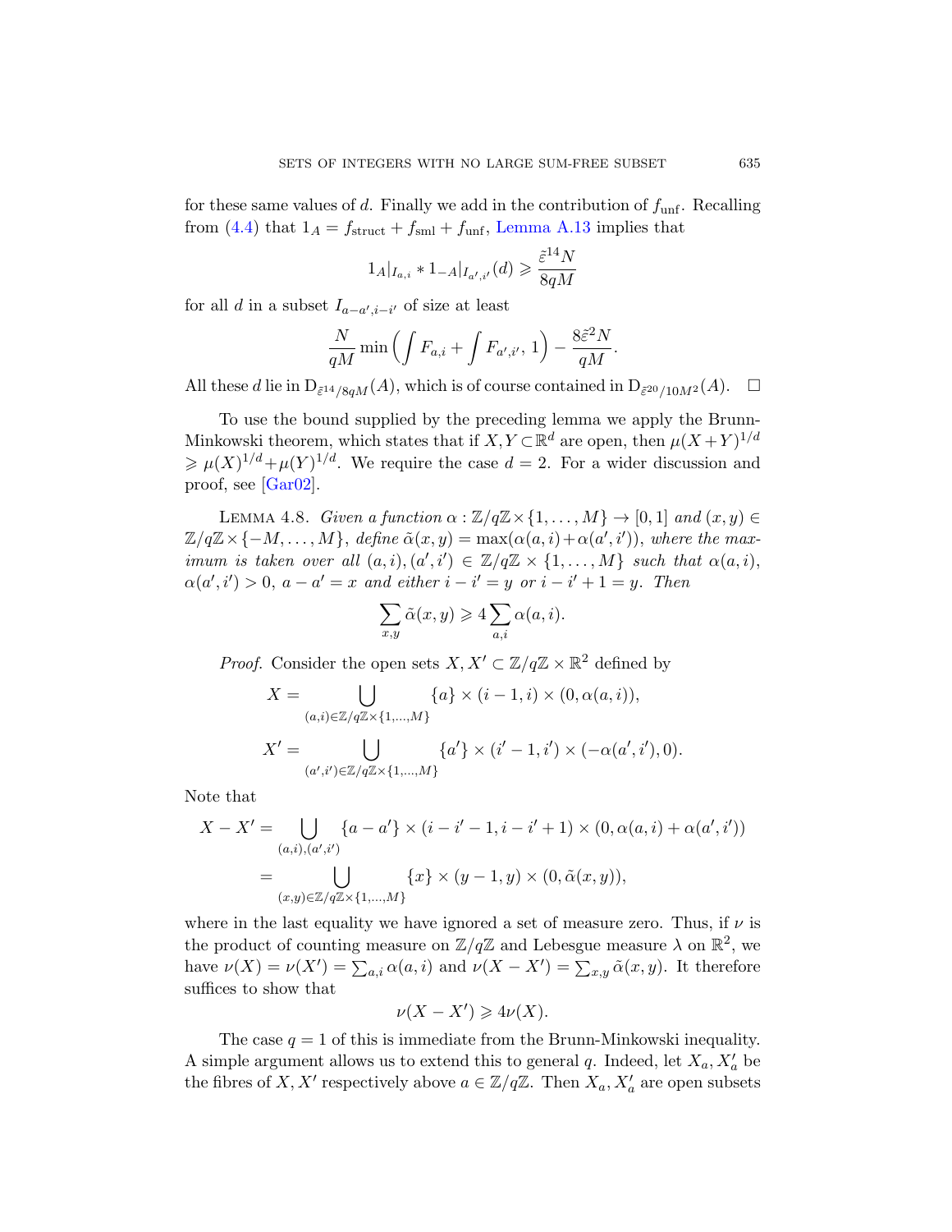for these same values of $d$. Finally we add in the contribution of $f_{\mathrm{unf}}$. Recalling from (4.4) that $1_A = f_{\mathrm{struct}} + f_{\mathrm{sml}} + f_{\mathrm{unf}}$, Lemma A.13 implies that

$$1_A|_{I_{a,i}} * 1_{-A}|_{I_{a',i'}}(d) \geqslant \frac{\tilde{\varepsilon}^{14} N}{8qM}$$

for all $d$ in a subset $I_{a-a',i-i'}$ of size at least

$$\frac{N}{qM} \min\Big( \int F_{a,i} + \int F_{a',i'},\, 1\Big) - \frac{8\tilde{\varepsilon}^2 N}{qM}.$$

All these $d$ lie in $\mathrm{D}_{\tilde{\varepsilon}^{14}/8qM}(A)$, which is of course contained in $\mathrm{D}_{\tilde{\varepsilon}^{20}/10M^2}(A)$. $\square$

To use the bound supplied by the preceding lemma we apply the Brunn-Minkowski theorem, which states that if $X, Y \subset \mathbb{R}^d$ are open, then $\mu(X+Y)^{1/d} \geqslant \mu(X)^{1/d} + \mu(Y)^{1/d}$. We require the case $d = 2$. For a wider discussion and proof, see [Gar02].

Lemma 4.8. *Given a function $\alpha : \mathbb{Z}/q\mathbb{Z} \times \{1, \ldots, M\} \to [0,1]$ and $(x,y) \in \mathbb{Z}/q\mathbb{Z} \times \{-M, \ldots, M\}$, define $\tilde{\alpha}(x,y) = \max(\alpha(a,i) + \alpha(a',i'))$, where the maximum is taken over all $(a,i), (a',i') \in \mathbb{Z}/q\mathbb{Z} \times \{1, \ldots, M\}$ such that $\alpha(a,i)$, $\alpha(a',i') > 0$, $a - a' = x$ and either $i - i' = y$ or $i - i' + 1 = y$. Then*

$$\sum_{x,y} \tilde{\alpha}(x,y) \geqslant 4 \sum_{a,i} \alpha(a,i).$$

*Proof.* Consider the open sets $X, X' \subset \mathbb{Z}/q\mathbb{Z} \times \mathbb{R}^2$ defined by

$$X = \bigcup_{(a,i) \in \mathbb{Z}/q\mathbb{Z} \times \{1,\ldots,M\}} \{a\} \times (i-1, i) \times (0, \alpha(a,i)),$$

$$X' = \bigcup_{(a',i') \in \mathbb{Z}/q\mathbb{Z} \times \{1,\ldots,M\}} \{a'\} \times (i'-1, i') \times (-\alpha(a',i'), 0).$$

Note that

$$\begin{aligned} X - X' &= \bigcup_{(a,i),(a',i')} \{a - a'\} \times (i - i' - 1, i - i' + 1) \times (0, \alpha(a,i) + \alpha(a',i')) \\ &= \bigcup_{(x,y) \in \mathbb{Z}/q\mathbb{Z} \times \{1,\ldots,M\}} \{x\} \times (y-1, y) \times (0, \tilde{\alpha}(x,y)), \end{aligned}$$

where in the last equality we have ignored a set of measure zero. Thus, if $\nu$ is the product of counting measure on $\mathbb{Z}/q\mathbb{Z}$ and Lebesgue measure $\lambda$ on $\mathbb{R}^2$, we have $\nu(X) = \nu(X') = \sum_{a,i} \alpha(a,i)$ and $\nu(X - X') = \sum_{x,y} \tilde{\alpha}(x,y)$. It therefore suffices to show that

$$\nu(X - X') \geqslant 4\nu(X).$$

The case $q = 1$ of this is immediate from the Brunn-Minkowski inequality. A simple argument allows us to extend this to general $q$. Indeed, let $X_a, X'_a$ be the fibres of $X, X'$ respectively above $a \in \mathbb{Z}/q\mathbb{Z}$. Then $X_a, X'_a$ are open subsets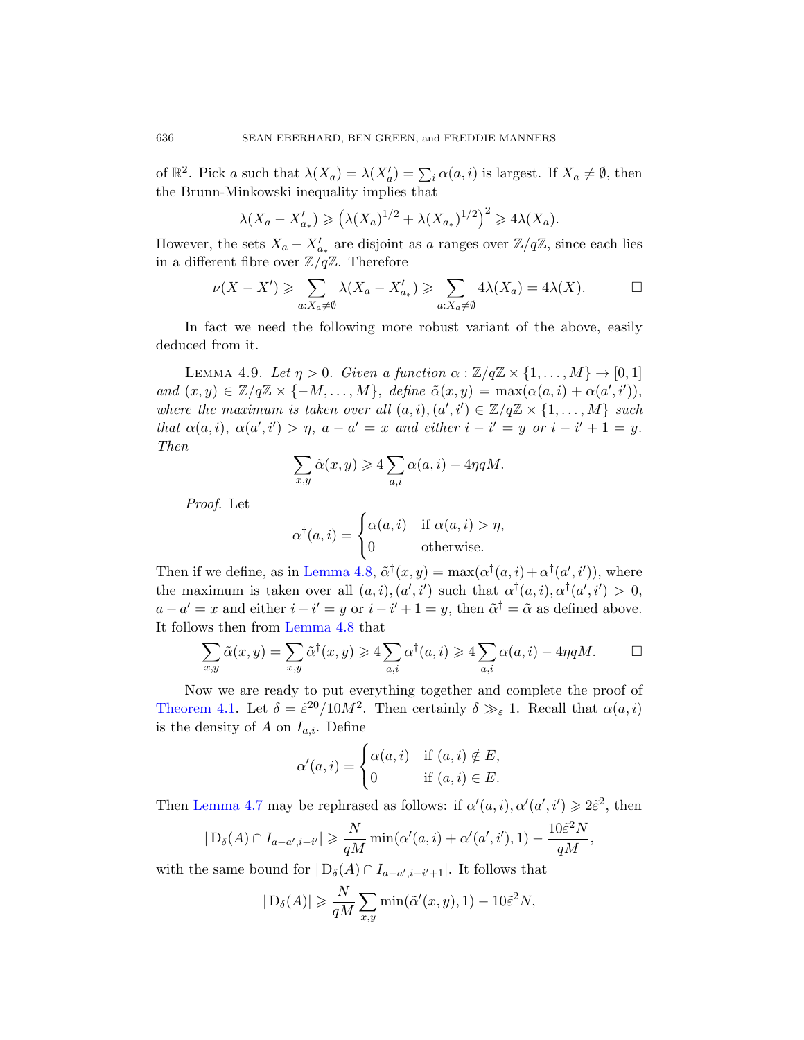of $\mathbb{R}^2$. Pick $a$ such that $\lambda(X_a) = \lambda(X'_a) = \sum_i \alpha(a,i)$ is largest. If $X_a \neq \emptyset$, then the Brunn-Minkowski inequality implies that

$$\lambda(X_a - X'_{a_*}) \geqslant \left(\lambda(X_a)^{1/2} + \lambda(X_{a_*})^{1/2}\right)^2 \geqslant 4\lambda(X_a).$$

However, the sets $X_a - X'_{a_*}$ are disjoint as $a$ ranges over $\mathbb{Z}/q\mathbb{Z}$, since each lies in a different fibre over $\mathbb{Z}/q\mathbb{Z}$. Therefore

$$\nu(X - X') \geqslant \sum_{a: X_a \neq \emptyset} \lambda(X_a - X'_{a_*}) \geqslant \sum_{a: X_a \neq \emptyset} 4\lambda(X_a) = 4\lambda(X). \qquad \square$$

In fact we need the following more robust variant of the above, easily deduced from it.

Lemma 4.9. *Let $\eta > 0$. Given a function $\alpha : \mathbb{Z}/q\mathbb{Z} \times \{1, \dots, M\} \to [0,1]$ and $(x,y) \in \mathbb{Z}/q\mathbb{Z} \times \{-M, \dots, M\}$, define $\tilde{\alpha}(x,y) = \max(\alpha(a,i) + \alpha(a',i'))$, where the maximum is taken over all $(a,i), (a',i') \in \mathbb{Z}/q\mathbb{Z} \times \{1, \dots, M\}$ such that $\alpha(a,i)$, $\alpha(a',i') > \eta$, $a - a' = x$ and either $i - i' = y$ or $i - i' + 1 = y$. Then*

$$\sum_{x,y} \tilde{\alpha}(x,y) \geqslant 4\sum_{a,i} \alpha(a,i) - 4\eta q M.$$

*Proof.* Let

$$\alpha^\dagger(a,i) = \begin{cases} \alpha(a,i) & \text{if } \alpha(a,i) > \eta, \\ 0 & \text{otherwise.} \end{cases}$$

Then if we define, as in Lemma 4.8, $\tilde{\alpha}^\dagger(x,y) = \max(\alpha^\dagger(a,i) + \alpha^\dagger(a',i'))$, where the maximum is taken over all $(a,i),(a',i')$ such that $\alpha^\dagger(a,i), \alpha^\dagger(a',i') > 0$, $a - a' = x$ and either $i - i' = y$ or $i - i' + 1 = y$, then $\tilde{\alpha}^\dagger = \tilde{\alpha}$ as defined above. It follows then from Lemma 4.8 that

$$\sum_{x,y} \tilde{\alpha}(x,y) = \sum_{x,y} \tilde{\alpha}^\dagger(x,y) \geqslant 4\sum_{a,i} \alpha^\dagger(a,i) \geqslant 4\sum_{a,i}\alpha(a,i) - 4\eta q M. \qquad \square$$

Now we are ready to put everything together and complete the proof of Theorem 4.1. Let $\delta = \tilde{\varepsilon}^{20}/10M^2$. Then certainly $\delta \gg_\varepsilon 1$. Recall that $\alpha(a,i)$ is the density of $A$ on $I_{a,i}$. Define

$$\alpha'(a,i) = \begin{cases} \alpha(a,i) & \text{if } (a,i) \notin E, \\ 0 & \text{if } (a,i) \in E. \end{cases}$$

Then Lemma 4.7 may be rephrased as follows: if $\alpha'(a,i), \alpha'(a',i') \geqslant 2\tilde{\varepsilon}^2$, then

$$|\,\mathrm{D}_\delta(A) \cap I_{a-a',i-i'}| \geqslant \frac{N}{qM}\min(\alpha'(a,i) + \alpha'(a',i'), 1) - \frac{10\tilde{\varepsilon}^2 N}{qM},$$

with the same bound for $|\,\mathrm{D}_\delta(A) \cap I_{a-a',i-i'+1}|$. It follows that

$$|\,\mathrm{D}_\delta(A)| \geqslant \frac{N}{qM}\sum_{x,y}\min(\tilde{\alpha}'(x,y), 1) - 10\tilde{\varepsilon}^2 N,$$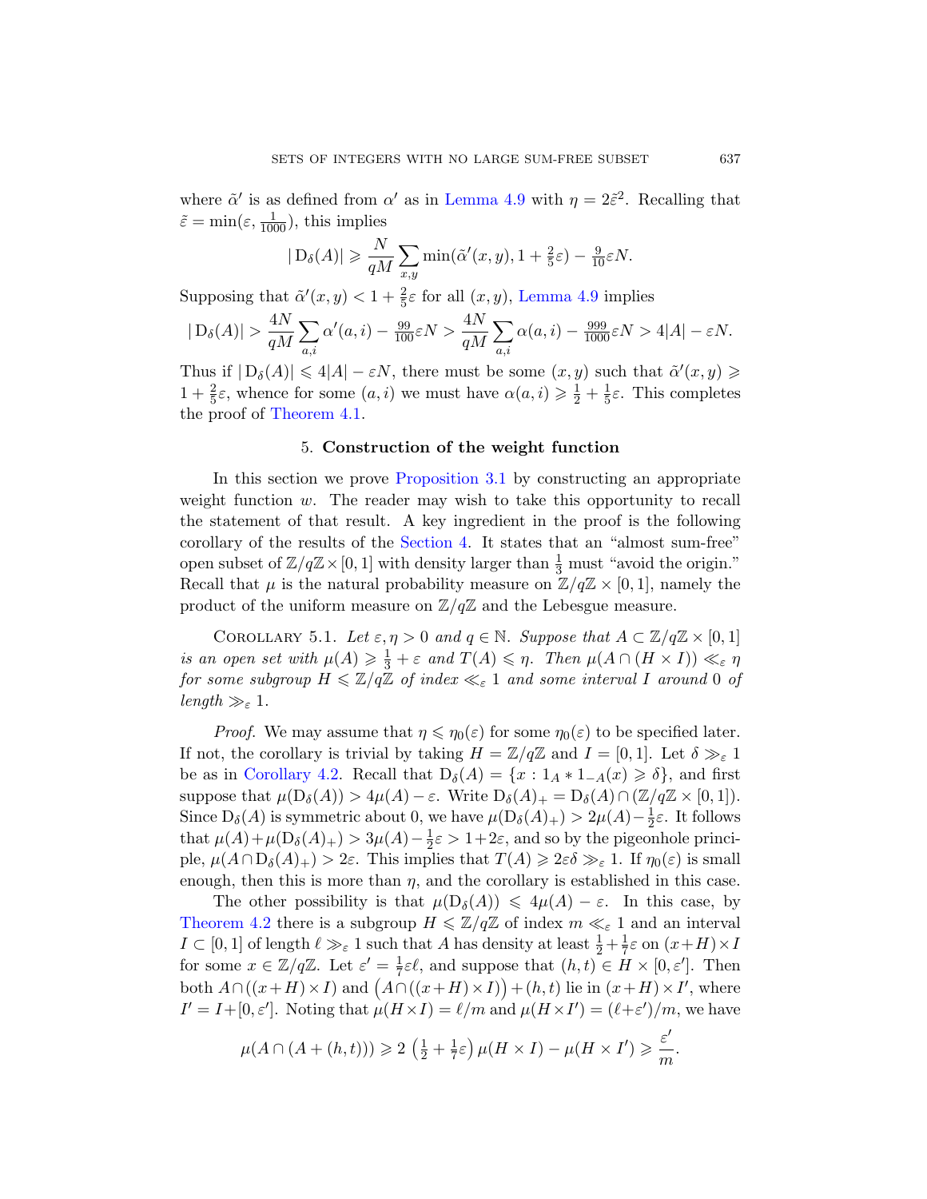where $\tilde{\alpha}'$ is as defined from $\alpha'$ as in Lemma 4.9 with $\eta = 2\tilde{\varepsilon}^2$. Recalling that $\tilde{\varepsilon} = \min(\varepsilon, \frac{1}{1000})$, this implies

$$|\operatorname{D}_\delta(A)| \geqslant \frac{N}{qM}\sum_{x,y}\min(\tilde{\alpha}'(x,y), 1 + \tfrac{2}{5}\varepsilon) - \tfrac{9}{10}\varepsilon N.$$

Supposing that $\tilde{\alpha}'(x,y) < 1 + \frac{2}{5}\varepsilon$ for all $(x,y)$, Lemma 4.9 implies

$$|\operatorname{D}_\delta(A)| > \frac{4N}{qM}\sum_{a,i}\alpha'(a,i) - \tfrac{99}{100}\varepsilon N > \frac{4N}{qM}\sum_{a,i}\alpha(a,i) - \tfrac{999}{1000}\varepsilon N > 4|A| - \varepsilon N.$$

Thus if $|\operatorname{D}_\delta(A)| \leqslant 4|A| - \varepsilon N$, there must be some $(x,y)$ such that $\tilde{\alpha}'(x,y) \geqslant 1 + \frac{2}{5}\varepsilon$, whence for some $(a,i)$ we must have $\alpha(a,i) \geqslant \frac{1}{2} + \frac{1}{5}\varepsilon$. This completes the proof of Theorem 4.1.

## 5. Construction of the weight function

In this section we prove Proposition 3.1 by constructing an appropriate weight function $w$. The reader may wish to take this opportunity to recall the statement of that result. A key ingredient in the proof is the following corollary of the results of the Section 4. It states that an "almost sum-free" open subset of $\mathbb{Z}/q\mathbb{Z} \times [0,1]$ with density larger than $\frac{1}{3}$ must "avoid the origin." Recall that $\mu$ is the natural probability measure on $\mathbb{Z}/q\mathbb{Z} \times [0,1]$, namely the product of the uniform measure on $\mathbb{Z}/q\mathbb{Z}$ and the Lebesgue measure.

Corollary 5.1. *Let $\varepsilon, \eta > 0$ and $q \in \mathbb{N}$. Suppose that $A \subset \mathbb{Z}/q\mathbb{Z} \times [0,1]$ is an open set with $\mu(A) \geqslant \frac{1}{3} + \varepsilon$ and $T(A) \leqslant \eta$. Then $\mu(A \cap (H \times I)) \ll_\varepsilon \eta$ for some subgroup $H \leqslant \mathbb{Z}/q\mathbb{Z}$ of index $\ll_\varepsilon 1$ and some interval $I$ around $0$ of length $\gg_\varepsilon 1$.*

*Proof.* We may assume that $\eta \leqslant \eta_0(\varepsilon)$ for some $\eta_0(\varepsilon)$ to be specified later. If not, the corollary is trivial by taking $H = \mathbb{Z}/q\mathbb{Z}$ and $I = [0,1]$. Let $\delta \gg_\varepsilon 1$ be as in Corollary 4.2. Recall that $\operatorname{D}_\delta(A) = \{x : 1_A * 1_{-A}(x) \geqslant \delta\}$, and first suppose that $\mu(\operatorname{D}_\delta(A)) > 4\mu(A) - \varepsilon$. Write $\operatorname{D}_\delta(A)_+ = \operatorname{D}_\delta(A) \cap (\mathbb{Z}/q\mathbb{Z} \times [0,1])$. Since $\operatorname{D}_\delta(A)$ is symmetric about 0, we have $\mu(\operatorname{D}_\delta(A)_+) > 2\mu(A) - \frac{1}{2}\varepsilon$. It follows that $\mu(A) + \mu(\operatorname{D}_\delta(A)_+) > 3\mu(A) - \frac{1}{2}\varepsilon > 1 + 2\varepsilon$, and so by the pigeonhole principle, $\mu(A \cap \operatorname{D}_\delta(A)_+) > 2\varepsilon$. This implies that $T(A) \geqslant 2\varepsilon\delta \gg_\varepsilon 1$. If $\eta_0(\varepsilon)$ is small enough, then this is more than $\eta$, and the corollary is established in this case.

The other possibility is that $\mu(\operatorname{D}_\delta(A)) \leqslant 4\mu(A) - \varepsilon$. In this case, by Theorem 4.2 there is a subgroup $H \leqslant \mathbb{Z}/q\mathbb{Z}$ of index $m \ll_\varepsilon 1$ and an interval $I \subset [0,1]$ of length $\ell \gg_\varepsilon 1$ such that $A$ has density at least $\frac{1}{2} + \frac{1}{7}\varepsilon$ on $(x+H) \times I$ for some $x \in \mathbb{Z}/q\mathbb{Z}$. Let $\varepsilon' = \frac{1}{7}\varepsilon\ell$, and suppose that $(h,t) \in H \times [0, \varepsilon']$. Then both $A \cap ((x+H) \times I)$ and $\big(A \cap ((x+H) \times I)\big) + (h,t)$ lie in $(x+H) \times I'$, where $I' = I + [0, \varepsilon']$. Noting that $\mu(H \times I) = \ell/m$ and $\mu(H \times I') = (\ell + \varepsilon')/m$, we have

$$\mu(A \cap (A + (h,t))) \geqslant 2\left(\tfrac{1}{2} + \tfrac{1}{7}\varepsilon\right)\mu(H \times I) - \mu(H \times I') \geqslant \frac{\varepsilon'}{m}.$$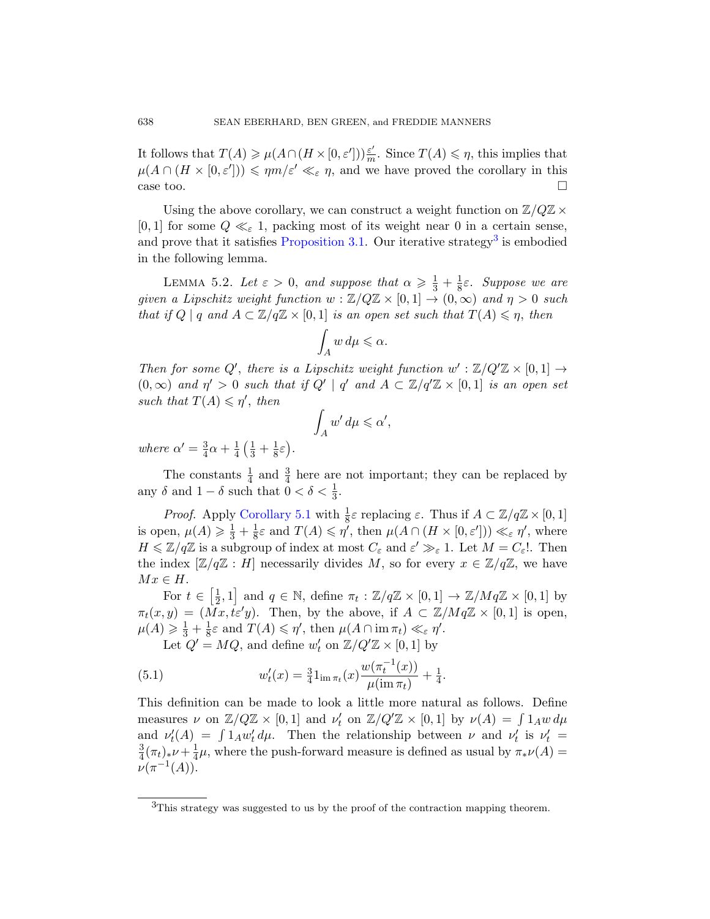It follows that $T(A) \geqslant \mu(A \cap (H \times [0, \varepsilon'])) \frac{\varepsilon'}{m}$. Since $T(A) \leqslant \eta$, this implies that $\mu(A \cap (H \times [0, \varepsilon'])) \leqslant \eta m/\varepsilon' \ll_\varepsilon \eta$, and we have proved the corollary in this case too. $\square$

Using the above corollary, we can construct a weight function on $\mathbb{Z}/Q\mathbb{Z} \times [0, 1]$ for some $Q \ll_\varepsilon 1$, packing most of its weight near 0 in a certain sense, and prove that it satisfies Proposition 3.1. Our iterative strategy[3] is embodied in the following lemma.

Lemma 5.2. *Let $\varepsilon > 0$, and suppose that $\alpha \geqslant \frac{1}{3} + \frac{1}{8}\varepsilon$. Suppose we are given a Lipschitz weight function $w : \mathbb{Z}/Q\mathbb{Z} \times [0, 1] \to (0, \infty)$ and $\eta > 0$ such that if $Q \mid q$ and $A \subset \mathbb{Z}/q\mathbb{Z} \times [0, 1]$ is an open set such that $T(A) \leqslant \eta$, then*

$$\int_A w \, d\mu \leqslant \alpha.$$

*Then for some $Q'$, there is a Lipschitz weight function $w' : \mathbb{Z}/Q'\mathbb{Z} \times [0, 1] \to (0, \infty)$ and $\eta' > 0$ such that if $Q' \mid q'$ and $A \subset \mathbb{Z}/q'\mathbb{Z} \times [0, 1]$ is an open set such that $T(A) \leqslant \eta'$, then*

$$\int_A w' \, d\mu \leqslant \alpha',$$

*where $\alpha' = \frac{3}{4}\alpha + \frac{1}{4}\left(\frac{1}{3} + \frac{1}{8}\varepsilon\right)$.*

The constants $\frac{1}{4}$ and $\frac{3}{4}$ here are not important; they can be replaced by any $\delta$ and $1 - \delta$ such that $0 < \delta < \frac{1}{3}$.

*Proof.* Apply Corollary 5.1 with $\frac{1}{8}\varepsilon$ replacing $\varepsilon$. Thus if $A \subset \mathbb{Z}/q\mathbb{Z} \times [0, 1]$ is open, $\mu(A) \geqslant \frac{1}{3} + \frac{1}{8}\varepsilon$ and $T(A) \leqslant \eta'$, then $\mu(A \cap (H \times [0, \varepsilon'])) \ll_\varepsilon \eta'$, where $H \leqslant \mathbb{Z}/q\mathbb{Z}$ is a subgroup of index at most $C_\varepsilon$ and $\varepsilon' \gg_\varepsilon 1$. Let $M = C_\varepsilon!$. Then the index $[\mathbb{Z}/q\mathbb{Z} : H]$ necessarily divides $M$, so for every $x \in \mathbb{Z}/q\mathbb{Z}$, we have $Mx \in H$.

For $t \in \left[\frac{1}{2}, 1\right]$ and $q \in \mathbb{N}$, define $\pi_t : \mathbb{Z}/q\mathbb{Z} \times [0, 1] \to \mathbb{Z}/Mq\mathbb{Z} \times [0, 1]$ by $\pi_t(x, y) = (Mx, t\varepsilon' y)$. Then, by the above, if $A \subset \mathbb{Z}/Mq\mathbb{Z} \times [0, 1]$ is open, $\mu(A) \geqslant \frac{1}{3} + \frac{1}{8}\varepsilon$ and $T(A) \leqslant \eta'$, then $\mu(A \cap \operatorname{im} \pi_t) \ll_\varepsilon \eta'$.

Let $Q' = MQ$, and define $w'_t$ on $\mathbb{Z}/Q'\mathbb{Z} \times [0, 1]$ by

$$w'_t(x) = \tfrac{3}{4} 1_{\operatorname{im} \pi_t}(x) \frac{w(\pi_t^{-1}(x))}{\mu(\operatorname{im} \pi_t)} + \tfrac{1}{4}. \tag{5.1}$$

This definition can be made to look a little more natural as follows. Define measures $\nu$ on $\mathbb{Z}/Q\mathbb{Z} \times [0, 1]$ and $\nu'_t$ on $\mathbb{Z}/Q'\mathbb{Z} \times [0, 1]$ by $\nu(A) = \int 1_A w \, d\mu$ and $\nu'_t(A) = \int 1_A w'_t \, d\mu$. Then the relationship between $\nu$ and $\nu'_t$ is $\nu'_t = \frac{3}{4}(\pi_t)_* \nu + \frac{1}{4}\mu$, where the push-forward measure is defined as usual by $\pi_* \nu(A) = \nu(\pi^{-1}(A))$.

---

[3] This strategy was suggested to us by the proof of the contraction mapping theorem.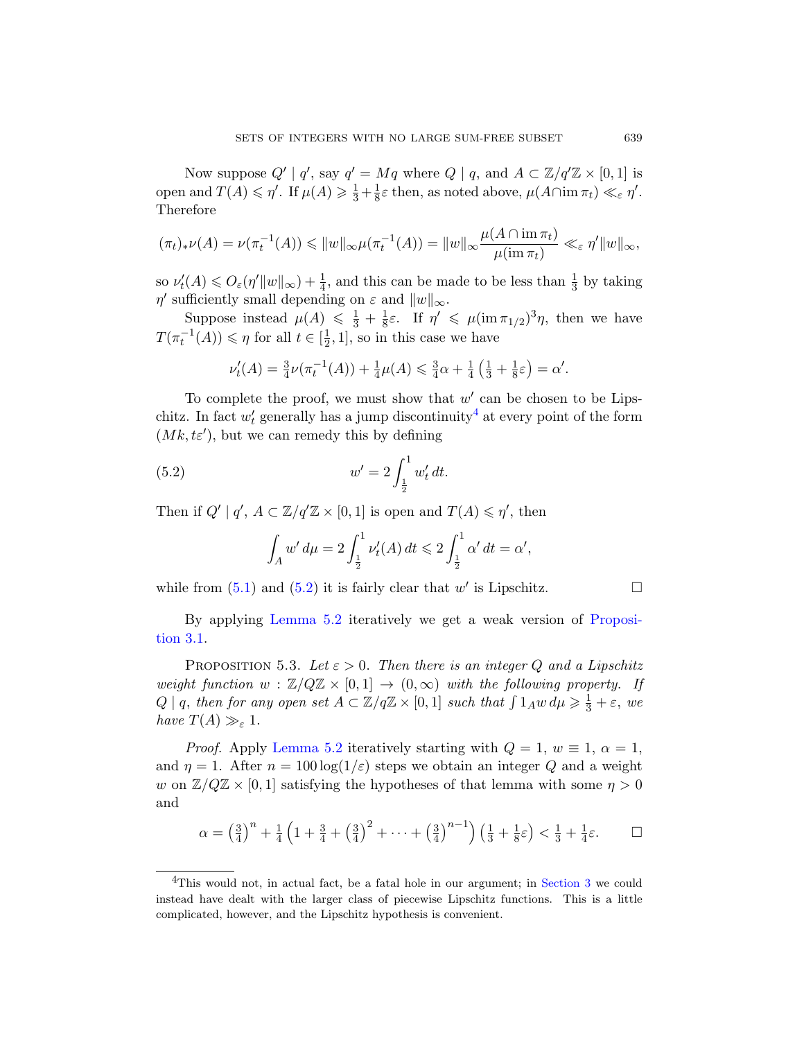Now suppose $Q' \mid q'$, say $q' = Mq$ where $Q \mid q$, and $A \subset \mathbb{Z}/q'\mathbb{Z} \times [0,1]$ is open and $T(A) \leqslant \eta'$. If $\mu(A) \geqslant \frac{1}{3} + \frac{1}{8}\varepsilon$ then, as noted above, $\mu(A \cap \operatorname{im} \pi_t) \ll_\varepsilon \eta'$. Therefore

$$(\pi_t)_* \nu(A) = \nu(\pi_t^{-1}(A)) \leqslant \|w\|_\infty \mu(\pi_t^{-1}(A)) = \|w\|_\infty \frac{\mu(A \cap \operatorname{im} \pi_t)}{\mu(\operatorname{im} \pi_t)} \ll_\varepsilon \eta' \|w\|_\infty,$$

so $\nu_t'(A) \leqslant O_\varepsilon(\eta' \|w\|_\infty) + \frac{1}{4}$, and this can be made to be less than $\frac{1}{3}$ by taking $\eta'$ sufficiently small depending on $\varepsilon$ and $\|w\|_\infty$.

Suppose instead $\mu(A) \leqslant \frac{1}{3} + \frac{1}{8}\varepsilon$. If $\eta' \leqslant \mu(\operatorname{im} \pi_{1/2})^3 \eta$, then we have $T(\pi_t^{-1}(A)) \leqslant \eta$ for all $t \in [\frac{1}{2}, 1]$, so in this case we have

$$\nu_t'(A) = \tfrac{3}{4}\nu(\pi_t^{-1}(A)) + \tfrac{1}{4}\mu(A) \leqslant \tfrac{3}{4}\alpha + \tfrac{1}{4}\left(\tfrac{1}{3} + \tfrac{1}{8}\varepsilon\right) = \alpha'.$$

To complete the proof, we must show that $w'$ can be chosen to be Lipschitz. In fact $w_t'$ generally has a jump discontinuity[4] at every point of the form $(Mk, t\varepsilon')$, but we can remedy this by defining

$$w' = 2\int_{\frac{1}{2}}^1 w_t' \, dt. \tag{5.2}$$

Then if $Q' \mid q'$, $A \subset \mathbb{Z}/q'\mathbb{Z} \times [0,1]$ is open and $T(A) \leqslant \eta'$, then

$$\int_A w' \, d\mu = 2\int_{\frac{1}{2}}^1 \nu_t'(A) \, dt \leqslant 2\int_{\frac{1}{2}}^1 \alpha' \, dt = \alpha',$$

while from (5.1) and (5.2) it is fairly clear that $w'$ is Lipschitz. $\square$

By applying Lemma 5.2 iteratively we get a weak version of Proposition 3.1.

**Proposition 5.3.** *Let $\varepsilon > 0$. Then there is an integer $Q$ and a Lipschitz weight function $w : \mathbb{Z}/Q\mathbb{Z} \times [0,1] \to (0,\infty)$ with the following property. If $Q \mid q$, then for any open set $A \subset \mathbb{Z}/q\mathbb{Z} \times [0,1]$ such that $\int 1_A w \, d\mu \geqslant \frac{1}{3} + \varepsilon$, we have $T(A) \gg_\varepsilon 1$.*

*Proof.* Apply Lemma 5.2 iteratively starting with $Q = 1$, $w \equiv 1$, $\alpha = 1$, and $\eta = 1$. After $n = 100 \log(1/\varepsilon)$ steps we obtain an integer $Q$ and a weight $w$ on $\mathbb{Z}/Q\mathbb{Z} \times [0,1]$ satisfying the hypotheses of that lemma with some $\eta > 0$ and

$$\alpha = \left(\tfrac{3}{4}\right)^n + \tfrac{1}{4}\left(1 + \tfrac{3}{4} + \left(\tfrac{3}{4}\right)^2 + \cdots + \left(\tfrac{3}{4}\right)^{n-1}\right)\left(\tfrac{1}{3} + \tfrac{1}{8}\varepsilon\right) < \tfrac{1}{3} + \tfrac{1}{4}\varepsilon. \qquad \square$$

[4] This would not, in actual fact, be a fatal hole in our argument; in Section 3 we could instead have dealt with the larger class of piecewise Lipschitz functions. This is a little complicated, however, and the Lipschitz hypothesis is convenient.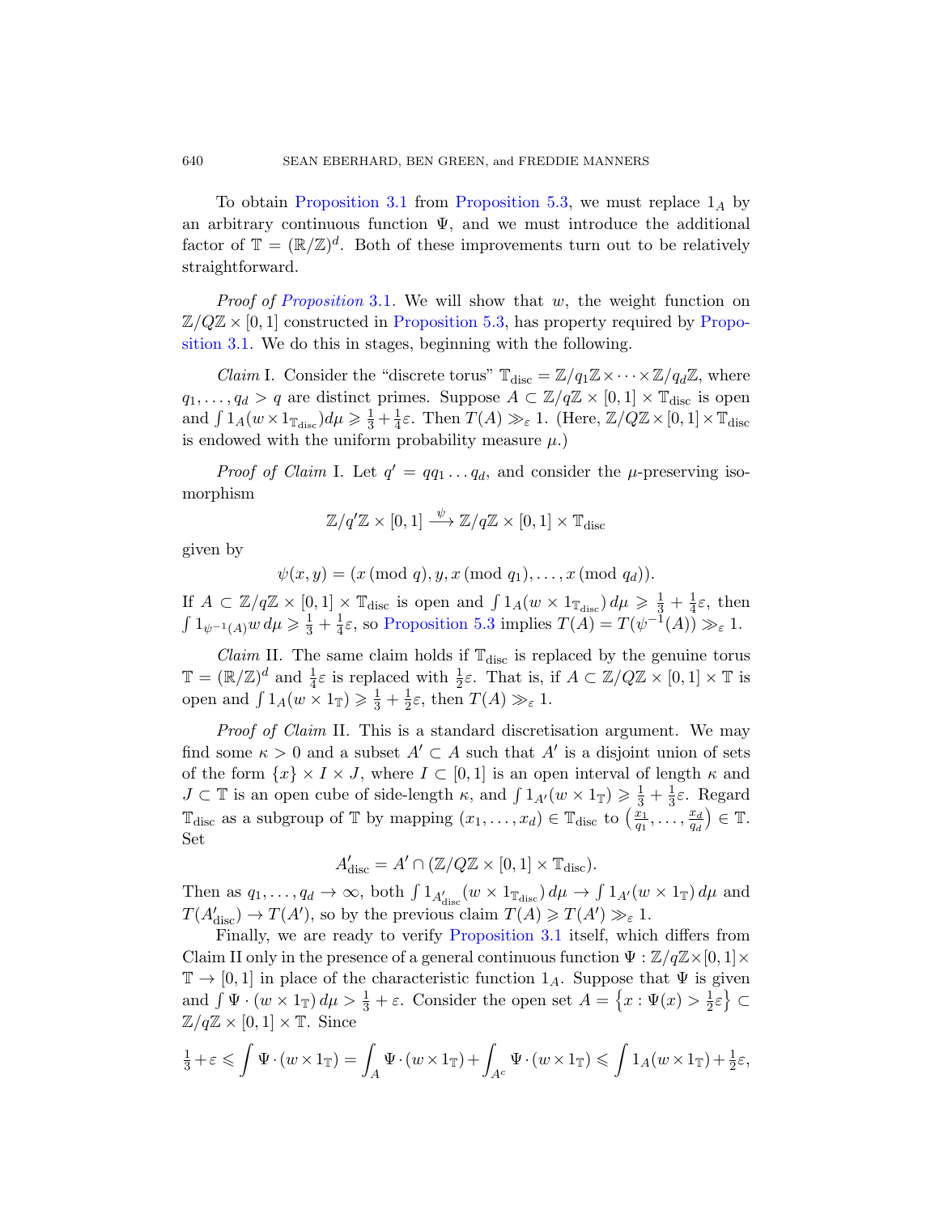To obtain Proposition 3.1 from Proposition 5.3, we must replace $1_A$ by an arbitrary continuous function $\Psi$, and we must introduce the additional factor of $\mathbb{T} = (\mathbb{R}/\mathbb{Z})^d$. Both of these improvements turn out to be relatively straightforward.

*Proof of Proposition* 3.1. We will show that $w$, the weight function on $\mathbb{Z}/Q\mathbb{Z} \times [0,1]$ constructed in Proposition 5.3, has property required by Proposition 3.1. We do this in stages, beginning with the following.

*Claim* I. Consider the "discrete torus" $\mathbb{T}_{\mathrm{disc}} = \mathbb{Z}/q_1\mathbb{Z} \times \cdots \times \mathbb{Z}/q_d\mathbb{Z}$, where $q_1, \dots, q_d > q$ are distinct primes. Suppose $A \subset \mathbb{Z}/q\mathbb{Z} \times [0,1] \times \mathbb{T}_{\mathrm{disc}}$ is open and $\int 1_A (w \times 1_{\mathbb{T}_{\mathrm{disc}}}) d\mu \geqslant \frac{1}{3} + \frac{1}{4}\varepsilon$. Then $T(A) \gg_\varepsilon 1$. (Here, $\mathbb{Z}/Q\mathbb{Z} \times [0,1] \times \mathbb{T}_{\mathrm{disc}}$ is endowed with the uniform probability measure $\mu$.)

*Proof of Claim* I. Let $q' = qq_1 \dots q_d$, and consider the $\mu$-preserving isomorphism

$$\mathbb{Z}/q'\mathbb{Z} \times [0,1] \xrightarrow{\psi} \mathbb{Z}/q\mathbb{Z} \times [0,1] \times \mathbb{T}_{\mathrm{disc}}$$

given by

$$\psi(x,y) = (x \,(\mathrm{mod}\, q), y, x \,(\mathrm{mod}\, q_1), \dots, x \,(\mathrm{mod}\, q_d)).$$

If $A \subset \mathbb{Z}/q\mathbb{Z} \times [0,1] \times \mathbb{T}_{\mathrm{disc}}$ is open and $\int 1_A (w \times 1_{\mathbb{T}_{\mathrm{disc}}})\, d\mu \geqslant \frac{1}{3} + \frac{1}{4}\varepsilon$, then $\int 1_{\psi^{-1}(A)} w \, d\mu \geqslant \frac{1}{3} + \frac{1}{4}\varepsilon$, so Proposition 5.3 implies $T(A) = T(\psi^{-1}(A)) \gg_\varepsilon 1$.

*Claim* II. The same claim holds if $\mathbb{T}_{\mathrm{disc}}$ is replaced by the genuine torus $\mathbb{T} = (\mathbb{R}/\mathbb{Z})^d$ and $\frac{1}{4}\varepsilon$ is replaced with $\frac{1}{2}\varepsilon$. That is, if $A \subset \mathbb{Z}/Q\mathbb{Z} \times [0,1] \times \mathbb{T}$ is open and $\int 1_A (w \times 1_{\mathbb{T}}) \geqslant \frac{1}{3} + \frac{1}{2}\varepsilon$, then $T(A) \gg_\varepsilon 1$.

*Proof of Claim* II. This is a standard discretisation argument. We may find some $\kappa > 0$ and a subset $A' \subset A$ such that $A'$ is a disjoint union of sets of the form $\{x\} \times I \times J$, where $I \subset [0,1]$ is an open interval of length $\kappa$ and $J \subset \mathbb{T}$ is an open cube of side-length $\kappa$, and $\int 1_{A'}(w \times 1_{\mathbb{T}}) \geqslant \frac{1}{3} + \frac{1}{3}\varepsilon$. Regard $\mathbb{T}_{\mathrm{disc}}$ as a subgroup of $\mathbb{T}$ by mapping $(x_1, \dots, x_d) \in \mathbb{T}_{\mathrm{disc}}$ to $\left(\frac{x_1}{q_1}, \dots, \frac{x_d}{q_d}\right) \in \mathbb{T}$. Set

$$A'_{\mathrm{disc}} = A' \cap (\mathbb{Z}/Q\mathbb{Z} \times [0,1] \times \mathbb{T}_{\mathrm{disc}}).$$

Then as $q_1, \dots, q_d \to \infty$, both $\int 1_{A'_{\mathrm{disc}}}(w \times 1_{\mathbb{T}_{\mathrm{disc}}})\, d\mu \to \int 1_{A'}(w \times 1_{\mathbb{T}})\, d\mu$ and $T(A'_{\mathrm{disc}}) \to T(A')$, so by the previous claim $T(A) \geqslant T(A') \gg_\varepsilon 1$.

Finally, we are ready to verify Proposition 3.1 itself, which differs from Claim II only in the presence of a general continuous function $\Psi : \mathbb{Z}/q\mathbb{Z} \times [0,1] \times \mathbb{T} \to [0,1]$ in place of the characteristic function $1_A$. Suppose that $\Psi$ is given and $\int \Psi \cdot (w \times 1_{\mathbb{T}})\, d\mu > \frac{1}{3} + \varepsilon$. Consider the open set $A = \left\{x : \Psi(x) > \frac{1}{2}\varepsilon\right\} \subset \mathbb{Z}/q\mathbb{Z} \times [0,1] \times \mathbb{T}$. Since

$$\tfrac{1}{3} + \varepsilon \leqslant \int \Psi \cdot (w \times 1_{\mathbb{T}}) = \int_A \Psi \cdot (w \times 1_{\mathbb{T}}) + \int_{A^c} \Psi \cdot (w \times 1_{\mathbb{T}}) \leqslant \int 1_A (w \times 1_{\mathbb{T}}) + \tfrac{1}{2}\varepsilon,$$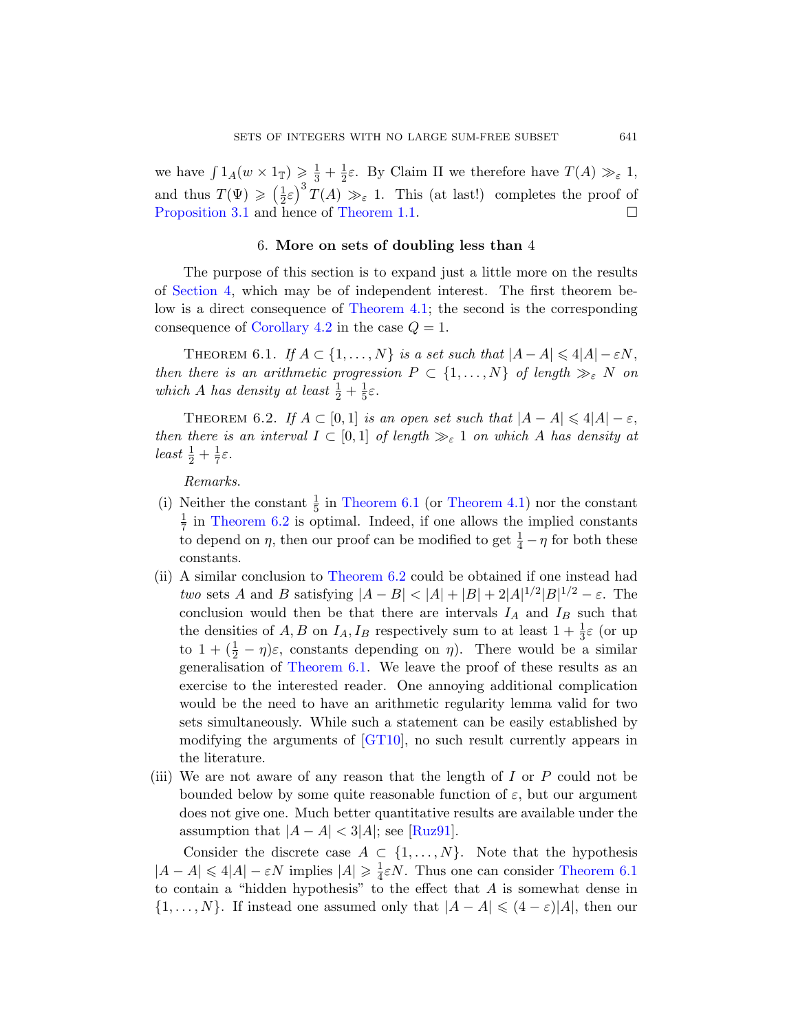we have $\int 1_A(w \times 1_{\mathbb{T}}) \geqslant \frac{1}{3} + \frac{1}{2}\varepsilon$. By Claim II we therefore have $T(A) \gg_\varepsilon 1$, and thus $T(\Psi) \geqslant \left(\frac{1}{2}\varepsilon\right)^3 T(A) \gg_\varepsilon 1$. This (at last!) completes the proof of Proposition 3.1 and hence of Theorem 1.1. $\square$

## 6. More on sets of doubling less than 4

The purpose of this section is to expand just a little more on the results of Section 4, which may be of independent interest. The first theorem below is a direct consequence of Theorem 4.1; the second is the corresponding consequence of Corollary 4.2 in the case $Q = 1$.

THEOREM 6.1. *If $A \subset \{1, \dots, N\}$ is a set such that $|A - A| \leqslant 4|A| - \varepsilon N$, then there is an arithmetic progression $P \subset \{1, \dots, N\}$ of length $\gg_\varepsilon N$ on which $A$ has density at least $\frac{1}{2} + \frac{1}{5}\varepsilon$.*

THEOREM 6.2. *If $A \subset [0, 1]$ is an open set such that $|A - A| \leqslant 4|A| - \varepsilon$, then there is an interval $I \subset [0, 1]$ of length $\gg_\varepsilon 1$ on which $A$ has density at least $\frac{1}{2} + \frac{1}{7}\varepsilon$.*

*Remarks.*

(i) Neither the constant $\frac{1}{5}$ in Theorem 6.1 (or Theorem 4.1) nor the constant $\frac{1}{7}$ in Theorem 6.2 is optimal. Indeed, if one allows the implied constants to depend on $\eta$, then our proof can be modified to get $\frac{1}{4} - \eta$ for both these constants.

(ii) A similar conclusion to Theorem 6.2 could be obtained if one instead had *two* sets $A$ and $B$ satisfying $|A - B| < |A| + |B| + 2|A|^{1/2}|B|^{1/2} - \varepsilon$. The conclusion would then be that there are intervals $I_A$ and $I_B$ such that the densities of $A, B$ on $I_A, I_B$ respectively sum to at least $1 + \frac{1}{3}\varepsilon$ (or up to $1 + (\frac{1}{2} - \eta)\varepsilon$, constants depending on $\eta$). There would be a similar generalisation of Theorem 6.1. We leave the proof of these results as an exercise to the interested reader. One annoying additional complication would be the need to have an arithmetic regularity lemma valid for two sets simultaneously. While such a statement can be easily established by modifying the arguments of [GT10], no such result currently appears in the literature.

(iii) We are not aware of any reason that the length of $I$ or $P$ could not be bounded below by some quite reasonable function of $\varepsilon$, but our argument does not give one. Much better quantitative results are available under the assumption that $|A - A| < 3|A|$; see [Ruz91].

Consider the discrete case $A \subset \{1, \dots, N\}$. Note that the hypothesis $|A - A| \leqslant 4|A| - \varepsilon N$ implies $|A| \geqslant \frac{1}{4}\varepsilon N$. Thus one can consider Theorem 6.1 to contain a "hidden hypothesis" to the effect that $A$ is somewhat dense in $\{1, \dots, N\}$. If instead one assumed only that $|A - A| \leqslant (4 - \varepsilon)|A|$, then our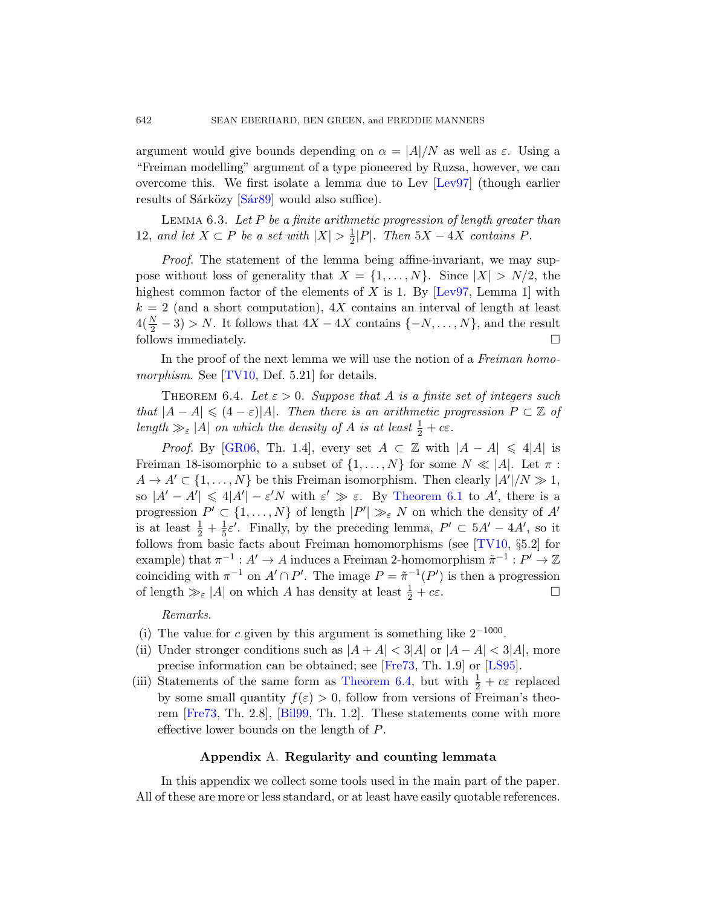argument would give bounds depending on $\alpha = |A|/N$ as well as $\varepsilon$. Using a "Freiman modelling" argument of a type pioneered by Ruzsa, however, we can overcome this. We first isolate a lemma due to Lev [Lev97] (though earlier results of Sárközy [Sár89] would also suffice).

Lemma 6.3. *Let $P$ be a finite arithmetic progression of length greater than 12, and let $X \subset P$ be a set with $|X| > \frac{1}{2}|P|$. Then $5X - 4X$ contains $P$.*

*Proof.* The statement of the lemma being affine-invariant, we may suppose without loss of generality that $X = \{1, \ldots, N\}$. Since $|X| > N/2$, the highest common factor of the elements of $X$ is 1. By [Lev97, Lemma 1] with $k = 2$ (and a short computation), $4X$ contains an interval of length at least $4(\frac{N}{2} - 3) > N$. It follows that $4X - 4X$ contains $\{-N, \ldots, N\}$, and the result follows immediately. □

In the proof of the next lemma we will use the notion of a *Freiman homomorphism*. See [TV10, Def. 5.21] for details.

Theorem 6.4. *Let $\varepsilon > 0$. Suppose that $A$ is a finite set of integers such that $|A - A| \leqslant (4 - \varepsilon)|A|$. Then there is an arithmetic progression $P \subset \mathbb{Z}$ of length $\gg_\varepsilon |A|$ on which the density of $A$ is at least $\frac{1}{2} + c\varepsilon$.*

*Proof.* By [GR06, Th. 1.4], every set $A \subset \mathbb{Z}$ with $|A - A| \leqslant 4|A|$ is Freiman 18-isomorphic to a subset of $\{1, \ldots, N\}$ for some $N \ll |A|$. Let $\pi : A \to A' \subset \{1, \ldots, N\}$ be this Freiman isomorphism. Then clearly $|A'|/N \gg 1$, so $|A' - A'| \leqslant 4|A'| - \varepsilon' N$ with $\varepsilon' \gg \varepsilon$. By Theorem 6.1 to $A'$, there is a progression $P' \subset \{1, \ldots, N\}$ of length $|P'| \gg_\varepsilon N$ on which the density of $A'$ is at least $\frac{1}{2} + \frac{1}{5}\varepsilon'$. Finally, by the preceding lemma, $P' \subset 5A' - 4A'$, so it follows from basic facts about Freiman homomorphisms (see [TV10, §5.2] for example) that $\pi^{-1} : A' \to A$ induces a Freiman 2-homomorphism $\tilde{\pi}^{-1} : P' \to \mathbb{Z}$ coinciding with $\pi^{-1}$ on $A' \cap P'$. The image $P = \tilde{\pi}^{-1}(P')$ is then a progression of length $\gg_\varepsilon |A|$ on which $A$ has density at least $\frac{1}{2} + c\varepsilon$. □

*Remarks.*

(i) The value for $c$ given by this argument is something like $2^{-1000}$.

(ii) Under stronger conditions such as $|A + A| < 3|A|$ or $|A - A| < 3|A|$, more precise information can be obtained; see [Fre73, Th. 1.9] or [LS95].

(iii) Statements of the same form as Theorem 6.4, but with $\frac{1}{2} + c\varepsilon$ replaced by some small quantity $f(\varepsilon) > 0$, follow from versions of Freiman's theorem [Fre73, Th. 2.8], [Bil99, Th. 1.2]. These statements come with more effective lower bounds on the length of $P$.

## Appendix A. Regularity and counting lemmata

In this appendix we collect some tools used in the main part of the paper. All of these are more or less standard, or at least have easily quotable references.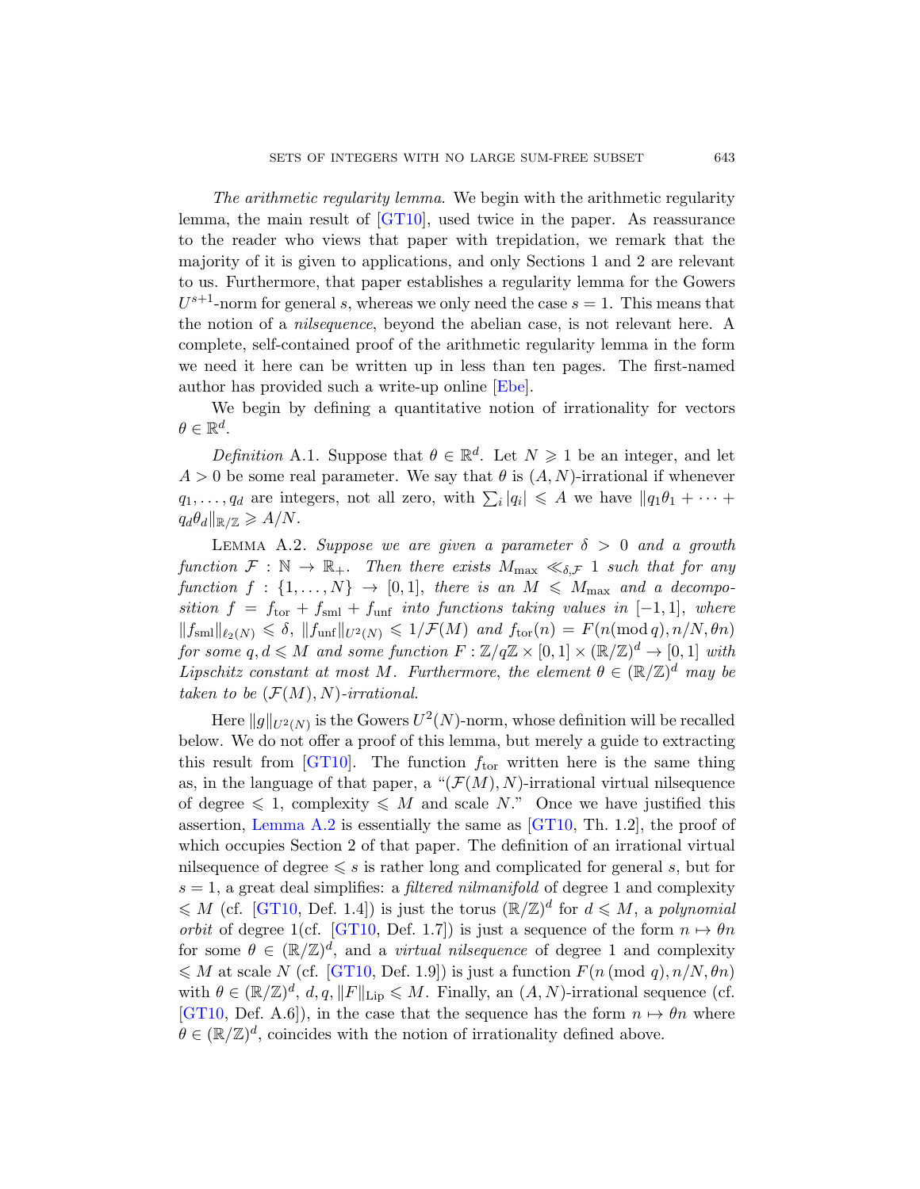*The arithmetic regularity lemma.* We begin with the arithmetic regularity lemma, the main result of [GT10], used twice in the paper. As reassurance to the reader who views that paper with trepidation, we remark that the majority of it is given to applications, and only Sections 1 and 2 are relevant to us. Furthermore, that paper establishes a regularity lemma for the Gowers $U^{s+1}$-norm for general $s$, whereas we only need the case $s = 1$. This means that the notion of a *nilsequence*, beyond the abelian case, is not relevant here. A complete, self-contained proof of the arithmetic regularity lemma in the form we need it here can be written up in less than ten pages. The first-named author has provided such a write-up online [Ebe].

We begin by defining a quantitative notion of irrationality for vectors $\theta \in \mathbb{R}^d$.

*Definition* A.1. Suppose that $\theta \in \mathbb{R}^d$. Let $N \geqslant 1$ be an integer, and let $A > 0$ be some real parameter. We say that $\theta$ is $(A, N)$-irrational if whenever $q_1, \dots, q_d$ are integers, not all zero, with $\sum_i |q_i| \leqslant A$ we have $\|q_1\theta_1 + \cdots + q_d\theta_d\|_{\mathbb{R}/\mathbb{Z}} \geqslant A/N$.

Lemma A.2. *Suppose we are given a parameter $\delta > 0$ and a growth function $\mathcal{F} : \mathbb{N} \to \mathbb{R}_+$. Then there exists $M_{\max} \ll_{\delta,\mathcal{F}} 1$ such that for any function $f : \{1, \dots, N\} \to [0, 1]$, there is an $M \leqslant M_{\max}$ and a decomposition $f = f_{\mathrm{tor}} + f_{\mathrm{sml}} + f_{\mathrm{unf}}$ into functions taking values in $[-1, 1]$, where $\|f_{\mathrm{sml}}\|_{\ell_2(N)} \leqslant \delta$, $\|f_{\mathrm{unf}}\|_{U^2(N)} \leqslant 1/\mathcal{F}(M)$ and $f_{\mathrm{tor}}(n) = F(n(\mathrm{mod}\, q), n/N, \theta n)$ for some $q, d \leqslant M$ and some function $F : \mathbb{Z}/q\mathbb{Z} \times [0, 1] \times (\mathbb{R}/\mathbb{Z})^d \to [0, 1]$ with Lipschitz constant at most $M$. Furthermore, the element $\theta \in (\mathbb{R}/\mathbb{Z})^d$ may be taken to be $(\mathcal{F}(M), N)$-irrational.*

Here $\|g\|_{U^2(N)}$ is the Gowers $U^2(N)$-norm, whose definition will be recalled below. We do not offer a proof of this lemma, but merely a guide to extracting this result from [GT10]. The function $f_{\mathrm{tor}}$ written here is the same thing as, in the language of that paper, a "$(\mathcal{F}(M), N)$-irrational virtual nilsequence of degree $\leqslant 1$, complexity $\leqslant M$ and scale $N$." Once we have justified this assertion, Lemma A.2 is essentially the same as [GT10, Th. 1.2], the proof of which occupies Section 2 of that paper. The definition of an irrational virtual nilsequence of degree $\leqslant s$ is rather long and complicated for general $s$, but for $s = 1$, a great deal simplifies: a *filtered nilmanifold* of degree 1 and complexity $\leqslant M$ (cf. [GT10, Def. 1.4]) is just the torus $(\mathbb{R}/\mathbb{Z})^d$ for $d \leqslant M$, a *polynomial orbit* of degree 1(cf. [GT10, Def. 1.7]) is just a sequence of the form $n \mapsto \theta n$ for some $\theta \in (\mathbb{R}/\mathbb{Z})^d$, and a *virtual nilsequence* of degree 1 and complexity $\leqslant M$ at scale $N$ (cf. [GT10, Def. 1.9]) is just a function $F(n\,(\mathrm{mod}\, q), n/N, \theta n)$ with $\theta \in (\mathbb{R}/\mathbb{Z})^d$, $d, q, \|F\|_{\mathrm{Lip}} \leqslant M$. Finally, an $(A, N)$-irrational sequence (cf. [GT10, Def. A.6]), in the case that the sequence has the form $n \mapsto \theta n$ where $\theta \in (\mathbb{R}/\mathbb{Z})^d$, coincides with the notion of irrationality defined above.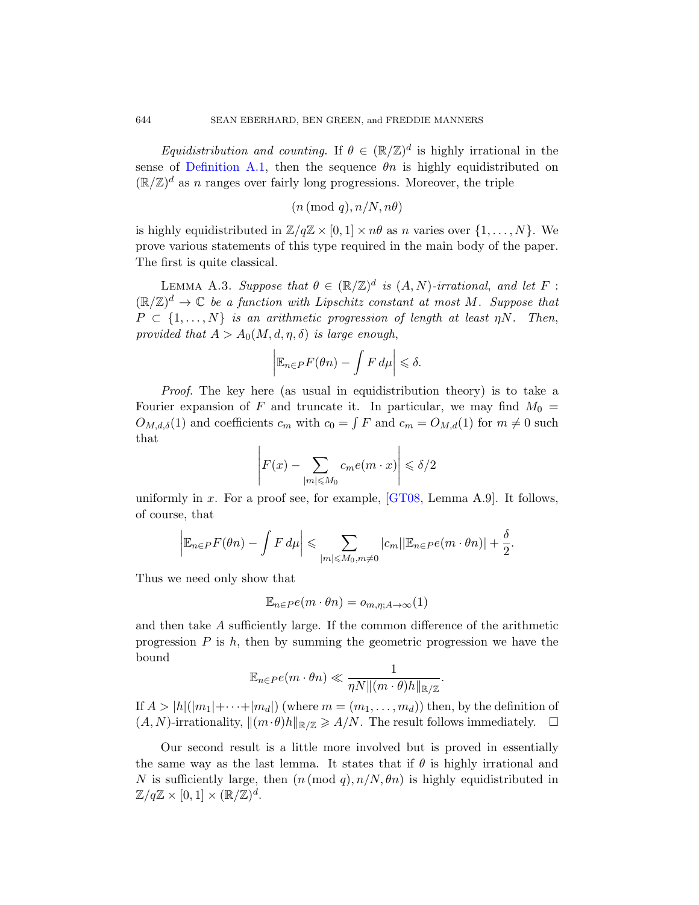*Equidistribution and counting.* If $\theta \in (\mathbb{R}/\mathbb{Z})^d$ is highly irrational in the sense of Definition A.1, then the sequence $\theta n$ is highly equidistributed on $(\mathbb{R}/\mathbb{Z})^d$ as $n$ ranges over fairly long progressions. Moreover, the triple

$$(n \,(\mathrm{mod}\ q), n/N, n\theta)$$

is highly equidistributed in $\mathbb{Z}/q\mathbb{Z} \times [0,1] \times n\theta$ as $n$ varies over $\{1,\dots,N\}$. We prove various statements of this type required in the main body of the paper. The first is quite classical.

LEMMA A.3. *Suppose that $\theta \in (\mathbb{R}/\mathbb{Z})^d$ is $(A,N)$-irrational, and let $F : (\mathbb{R}/\mathbb{Z})^d \to \mathbb{C}$ be a function with Lipschitz constant at most $M$. Suppose that $P \subset \{1,\dots,N\}$ is an arithmetic progression of length at least $\eta N$. Then, provided that $A > A_0(M,d,\eta,\delta)$ is large enough,*

$$\left|\mathbb{E}_{n\in P}F(\theta n) - \int F\,d\mu\right| \leqslant \delta.$$

*Proof.* The key here (as usual in equidistribution theory) is to take a Fourier expansion of $F$ and truncate it. In particular, we may find $M_0 = O_{M,d,\delta}(1)$ and coefficients $c_m$ with $c_0 = \int F$ and $c_m = O_{M,d}(1)$ for $m \neq 0$ such that

$$\left|F(x) - \sum_{|m|\leqslant M_0} c_m e(m\cdot x)\right| \leqslant \delta/2$$

uniformly in $x$. For a proof see, for example, [GT08, Lemma A.9]. It follows, of course, that

$$\left|\mathbb{E}_{n\in P}F(\theta n) - \int F\,d\mu\right| \leqslant \sum_{|m|\leqslant M_0, m\neq 0} |c_m||\mathbb{E}_{n\in P} e(m\cdot\theta n)| + \frac{\delta}{2}.$$

Thus we need only show that

$$\mathbb{E}_{n\in P} e(m\cdot\theta n) = o_{m,\eta;A\to\infty}(1)$$

and then take $A$ sufficiently large. If the common difference of the arithmetic progression $P$ is $h$, then by summing the geometric progression we have the bound

$$\mathbb{E}_{n\in P} e(m\cdot\theta n) \ll \frac{1}{\eta N\|(m\cdot\theta)h\|_{\mathbb{R}/\mathbb{Z}}}.$$

If $A > |h|(|m_1|+\cdots+|m_d|)$ (where $m = (m_1,\dots,m_d)$) then, by the definition of $(A,N)$-irrationality, $\|(m\cdot\theta)h\|_{\mathbb{R}/\mathbb{Z}} \geqslant A/N$. The result follows immediately. $\square$

Our second result is a little more involved but is proved in essentially the same way as the last lemma. It states that if $\theta$ is highly irrational and $N$ is sufficiently large, then $(n \,(\mathrm{mod}\ q), n/N, \theta n)$ is highly equidistributed in $\mathbb{Z}/q\mathbb{Z} \times [0,1] \times (\mathbb{R}/\mathbb{Z})^d$.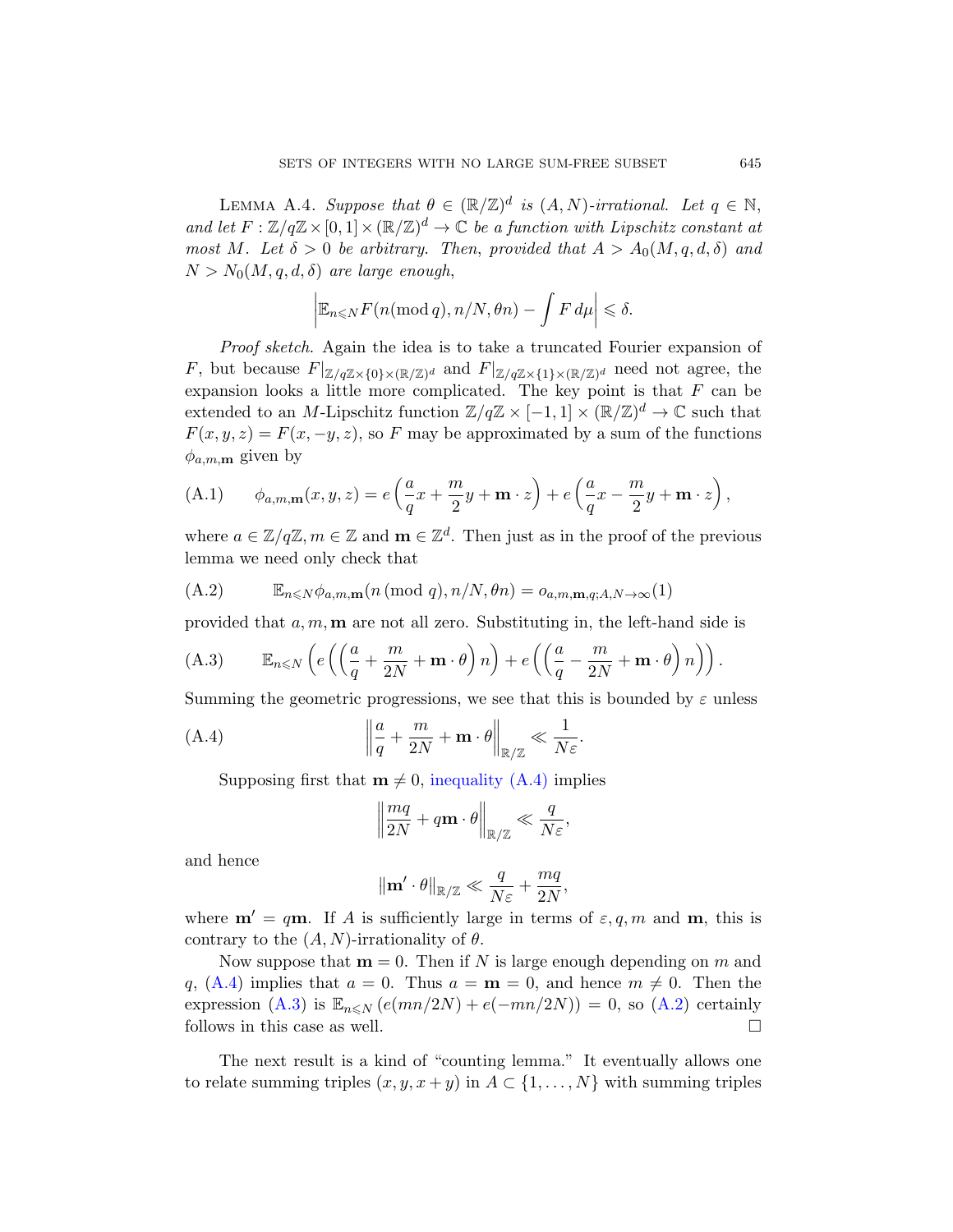Lemma A.4. *Suppose that $\theta \in (\mathbb{R}/\mathbb{Z})^d$ is $(A,N)$-irrational. Let $q \in \mathbb{N}$, and let $F : \mathbb{Z}/q\mathbb{Z} \times [0,1] \times (\mathbb{R}/\mathbb{Z})^d \to \mathbb{C}$ be a function with Lipschitz constant at most $M$. Let $\delta > 0$ be arbitrary. Then, provided that $A > A_0(M,q,d,\delta)$ and $N > N_0(M,q,d,\delta)$ are large enough,*

$$\left| \mathbb{E}_{n \leqslant N} F(n (\text{mod}\, q), n/N, \theta n) - \int F \, d\mu \right| \leqslant \delta.$$

*Proof sketch.* Again the idea is to take a truncated Fourier expansion of $F$, but because $F|_{\mathbb{Z}/q\mathbb{Z} \times \{0\} \times (\mathbb{R}/\mathbb{Z})^d}$ and $F|_{\mathbb{Z}/q\mathbb{Z} \times \{1\} \times (\mathbb{R}/\mathbb{Z})^d}$ need not agree, the expansion looks a little more complicated. The key point is that $F$ can be extended to an $M$-Lipschitz function $\mathbb{Z}/q\mathbb{Z} \times [-1,1] \times (\mathbb{R}/\mathbb{Z})^d \to \mathbb{C}$ such that $F(x,y,z) = F(x,-y,z)$, so $F$ may be approximated by a sum of the functions $\phi_{a,m,\mathbf{m}}$ given by

$$\phi_{a,m,\mathbf{m}}(x,y,z) = e\left(\frac{a}{q}x + \frac{m}{2}y + \mathbf{m}\cdot z\right) + e\left(\frac{a}{q}x - \frac{m}{2}y + \mathbf{m}\cdot z\right), \tag{A.1}$$

where $a \in \mathbb{Z}/q\mathbb{Z}$, $m \in \mathbb{Z}$ and $\mathbf{m} \in \mathbb{Z}^d$. Then just as in the proof of the previous lemma we need only check that

$$\mathbb{E}_{n \leqslant N} \phi_{a,m,\mathbf{m}}(n\,(\text{mod}\ q), n/N, \theta n) = o_{a,m,\mathbf{m},q;A,N\to\infty}(1) \tag{A.2}$$

provided that $a, m, \mathbf{m}$ are not all zero. Substituting in, the left-hand side is

$$\mathbb{E}_{n \leqslant N}\left( e\left(\left(\frac{a}{q} + \frac{m}{2N} + \mathbf{m}\cdot\theta\right)n\right) + e\left(\left(\frac{a}{q} - \frac{m}{2N} + \mathbf{m}\cdot\theta\right)n\right)\right). \tag{A.3}$$

Summing the geometric progressions, we see that this is bounded by $\varepsilon$ unless

$$\left\| \frac{a}{q} + \frac{m}{2N} + \mathbf{m}\cdot\theta \right\|_{\mathbb{R}/\mathbb{Z}} \ll \frac{1}{N\varepsilon}. \tag{A.4}$$

Supposing first that $\mathbf{m} \neq 0$, inequality (A.4) implies

$$\left\| \frac{mq}{2N} + q\mathbf{m}\cdot\theta \right\|_{\mathbb{R}/\mathbb{Z}} \ll \frac{q}{N\varepsilon},$$

and hence

$$\|\mathbf{m}'\cdot\theta\|_{\mathbb{R}/\mathbb{Z}} \ll \frac{q}{N\varepsilon} + \frac{mq}{2N},$$

where $\mathbf{m}' = q\mathbf{m}$. If $A$ is sufficiently large in terms of $\varepsilon, q, m$ and $\mathbf{m}$, this is contrary to the $(A,N)$-irrationality of $\theta$.

Now suppose that $\mathbf{m} = 0$. Then if $N$ is large enough depending on $m$ and $q$, (A.4) implies that $a = 0$. Thus $a = \mathbf{m} = 0$, and hence $m \neq 0$. Then the expression (A.3) is $\mathbb{E}_{n \leqslant N}\left(e(mn/2N) + e(-mn/2N)\right) = 0$, so (A.2) certainly follows in this case as well. □

The next result is a kind of "counting lemma." It eventually allows one to relate summing triples $(x, y, x+y)$ in $A \subset \{1, \ldots, N\}$ with summing triples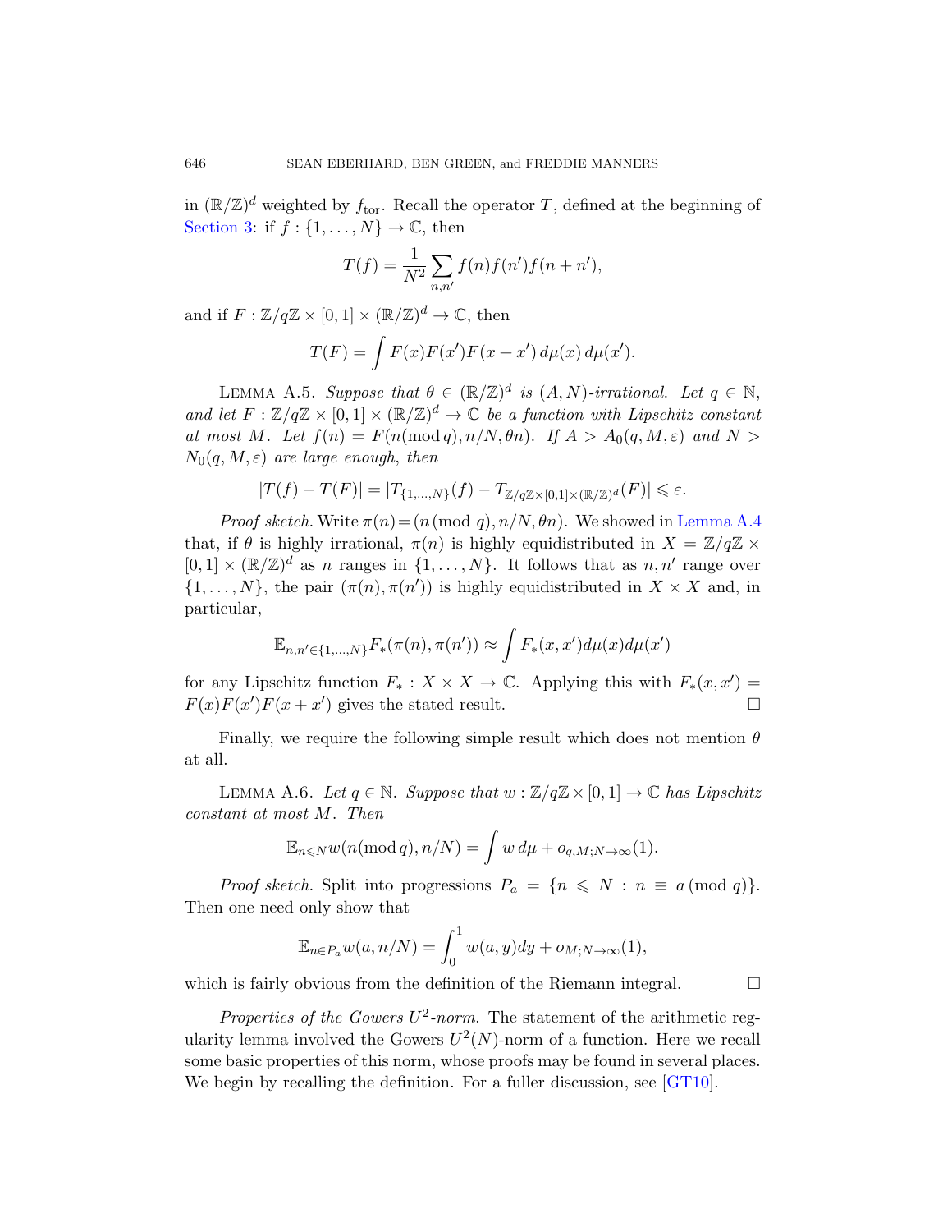in $(\mathbb{R}/\mathbb{Z})^d$ weighted by $f_{\text{tor}}$. Recall the operator $T$, defined at the beginning of Section 3: if $f : \{1, \dots, N\} \to \mathbb{C}$, then

$$T(f) = \frac{1}{N^2} \sum_{n,n'} f(n) f(n') f(n + n'),$$

and if $F : \mathbb{Z}/q\mathbb{Z} \times [0,1] \times (\mathbb{R}/\mathbb{Z})^d \to \mathbb{C}$, then

$$T(F) = \int F(x) F(x') F(x + x') \, d\mu(x) \, d\mu(x').$$

LEMMA A.5. *Suppose that $\theta \in (\mathbb{R}/\mathbb{Z})^d$ is $(A, N)$-irrational. Let $q \in \mathbb{N}$, and let $F : \mathbb{Z}/q\mathbb{Z} \times [0,1] \times (\mathbb{R}/\mathbb{Z})^d \to \mathbb{C}$ be a function with Lipschitz constant at most $M$. Let $f(n) = F(n (\mathrm{mod}\, q), n/N, \theta n)$. If $A > A_0(q, M, \varepsilon)$ and $N > N_0(q, M, \varepsilon)$ are large enough, then*

$$|T(f) - T(F)| = |T_{\{1,\dots,N\}}(f) - T_{\mathbb{Z}/q\mathbb{Z} \times [0,1] \times (\mathbb{R}/\mathbb{Z})^d}(F)| \leqslant \varepsilon.$$

*Proof sketch.* Write $\pi(n) = (n \,(\mathrm{mod}\; q), n/N, \theta n)$. We showed in Lemma A.4 that, if $\theta$ is highly irrational, $\pi(n)$ is highly equidistributed in $X = \mathbb{Z}/q\mathbb{Z} \times [0,1] \times (\mathbb{R}/\mathbb{Z})^d$ as $n$ ranges in $\{1, \dots, N\}$. It follows that as $n, n'$ range over $\{1, \dots, N\}$, the pair $(\pi(n), \pi(n'))$ is highly equidistributed in $X \times X$ and, in particular,

$$\mathbb{E}_{n,n' \in \{1,\dots,N\}} F_*(\pi(n), \pi(n')) \approx \int F_*(x, x') d\mu(x) d\mu(x')$$

for any Lipschitz function $F_* : X \times X \to \mathbb{C}$. Applying this with $F_*(x, x') = F(x)F(x')F(x + x')$ gives the stated result. □

Finally, we require the following simple result which does not mention $\theta$ at all.

LEMMA A.6. *Let $q \in \mathbb{N}$. Suppose that $w : \mathbb{Z}/q\mathbb{Z} \times [0,1] \to \mathbb{C}$ has Lipschitz constant at most $M$. Then*

$$\mathbb{E}_{n \leqslant N} w(n (\mathrm{mod}\, q), n/N) = \int w \, d\mu + o_{q,M;N\to\infty}(1).$$

*Proof sketch.* Split into progressions $P_a = \{n \leqslant N : n \equiv a \,(\mathrm{mod}\; q)\}$. Then one need only show that

$$\mathbb{E}_{n \in P_a} w(a, n/N) = \int_0^1 w(a, y) dy + o_{M;N\to\infty}(1),$$

which is fairly obvious from the definition of the Riemann integral. □

*Properties of the Gowers $U^2$-norm.* The statement of the arithmetic regularity lemma involved the Gowers $U^2(N)$-norm of a function. Here we recall some basic properties of this norm, whose proofs may be found in several places. We begin by recalling the definition. For a fuller discussion, see [GT10].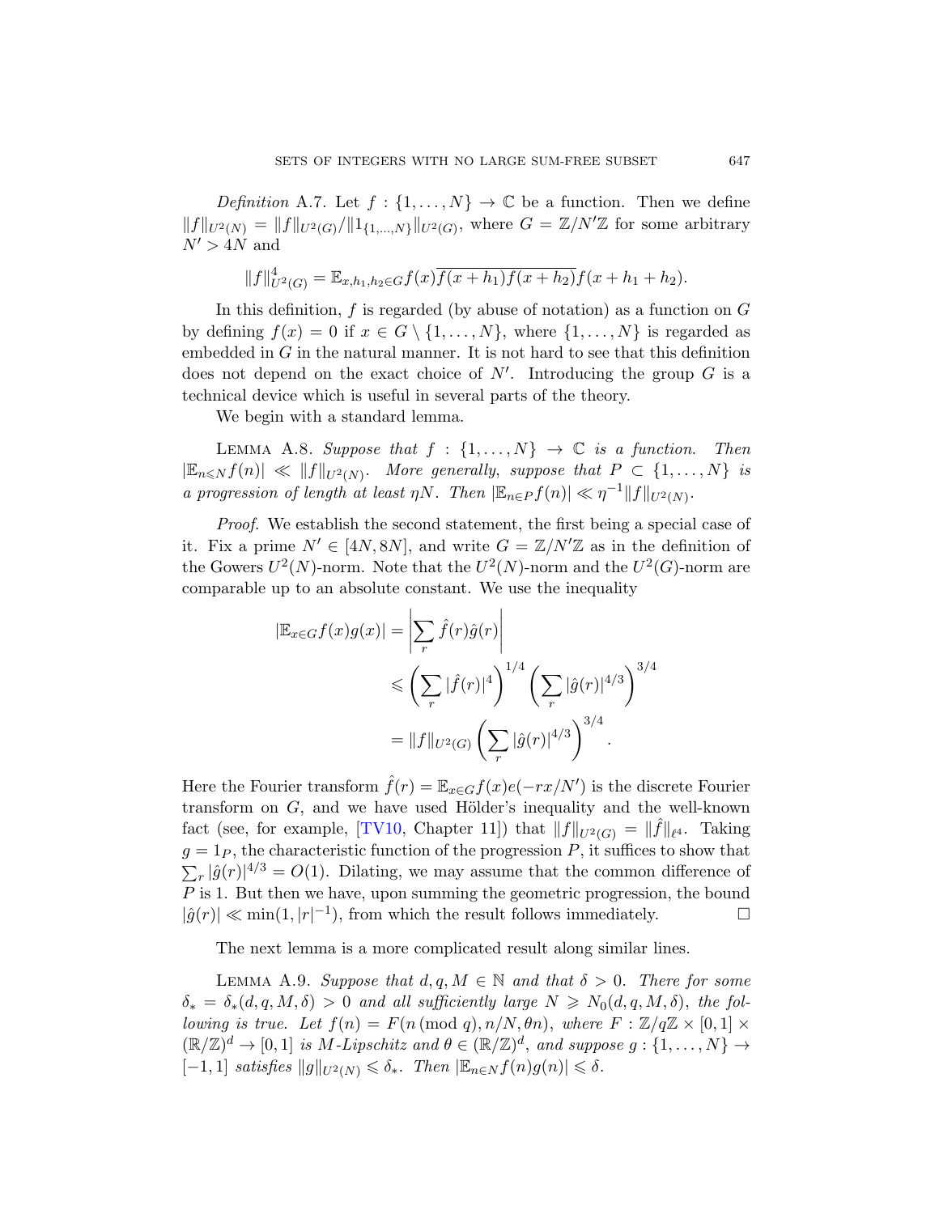*Definition* A.7. Let $f : \{1, \ldots, N\} \to \mathbb{C}$ be a function. Then we define $\|f\|_{U^2(N)} = \|f\|_{U^2(G)} / \|1_{\{1,\ldots,N\}}\|_{U^2(G)}$, where $G = \mathbb{Z}/N'\mathbb{Z}$ for some arbitrary $N' > 4N$ and

$$\|f\|_{U^2(G)}^4 = \mathbb{E}_{x,h_1,h_2 \in G} f(x)\overline{f(x+h_1)f(x+h_2)}f(x+h_1+h_2).$$

In this definition, $f$ is regarded (by abuse of notation) as a function on $G$ by defining $f(x) = 0$ if $x \in G \setminus \{1, \ldots, N\}$, where $\{1, \ldots, N\}$ is regarded as embedded in $G$ in the natural manner. It is not hard to see that this definition does not depend on the exact choice of $N'$. Introducing the group $G$ is a technical device which is useful in several parts of the theory.

We begin with a standard lemma.

Lemma A.8. *Suppose that $f : \{1, \ldots, N\} \to \mathbb{C}$ is a function. Then $|\mathbb{E}_{n \leqslant N} f(n)| \ll \|f\|_{U^2(N)}$. More generally, suppose that $P \subset \{1, \ldots, N\}$ is a progression of length at least $\eta N$. Then $|\mathbb{E}_{n \in P} f(n)| \ll \eta^{-1} \|f\|_{U^2(N)}$.*

*Proof.* We establish the second statement, the first being a special case of it. Fix a prime $N' \in [4N, 8N]$, and write $G = \mathbb{Z}/N'\mathbb{Z}$ as in the definition of the Gowers $U^2(N)$-norm. Note that the $U^2(N)$-norm and the $U^2(G)$-norm are comparable up to an absolute constant. We use the inequality

$$\begin{aligned}
|\mathbb{E}_{x \in G} f(x) g(x)| &= \left| \sum_r \hat{f}(r) \hat{g}(r) \right| \\
&\leqslant \left( \sum_r |\hat{f}(r)|^4 \right)^{1/4} \left( \sum_r |\hat{g}(r)|^{4/3} \right)^{3/4} \\
&= \|f\|_{U^2(G)} \left( \sum_r |\hat{g}(r)|^{4/3} \right)^{3/4}.
\end{aligned}$$

Here the Fourier transform $\hat{f}(r) = \mathbb{E}_{x \in G} f(x) e(-rx/N')$ is the discrete Fourier transform on $G$, and we have used Hölder's inequality and the well-known fact (see, for example, [TV10, Chapter 11]) that $\|f\|_{U^2(G)} = \|\hat{f}\|_{\ell^4}$. Taking $g = 1_P$, the characteristic function of the progression $P$, it suffices to show that $\sum_r |\hat{g}(r)|^{4/3} = O(1)$. Dilating, we may assume that the common difference of $P$ is 1. But then we have, upon summing the geometric progression, the bound $|\hat{g}(r)| \ll \min(1, |r|^{-1})$, from which the result follows immediately. $\square$

The next lemma is a more complicated result along similar lines.

Lemma A.9. *Suppose that $d, q, M \in \mathbb{N}$ and that $\delta > 0$. There for some $\delta_* = \delta_*(d, q, M, \delta) > 0$ and all sufficiently large $N \geqslant N_0(d, q, M, \delta)$, the following is true. Let $f(n) = F(n \,(\mathrm{mod}\, q), n/N, \theta n)$, where $F : \mathbb{Z}/q\mathbb{Z} \times [0, 1] \times (\mathbb{R}/\mathbb{Z})^d \to [0, 1]$ is $M$-Lipschitz and $\theta \in (\mathbb{R}/\mathbb{Z})^d$, and suppose $g : \{1, \ldots, N\} \to [-1, 1]$ satisfies $\|g\|_{U^2(N)} \leqslant \delta_*$. Then $|\mathbb{E}_{n \in N} f(n) g(n)| \leqslant \delta$.*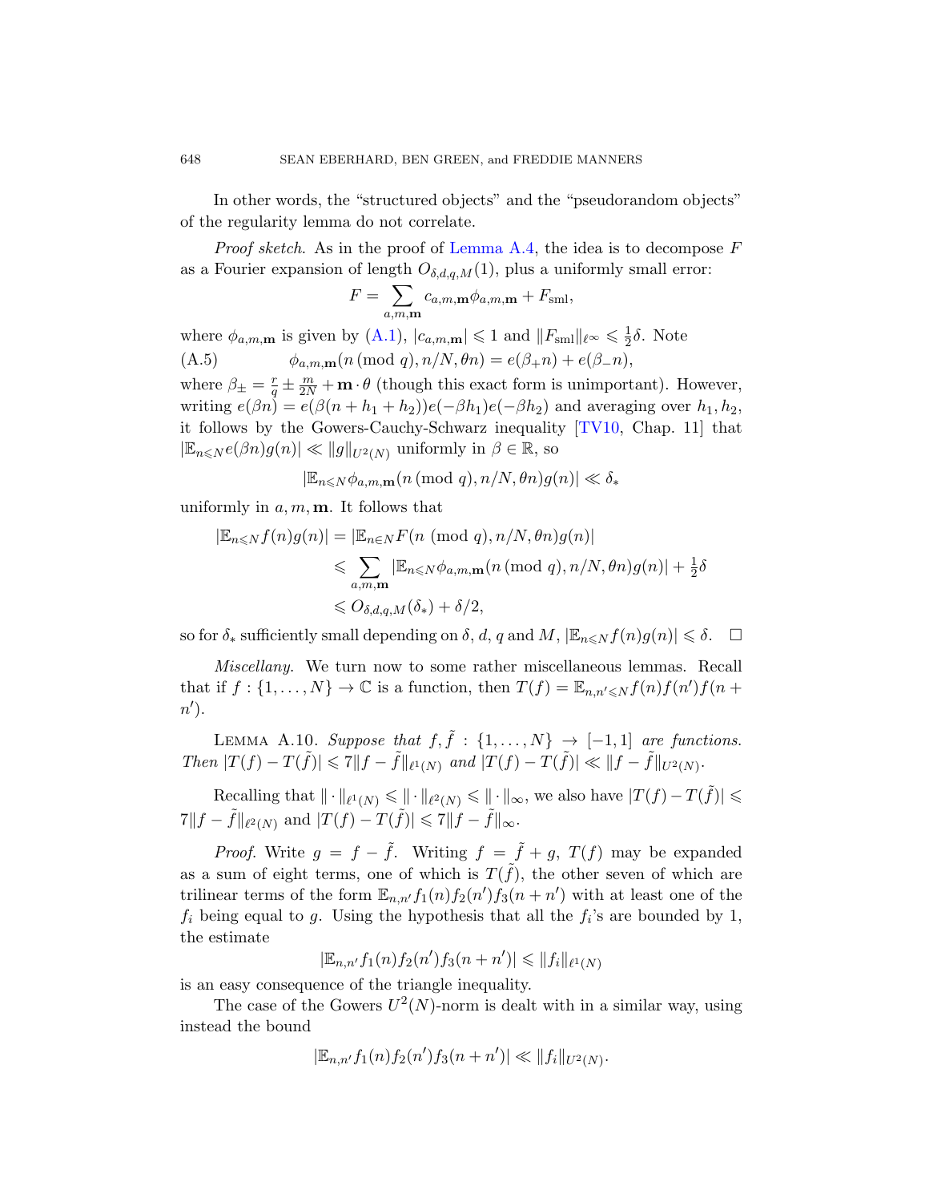In other words, the "structured objects" and the "pseudorandom objects" of the regularity lemma do not correlate.

*Proof sketch.* As in the proof of Lemma A.4, the idea is to decompose $F$ as a Fourier expansion of length $O_{\delta,d,q,M}(1)$, plus a uniformly small error:

$$F = \sum_{a,m,\mathbf{m}} c_{a,m,\mathbf{m}} \phi_{a,m,\mathbf{m}} + F_{\mathrm{sml}},$$

where $\phi_{a,m,\mathbf{m}}$ is given by (A.1), $|c_{a,m,\mathbf{m}}| \leqslant 1$ and $\|F_{\mathrm{sml}}\|_{\ell^\infty} \leqslant \frac{1}{2}\delta$. Note

$$\phi_{a,m,\mathbf{m}}(n \,(\mathrm{mod}\ q), n/N, \theta n) = e(\beta_+ n) + e(\beta_- n), \tag{A.5}$$

where $\beta_\pm = \frac{r}{q} \pm \frac{m}{2N} + \mathbf{m}\cdot\theta$ (though this exact form is unimportant). However, writing $e(\beta n) = e(\beta(n+h_1+h_2))e(-\beta h_1)e(-\beta h_2)$ and averaging over $h_1, h_2$, it follows by the Gowers-Cauchy-Schwarz inequality [TV10, Chap. 11] that $|\mathbb{E}_{n\leqslant N} e(\beta n) g(n)| \ll \|g\|_{U^2(N)}$ uniformly in $\beta \in \mathbb{R}$, so

$$|\mathbb{E}_{n\leqslant N} \phi_{a,m,\mathbf{m}}(n \,(\mathrm{mod}\ q), n/N, \theta n) g(n)| \ll \delta_*$$

uniformly in $a, m, \mathbf{m}$. It follows that

$$\begin{aligned}
|\mathbb{E}_{n\leqslant N} f(n) g(n)| &= |\mathbb{E}_{n\in N} F(n \ (\mathrm{mod}\ q), n/N, \theta n) g(n)| \\
&\leqslant \sum_{a,m,\mathbf{m}} |\mathbb{E}_{n\leqslant N} \phi_{a,m,\mathbf{m}}(n \,(\mathrm{mod}\ q), n/N, \theta n) g(n)| + \tfrac{1}{2}\delta \\
&\leqslant O_{\delta,d,q,M}(\delta_*) + \delta/2,
\end{aligned}$$

so for $\delta_*$ sufficiently small depending on $\delta$, $d$, $q$ and $M$, $|\mathbb{E}_{n\leqslant N} f(n)g(n)| \leqslant \delta$. $\square$

*Miscellany.* We turn now to some rather miscellaneous lemmas. Recall that if $f : \{1, \ldots, N\} \to \mathbb{C}$ is a function, then $T(f) = \mathbb{E}_{n,n'\leqslant N} f(n)f(n')f(n+n')$.

Lemma A.10. *Suppose that $f, \tilde{f} : \{1, \ldots, N\} \to [-1, 1]$ are functions. Then $|T(f) - T(\tilde{f})| \leqslant 7\|f - \tilde{f}\|_{\ell^1(N)}$ and $|T(f) - T(\tilde{f})| \ll \|f - \tilde{f}\|_{U^2(N)}$.*

Recalling that $\|\cdot\|_{\ell^1(N)} \leqslant \|\cdot\|_{\ell^2(N)} \leqslant \|\cdot\|_\infty$, we also have $|T(f) - T(\tilde{f})| \leqslant 7\|f - \tilde{f}\|_{\ell^2(N)}$ and $|T(f) - T(\tilde{f})| \leqslant 7\|f - \tilde{f}\|_\infty$.

*Proof.* Write $g = f - \tilde{f}$. Writing $f = \tilde{f} + g$, $T(f)$ may be expanded as a sum of eight terms, one of which is $T(\tilde{f})$, the other seven of which are trilinear terms of the form $\mathbb{E}_{n,n'} f_1(n) f_2(n') f_3(n+n')$ with at least one of the $f_i$ being equal to $g$. Using the hypothesis that all the $f_i$'s are bounded by 1, the estimate

$$|\mathbb{E}_{n,n'} f_1(n) f_2(n') f_3(n+n')| \leqslant \|f_i\|_{\ell^1(N)}$$

is an easy consequence of the triangle inequality.

The case of the Gowers $U^2(N)$-norm is dealt with in a similar way, using instead the bound

$$|\mathbb{E}_{n,n'} f_1(n) f_2(n') f_3(n+n')| \ll \|f_i\|_{U^2(N)}.$$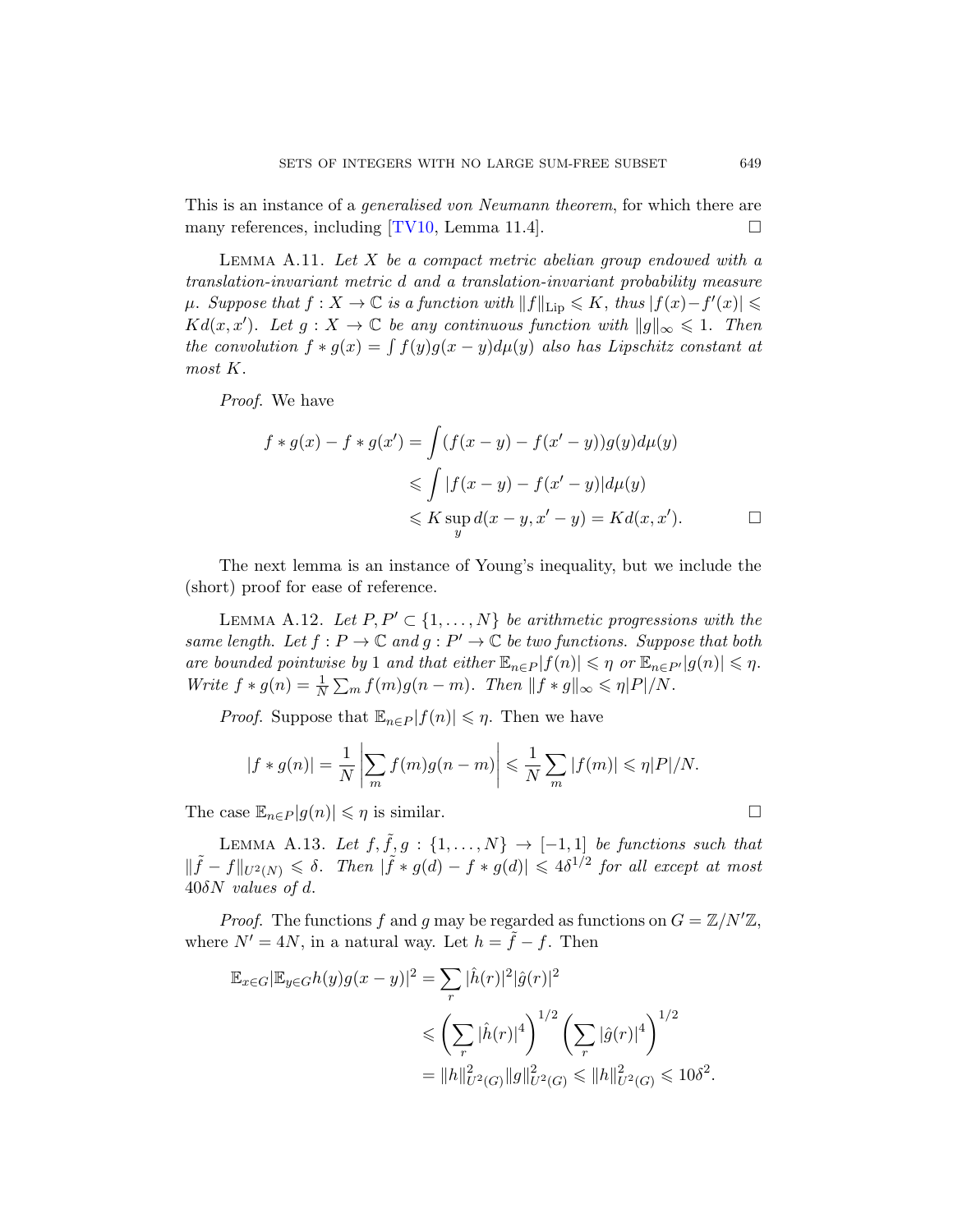This is an instance of a *generalised von Neumann theorem*, for which there are many references, including [TV10, Lemma 11.4]. □

Lemma A.11. *Let $X$ be a compact metric abelian group endowed with a translation-invariant metric $d$ and a translation-invariant probability measure $\mu$. Suppose that $f : X \to \mathbb{C}$ is a function with $\|f\|_{\mathrm{Lip}} \leqslant K$, thus $|f(x) - f'(x)| \leqslant Kd(x, x')$. Let $g : X \to \mathbb{C}$ be any continuous function with $\|g\|_\infty \leqslant 1$. Then the convolution $f * g(x) = \int f(y)g(x-y)d\mu(y)$ also has Lipschitz constant at most $K$.*

*Proof.* We have

$$\begin{aligned} f * g(x) - f * g(x') &= \int (f(x-y) - f(x'-y))g(y)d\mu(y) \\ &\leqslant \int |f(x-y) - f(x'-y)|d\mu(y) \\ &\leqslant K \sup_y d(x-y, x'-y) = Kd(x,x'). \end{aligned}$$

□

The next lemma is an instance of Young's inequality, but we include the (short) proof for ease of reference.

Lemma A.12. *Let $P, P' \subset \{1, \dots, N\}$ be arithmetic progressions with the same length. Let $f : P \to \mathbb{C}$ and $g : P' \to \mathbb{C}$ be two functions. Suppose that both are bounded pointwise by 1 and that either $\mathbb{E}_{n \in P}|f(n)| \leqslant \eta$ or $\mathbb{E}_{n \in P'}|g(n)| \leqslant \eta$. Write $f * g(n) = \frac{1}{N}\sum_m f(m)g(n-m)$. Then $\|f * g\|_\infty \leqslant \eta|P|/N$.*

*Proof.* Suppose that $\mathbb{E}_{n \in P}|f(n)| \leqslant \eta$. Then we have

$$|f * g(n)| = \frac{1}{N}\left|\sum_m f(m)g(n-m)\right| \leqslant \frac{1}{N}\sum_m |f(m)| \leqslant \eta|P|/N.$$

The case $\mathbb{E}_{n \in P}|g(n)| \leqslant \eta$ is similar. □

Lemma A.13. *Let $f, \tilde{f}, g : \{1, \dots, N\} \to [-1, 1]$ be functions such that $\|\tilde{f} - f\|_{U^2(N)} \leqslant \delta$. Then $|\tilde{f} * g(d) - f * g(d)| \leqslant 4\delta^{1/2}$ for all except at most $40\delta N$ values of $d$.*

*Proof.* The functions $f$ and $g$ may be regarded as functions on $G = \mathbb{Z}/N'\mathbb{Z}$, where $N' = 4N$, in a natural way. Let $h = \tilde{f} - f$. Then

$$\begin{aligned} \mathbb{E}_{x \in G}|\mathbb{E}_{y \in G}h(y)g(x-y)|^2 &= \sum_r |\hat{h}(r)|^2|\hat{g}(r)|^2 \\ &\leqslant \left(\sum_r |\hat{h}(r)|^4\right)^{1/2}\left(\sum_r |\hat{g}(r)|^4\right)^{1/2} \\ &= \|h\|_{U^2(G)}^2\|g\|_{U^2(G)}^2 \leqslant \|h\|_{U^2(G)}^2 \leqslant 10\delta^2. \end{aligned}$$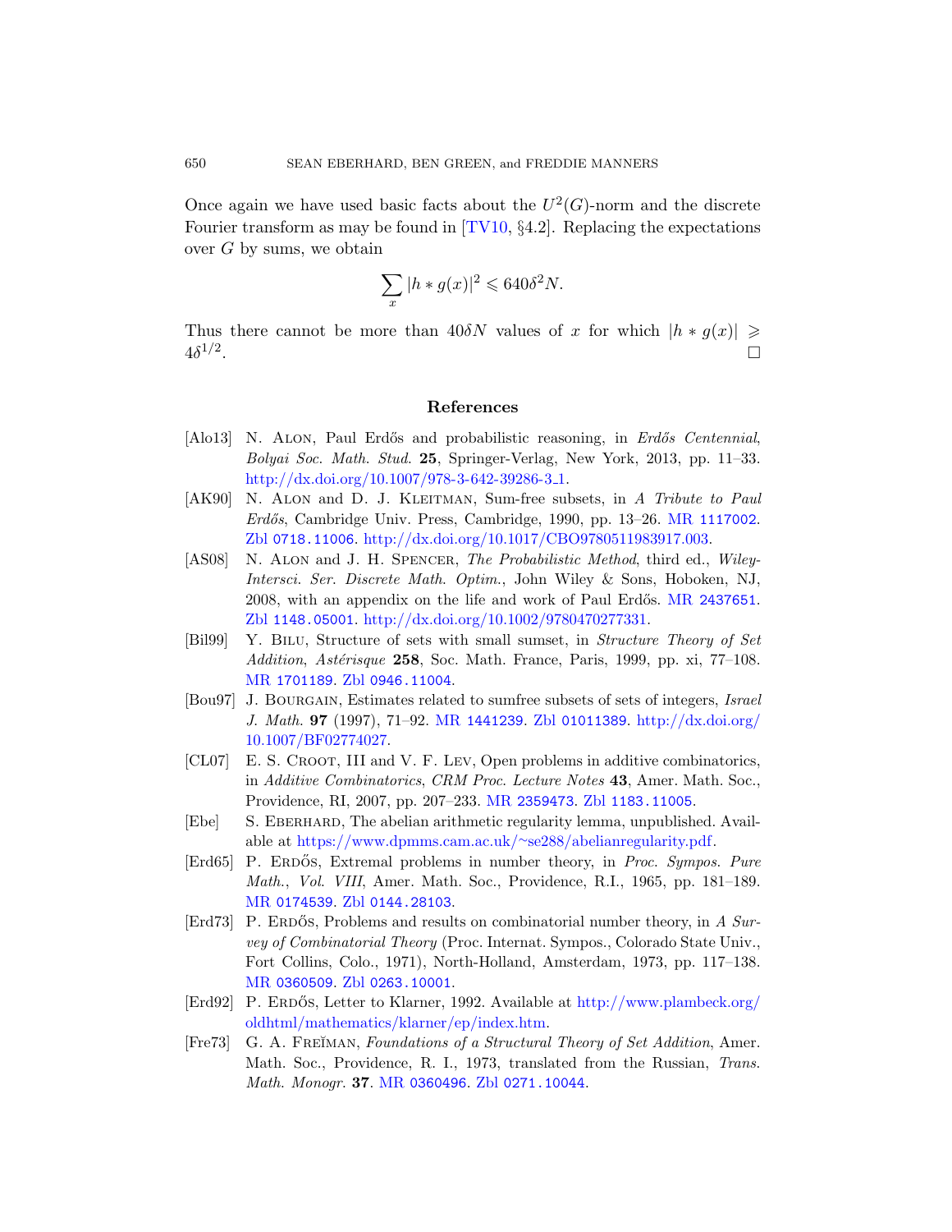Once again we have used basic facts about the $U^2(G)$-norm and the discrete Fourier transform as may be found in [TV10, §4.2]. Replacing the expectations over $G$ by sums, we obtain

$$\sum_x |h * g(x)|^2 \leqslant 640\delta^2 N.$$

Thus there cannot be more than $40\delta N$ values of $x$ for which $|h * g(x)| \geqslant 4\delta^{1/2}$. □

## References

[Alo13] N. Alon, Paul Erdős and probabilistic reasoning, in *Erdős Centennial*, *Bolyai Soc. Math. Stud.* **25**, Springer-Verlag, New York, 2013, pp. 11–33. http://dx.doi.org/10.1007/978-3-642-39286-3_1.

[AK90] N. Alon and D. J. Kleitman, Sum-free subsets, in *A Tribute to Paul Erdős*, Cambridge Univ. Press, Cambridge, 1990, pp. 13–26. MR 1117002. Zbl 0718.11006. http://dx.doi.org/10.1017/CBO9780511983917.003.

[AS08] N. Alon and J. H. Spencer, *The Probabilistic Method*, third ed., *Wiley-Intersci. Ser. Discrete Math. Optim.*, John Wiley & Sons, Hoboken, NJ, 2008, with an appendix on the life and work of Paul Erdős. MR 2437651. Zbl 1148.05001. http://dx.doi.org/10.1002/9780470277331.

[Bil99] Y. Bilu, Structure of sets with small sumset, in *Structure Theory of Set Addition*, *Astérisque* **258**, Soc. Math. France, Paris, 1999, pp. xi, 77–108. MR 1701189. Zbl 0946.11004.

[Bou97] J. Bourgain, Estimates related to sumfree subsets of sets of integers, *Israel J. Math.* **97** (1997), 71–92. MR 1441239. Zbl 01011389. http://dx.doi.org/10.1007/BF02774027.

[CL07] E. S. Croot, III and V. F. Lev, Open problems in additive combinatorics, in *Additive Combinatorics*, *CRM Proc. Lecture Notes* **43**, Amer. Math. Soc., Providence, RI, 2007, pp. 207–233. MR 2359473. Zbl 1183.11005.

[Ebe] S. Eberhard, The abelian arithmetic regularity lemma, unpublished. Available at https://www.dpmms.cam.ac.uk/~se288/abelianregularity.pdf.

[Erd65] P. Erdős, Extremal problems in number theory, in *Proc. Sympos. Pure Math.*, *Vol. VIII*, Amer. Math. Soc., Providence, R.I., 1965, pp. 181–189. MR 0174539. Zbl 0144.28103.

[Erd73] P. Erdős, Problems and results on combinatorial number theory, in *A Survey of Combinatorial Theory* (Proc. Internat. Sympos., Colorado State Univ., Fort Collins, Colo., 1971), North-Holland, Amsterdam, 1973, pp. 117–138. MR 0360509. Zbl 0263.10001.

[Erd92] P. Erdős, Letter to Klarner, 1992. Available at http://www.plambeck.org/oldhtml/mathematics/klarner/ep/index.htm.

[Fre73] G. A. Freĭman, *Foundations of a Structural Theory of Set Addition*, Amer. Math. Soc., Providence, R. I., 1973, translated from the Russian, *Trans. Math. Monogr.* **37**. MR 0360496. Zbl 0271.10044.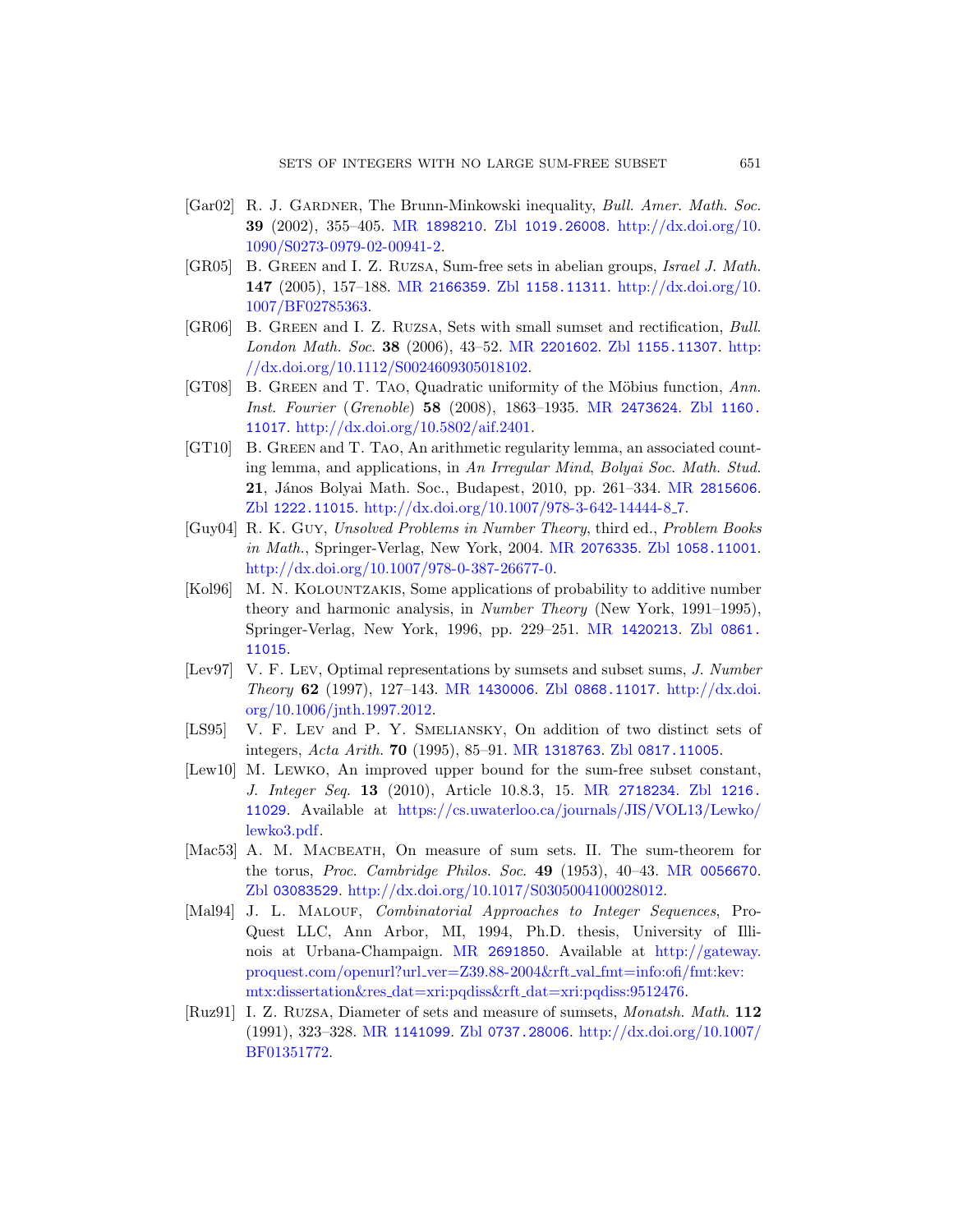- [Gar02] R. J. Gardner, The Brunn-Minkowski inequality, *Bull. Amer. Math. Soc.* **39** (2002), 355–405. MR 1898210. Zbl 1019.26008. http://dx.doi.org/10.1090/S0273-0979-02-00941-2.
- [GR05] B. Green and I. Z. Ruzsa, Sum-free sets in abelian groups, *Israel J. Math.* **147** (2005), 157–188. MR 2166359. Zbl 1158.11311. http://dx.doi.org/10.1007/BF02785363.
- [GR06] B. Green and I. Z. Ruzsa, Sets with small sumset and rectification, *Bull. London Math. Soc.* **38** (2006), 43–52. MR 2201602. Zbl 1155.11307. http://dx.doi.org/10.1112/S0024609305018102.
- [GT08] B. Green and T. Tao, Quadratic uniformity of the Möbius function, *Ann. Inst. Fourier* (*Grenoble*) **58** (2008), 1863–1935. MR 2473624. Zbl 1160.11017. http://dx.doi.org/10.5802/aif.2401.
- [GT10] B. Green and T. Tao, An arithmetic regularity lemma, an associated counting lemma, and applications, in *An Irregular Mind*, *Bolyai Soc. Math. Stud.* **21**, János Bolyai Math. Soc., Budapest, 2010, pp. 261–334. MR 2815606. Zbl 1222.11015. http://dx.doi.org/10.1007/978-3-642-14444-8_7.
- [Guy04] R. K. Guy, *Unsolved Problems in Number Theory*, third ed., *Problem Books in Math.*, Springer-Verlag, New York, 2004. MR 2076335. Zbl 1058.11001. http://dx.doi.org/10.1007/978-0-387-26677-0.
- [Kol96] M. N. Kolountzakis, Some applications of probability to additive number theory and harmonic analysis, in *Number Theory* (New York, 1991–1995), Springer-Verlag, New York, 1996, pp. 229–251. MR 1420213. Zbl 0861.11015.
- [Lev97] V. F. Lev, Optimal representations by sumsets and subset sums, *J. Number Theory* **62** (1997), 127–143. MR 1430006. Zbl 0868.11017. http://dx.doi.org/10.1006/jnth.1997.2012.
- [LS95] V. F. Lev and P. Y. Smeliansky, On addition of two distinct sets of integers, *Acta Arith.* **70** (1995), 85–91. MR 1318763. Zbl 0817.11005.
- [Lew10] M. Lewko, An improved upper bound for the sum-free subset constant, *J. Integer Seq.* **13** (2010), Article 10.8.3, 15. MR 2718234. Zbl 1216.11029. Available at https://cs.uwaterloo.ca/journals/JIS/VOL13/Lewko/lewko3.pdf.
- [Mac53] A. M. Macbeath, On measure of sum sets. II. The sum-theorem for the torus, *Proc. Cambridge Philos. Soc.* **49** (1953), 40–43. MR 0056670. Zbl 03083529. http://dx.doi.org/10.1017/S0305004100028012.
- [Mal94] J. L. Malouf, *Combinatorial Approaches to Integer Sequences*, ProQuest LLC, Ann Arbor, MI, 1994, Ph.D. thesis, University of Illinois at Urbana-Champaign. MR 2691850. Available at http://gateway.proquest.com/openurl?url_ver=Z39.88-2004&rft_val_fmt=info:ofi/fmt:kev:mtx:dissertation&res_dat=xri:pqdiss&rft_dat=xri:pqdiss:9512476.
- [Ruz91] I. Z. Ruzsa, Diameter of sets and measure of sumsets, *Monatsh. Math.* **112** (1991), 323–328. MR 1141099. Zbl 0737.28006. http://dx.doi.org/10.1007/BF01351772.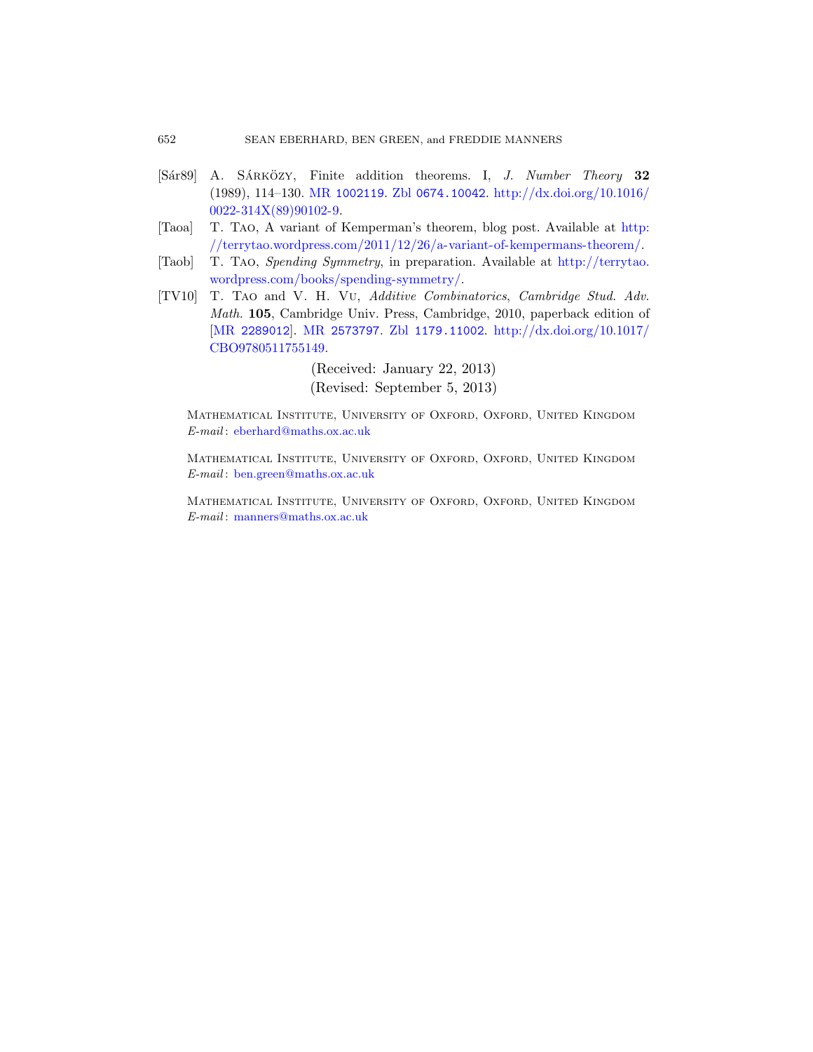[Sár89] A. Sárközy, Finite addition theorems. I, *J. Number Theory* **32** (1989), 114–130. MR 1002119. Zbl 0674.10042. http://dx.doi.org/10.1016/0022-314X(89)90102-9.

[Taoa] T. Tao, A variant of Kemperman's theorem, blog post. Available at http://terrytao.wordpress.com/2011/12/26/a-variant-of-kempermans-theorem/.

[Taob] T. Tao, *Spending Symmetry*, in preparation. Available at http://terrytao.wordpress.com/books/spending-symmetry/.

[TV10] T. Tao and V. H. Vu, *Additive Combinatorics*, *Cambridge Stud. Adv. Math.* **105**, Cambridge Univ. Press, Cambridge, 2010, paperback edition of [MR 2289012]. MR 2573797. Zbl 1179.11002. http://dx.doi.org/10.1017/CBO9780511755149.

(Received: January 22, 2013)
(Revised: September 5, 2013)

Mathematical Institute, University of Oxford, Oxford, United Kingdom
*E-mail*: eberhard@maths.ox.ac.uk

Mathematical Institute, University of Oxford, Oxford, United Kingdom
*E-mail*: ben.green@maths.ox.ac.uk

Mathematical Institute, University of Oxford, Oxford, United Kingdom
*E-mail*: manners@maths.ox.ac.uk